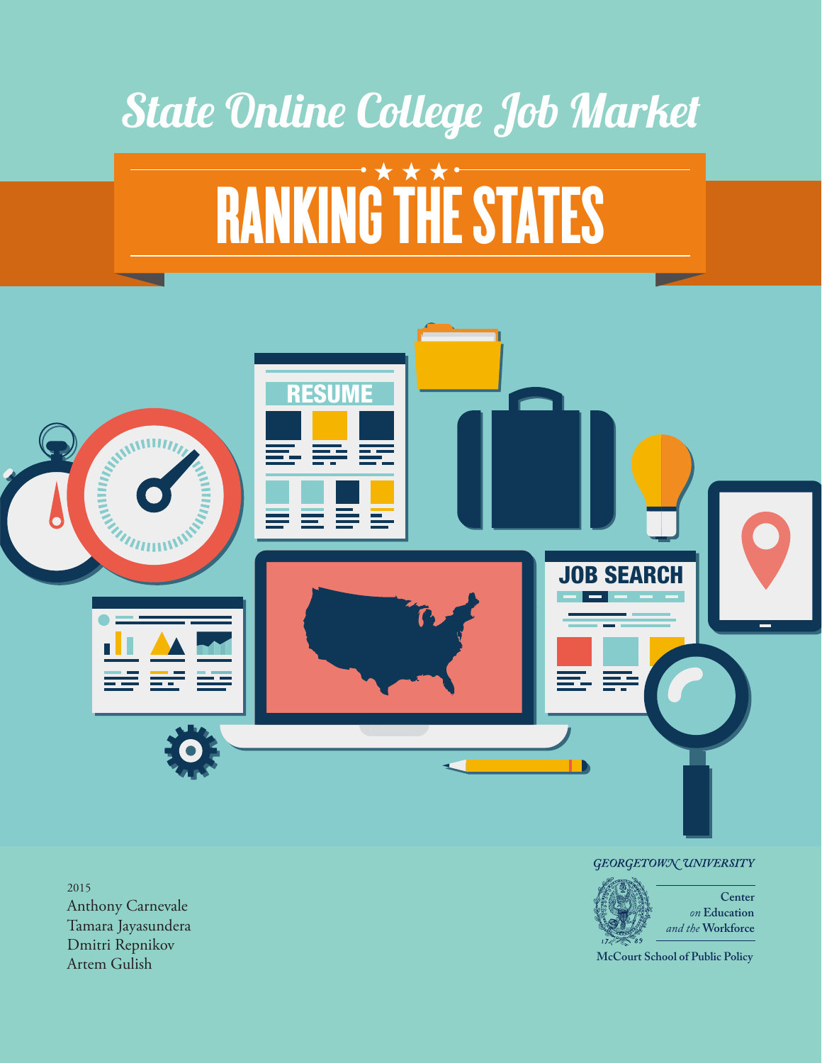# State Online College Job Market

# RANKING THE STATES

2015

Anthony Carnevale
Tamara Jayasundera
Dmitri Repnikov
Artem Gulish

GEORGETOWN UNIVERSITY

Center *on* Education *and the* Workforce

McCourt School of Public Policy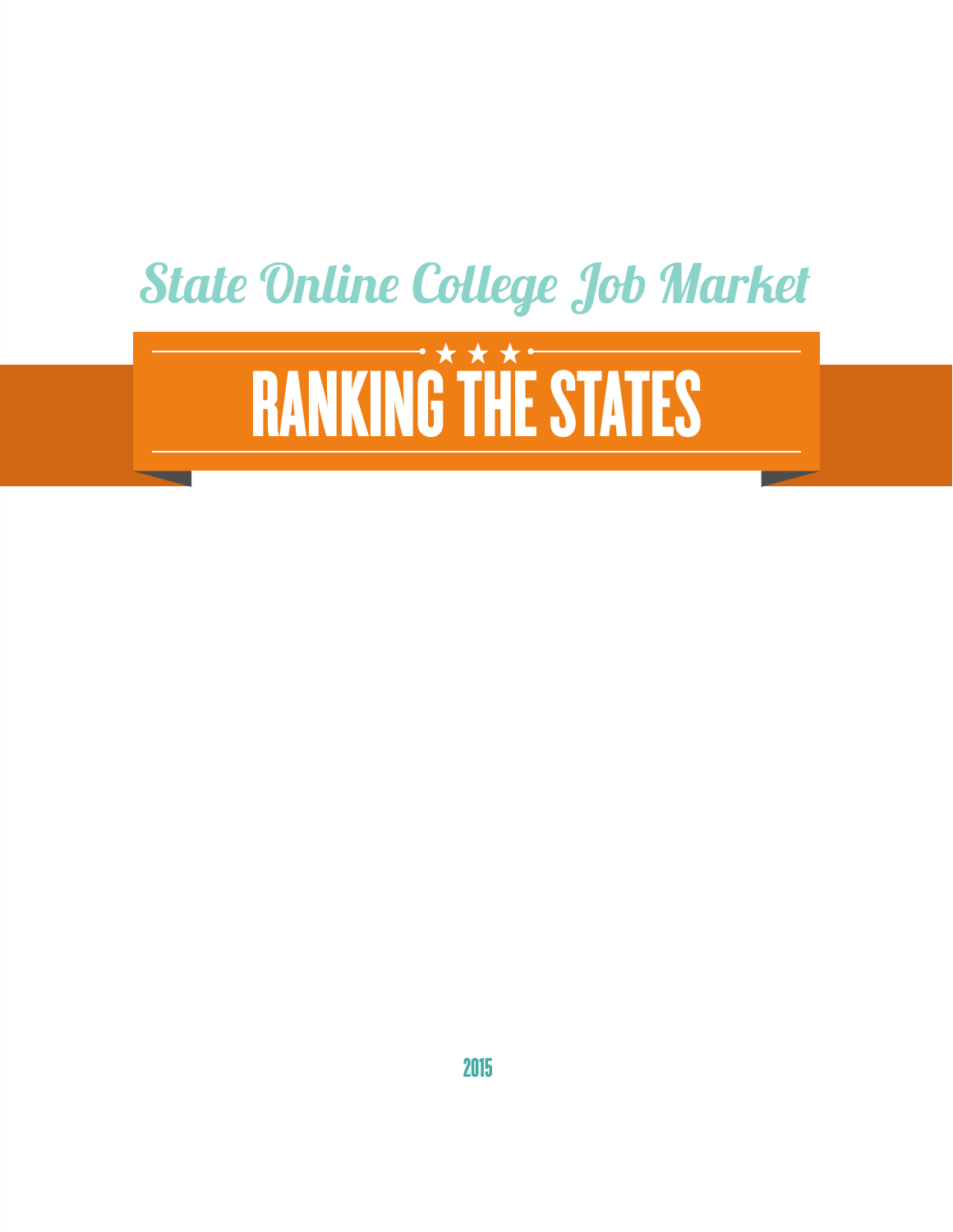## State Online College Job Market

# RANKING THE STATES

2015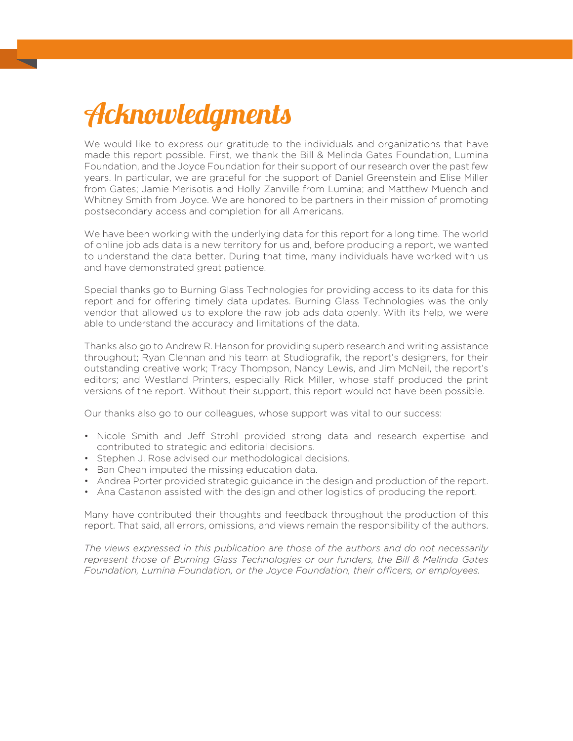# Acknowledgments

We would like to express our gratitude to the individuals and organizations that have made this report possible. First, we thank the Bill & Melinda Gates Foundation, Lumina Foundation, and the Joyce Foundation for their support of our research over the past few years. In particular, we are grateful for the support of Daniel Greenstein and Elise Miller from Gates; Jamie Merisotis and Holly Zanville from Lumina; and Matthew Muench and Whitney Smith from Joyce. We are honored to be partners in their mission of promoting postsecondary access and completion for all Americans.

We have been working with the underlying data for this report for a long time. The world of online job ads data is a new territory for us and, before producing a report, we wanted to understand the data better. During that time, many individuals have worked with us and have demonstrated great patience.

Special thanks go to Burning Glass Technologies for providing access to its data for this report and for offering timely data updates. Burning Glass Technologies was the only vendor that allowed us to explore the raw job ads data openly. With its help, we were able to understand the accuracy and limitations of the data.

Thanks also go to Andrew R. Hanson for providing superb research and writing assistance throughout; Ryan Clennan and his team at Studiografik, the report's designers, for their outstanding creative work; Tracy Thompson, Nancy Lewis, and Jim McNeil, the report's editors; and Westland Printers, especially Rick Miller, whose staff produced the print versions of the report. Without their support, this report would not have been possible.

Our thanks also go to our colleagues, whose support was vital to our success:

- Nicole Smith and Jeff Strohl provided strong data and research expertise and contributed to strategic and editorial decisions.
- Stephen J. Rose advised our methodological decisions.
- Ban Cheah imputed the missing education data.
- Andrea Porter provided strategic guidance in the design and production of the report.
- Ana Castanon assisted with the design and other logistics of producing the report.

Many have contributed their thoughts and feedback throughout the production of this report. That said, all errors, omissions, and views remain the responsibility of the authors.

*The views expressed in this publication are those of the authors and do not necessarily represent those of Burning Glass Technologies or our funders, the Bill & Melinda Gates Foundation, Lumina Foundation, or the Joyce Foundation, their officers, or employees.*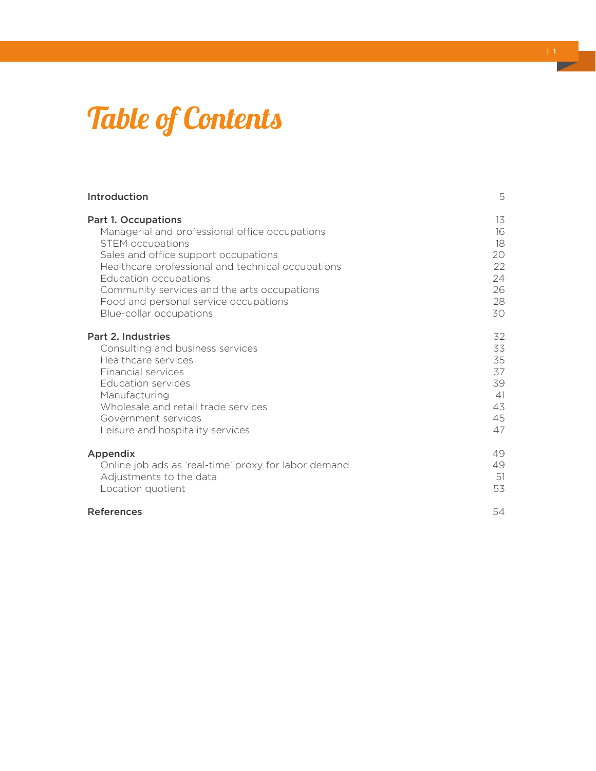# Table of Contents

| | |
|---|---|
| **Introduction** | 5 |
| **Part 1. Occupations** | 13 |
| Managerial and professional office occupations | 16 |
| STEM occupations | 18 |
| Sales and office support occupations | 20 |
| Healthcare professional and technical occupations | 22 |
| Education occupations | 24 |
| Community services and the arts occupations | 26 |
| Food and personal service occupations | 28 |
| Blue-collar occupations | 30 |
| **Part 2. Industries** | 32 |
| Consulting and business services | 33 |
| Healthcare services | 35 |
| Financial services | 37 |
| Education services | 39 |
| Manufacturing | 41 |
| Wholesale and retail trade services | 43 |
| Government services | 45 |
| Leisure and hospitality services | 47 |
| **Appendix** | 49 |
| Online job ads as 'real-time' proxy for labor demand | 49 |
| Adjustments to the data | 51 |
| Location quotient | 53 |
| **References** | 54 |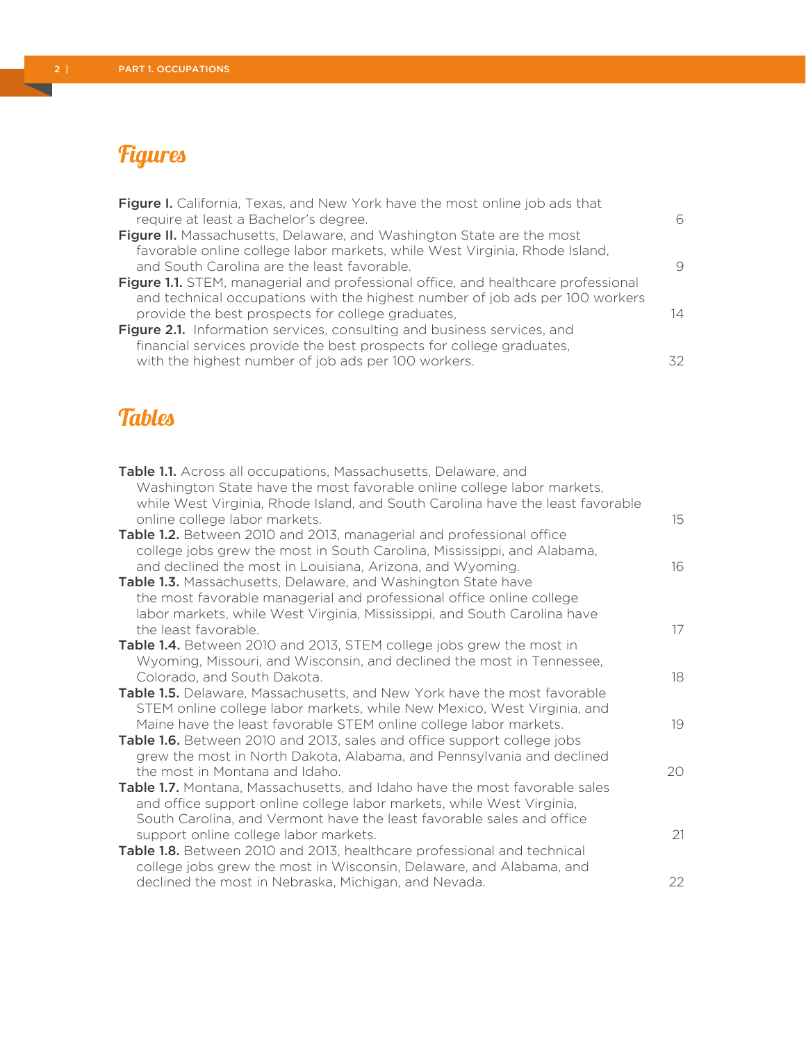## Figures

**Figure I.** California, Texas, and New York have the most online job ads that require at least a Bachelor's degree. 6

**Figure II.** Massachusetts, Delaware, and Washington State are the most favorable online college labor markets, while West Virginia, Rhode Island, and South Carolina are the least favorable. 9

**Figure 1.1.** STEM, managerial and professional office, and healthcare professional and technical occupations with the highest number of job ads per 100 workers provide the best prospects for college graduates, 14

**Figure 2.1.** Information services, consulting and business services, and financial services provide the best prospects for college graduates, with the highest number of job ads per 100 workers. 32

## Tables

**Table 1.1.** Across all occupations, Massachusetts, Delaware, and Washington State have the most favorable online college labor markets, while West Virginia, Rhode Island, and South Carolina have the least favorable online college labor markets. 15

**Table 1.2.** Between 2010 and 2013, managerial and professional office college jobs grew the most in South Carolina, Mississippi, and Alabama, and declined the most in Louisiana, Arizona, and Wyoming. 16

**Table 1.3.** Massachusetts, Delaware, and Washington State have the most favorable managerial and professional office online college labor markets, while West Virginia, Mississippi, and South Carolina have the least favorable. 17

**Table 1.4.** Between 2010 and 2013, STEM college jobs grew the most in Wyoming, Missouri, and Wisconsin, and declined the most in Tennessee, Colorado, and South Dakota. 18

**Table 1.5.** Delaware, Massachusetts, and New York have the most favorable STEM online college labor markets, while New Mexico, West Virginia, and Maine have the least favorable STEM online college labor markets. 19

**Table 1.6.** Between 2010 and 2013, sales and office support college jobs grew the most in North Dakota, Alabama, and Pennsylvania and declined the most in Montana and Idaho. 20

**Table 1.7.** Montana, Massachusetts, and Idaho have the most favorable sales and office support online college labor markets, while West Virginia, South Carolina, and Vermont have the least favorable sales and office support online college labor markets. 21

**Table 1.8.** Between 2010 and 2013, healthcare professional and technical college jobs grew the most in Wisconsin, Delaware, and Alabama, and declined the most in Nebraska, Michigan, and Nevada. 22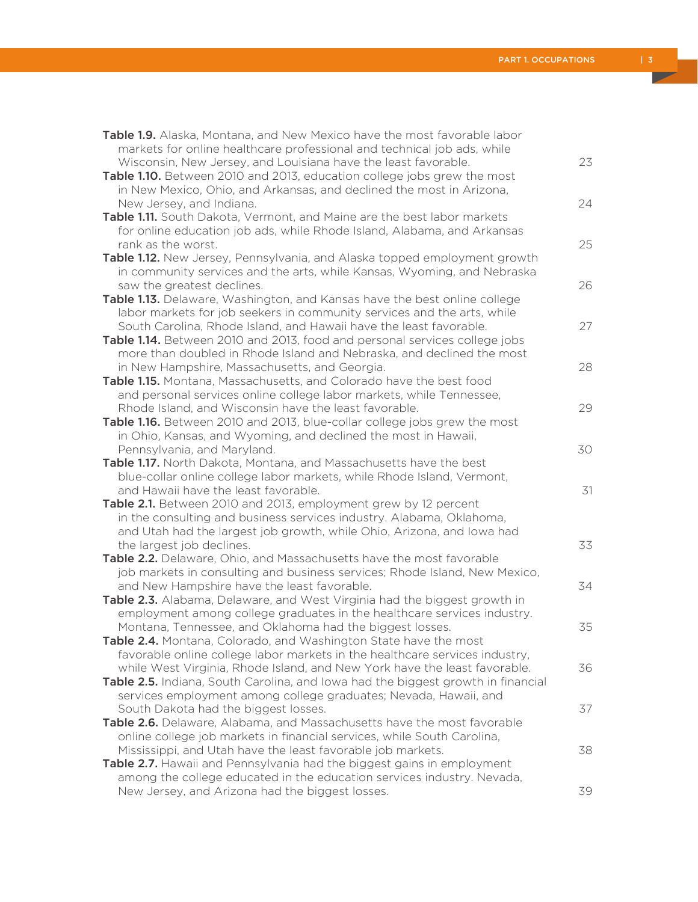**Table 1.9.** Alaska, Montana, and New Mexico have the most favorable labor markets for online healthcare professional and technical job ads, while Wisconsin, New Jersey, and Louisiana have the least favorable. 23

**Table 1.10.** Between 2010 and 2013, education college jobs grew the most in New Mexico, Ohio, and Arkansas, and declined the most in Arizona, New Jersey, and Indiana. 24

**Table 1.11.** South Dakota, Vermont, and Maine are the best labor markets for online education job ads, while Rhode Island, Alabama, and Arkansas rank as the worst. 25

**Table 1.12.** New Jersey, Pennsylvania, and Alaska topped employment growth in community services and the arts, while Kansas, Wyoming, and Nebraska saw the greatest declines. 26

**Table 1.13.** Delaware, Washington, and Kansas have the best online college labor markets for job seekers in community services and the arts, while South Carolina, Rhode Island, and Hawaii have the least favorable. 27

**Table 1.14.** Between 2010 and 2013, food and personal services college jobs more than doubled in Rhode Island and Nebraska, and declined the most in New Hampshire, Massachusetts, and Georgia. 28

**Table 1.15.** Montana, Massachusetts, and Colorado have the best food and personal services online college labor markets, while Tennessee, Rhode Island, and Wisconsin have the least favorable. 29

**Table 1.16.** Between 2010 and 2013, blue-collar college jobs grew the most in Ohio, Kansas, and Wyoming, and declined the most in Hawaii, Pennsylvania, and Maryland. 30

**Table 1.17.** North Dakota, Montana, and Massachusetts have the best blue-collar online college labor markets, while Rhode Island, Vermont, and Hawaii have the least favorable. 31

**Table 2.1.** Between 2010 and 2013, employment grew by 12 percent in the consulting and business services industry. Alabama, Oklahoma, and Utah had the largest job growth, while Ohio, Arizona, and Iowa had the largest job declines. 33

**Table 2.2.** Delaware, Ohio, and Massachusetts have the most favorable job markets in consulting and business services; Rhode Island, New Mexico, and New Hampshire have the least favorable. 34

**Table 2.3.** Alabama, Delaware, and West Virginia had the biggest growth in employment among college graduates in the healthcare services industry. Montana, Tennessee, and Oklahoma had the biggest losses. 35

**Table 2.4.** Montana, Colorado, and Washington State have the most favorable online college labor markets in the healthcare services industry, while West Virginia, Rhode Island, and New York have the least favorable. 36

**Table 2.5.** Indiana, South Carolina, and Iowa had the biggest growth in financial services employment among college graduates; Nevada, Hawaii, and South Dakota had the biggest losses. 37

**Table 2.6.** Delaware, Alabama, and Massachusetts have the most favorable online college job markets in financial services, while South Carolina, Mississippi, and Utah have the least favorable job markets. 38

**Table 2.7.** Hawaii and Pennsylvania had the biggest gains in employment among the college educated in the education services industry. Nevada, New Jersey, and Arizona had the biggest losses. 39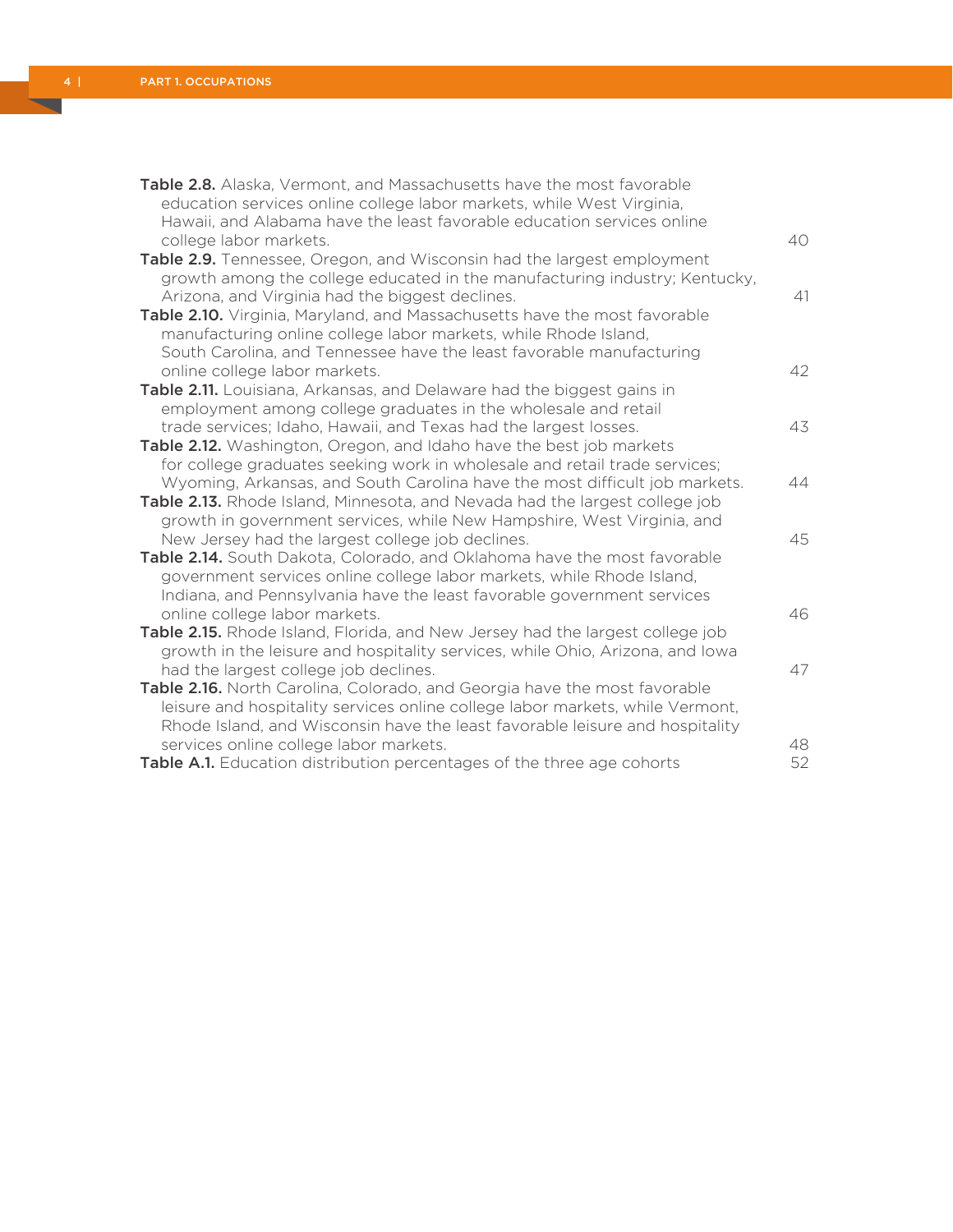**Table 2.8.** Alaska, Vermont, and Massachusetts have the most favorable education services online college labor markets, while West Virginia, Hawaii, and Alabama have the least favorable education services online college labor markets. 40

**Table 2.9.** Tennessee, Oregon, and Wisconsin had the largest employment growth among the college educated in the manufacturing industry; Kentucky, Arizona, and Virginia had the biggest declines. 41

**Table 2.10.** Virginia, Maryland, and Massachusetts have the most favorable manufacturing online college labor markets, while Rhode Island, South Carolina, and Tennessee have the least favorable manufacturing online college labor markets. 42

**Table 2.11.** Louisiana, Arkansas, and Delaware had the biggest gains in employment among college graduates in the wholesale and retail trade services; Idaho, Hawaii, and Texas had the largest losses. 43

**Table 2.12.** Washington, Oregon, and Idaho have the best job markets for college graduates seeking work in wholesale and retail trade services; Wyoming, Arkansas, and South Carolina have the most difficult job markets. 44

**Table 2.13.** Rhode Island, Minnesota, and Nevada had the largest college job growth in government services, while New Hampshire, West Virginia, and New Jersey had the largest college job declines. 45

**Table 2.14.** South Dakota, Colorado, and Oklahoma have the most favorable government services online college labor markets, while Rhode Island, Indiana, and Pennsylvania have the least favorable government services online college labor markets. 46

**Table 2.15.** Rhode Island, Florida, and New Jersey had the largest college job growth in the leisure and hospitality services, while Ohio, Arizona, and Iowa had the largest college job declines. 47

**Table 2.16.** North Carolina, Colorado, and Georgia have the most favorable leisure and hospitality services online college labor markets, while Vermont, Rhode Island, and Wisconsin have the least favorable leisure and hospitality services online college labor markets. 48

**Table A.1.** Education distribution percentages of the three age cohorts 52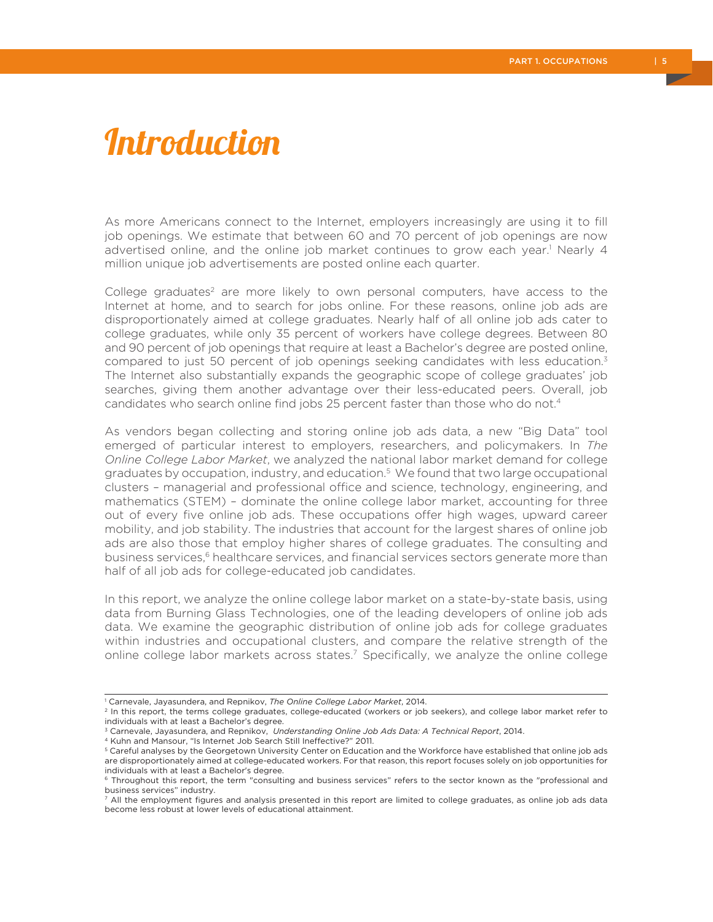# Introduction

As more Americans connect to the Internet, employers increasingly are using it to fill job openings. We estimate that between 60 and 70 percent of job openings are now advertised online, and the online job market continues to grow each year.[1] Nearly 4 million unique job advertisements are posted online each quarter.

College graduates[2] are more likely to own personal computers, have access to the Internet at home, and to search for jobs online. For these reasons, online job ads are disproportionately aimed at college graduates. Nearly half of all online job ads cater to college graduates, while only 35 percent of workers have college degrees. Between 80 and 90 percent of job openings that require at least a Bachelor's degree are posted online, compared to just 50 percent of job openings seeking candidates with less education.[3] The Internet also substantially expands the geographic scope of college graduates' job searches, giving them another advantage over their less-educated peers. Overall, job candidates who search online find jobs 25 percent faster than those who do not.[4]

As vendors began collecting and storing online job ads data, a new "Big Data" tool emerged of particular interest to employers, researchers, and policymakers. In *The Online College Labor Market*, we analyzed the national labor market demand for college graduates by occupation, industry, and education.[5] We found that two large occupational clusters – managerial and professional office and science, technology, engineering, and mathematics (STEM) – dominate the online college labor market, accounting for three out of every five online job ads. These occupations offer high wages, upward career mobility, and job stability. The industries that account for the largest shares of online job ads are also those that employ higher shares of college graduates. The consulting and business services,[6] healthcare services, and financial services sectors generate more than half of all job ads for college-educated job candidates.

In this report, we analyze the online college labor market on a state-by-state basis, using data from Burning Glass Technologies, one of the leading developers of online job ads data. We examine the geographic distribution of online job ads for college graduates within industries and occupational clusters, and compare the relative strength of the online college labor markets across states.[7] Specifically, we analyze the online college

---

[1] Carnevale, Jayasundera, and Repnikov, *The Online College Labor Market*, 2014.

[2] In this report, the terms college graduates, college-educated (workers or job seekers), and college labor market refer to individuals with at least a Bachelor's degree.

[3] Carnevale, Jayasundera, and Repnikov, *Understanding Online Job Ads Data: A Technical Report*, 2014.

[4] Kuhn and Mansour, "Is Internet Job Search Still Ineffective?" 2011.

[5] Careful analyses by the Georgetown University Center on Education and the Workforce have established that online job ads are disproportionately aimed at college-educated workers. For that reason, this report focuses solely on job opportunities for individuals with at least a Bachelor's degree.

[6] Throughout this report, the term "consulting and business services" refers to the sector known as the "professional and business services" industry.

[7] All the employment figures and analysis presented in this report are limited to college graduates, as online job ads data become less robust at lower levels of educational attainment.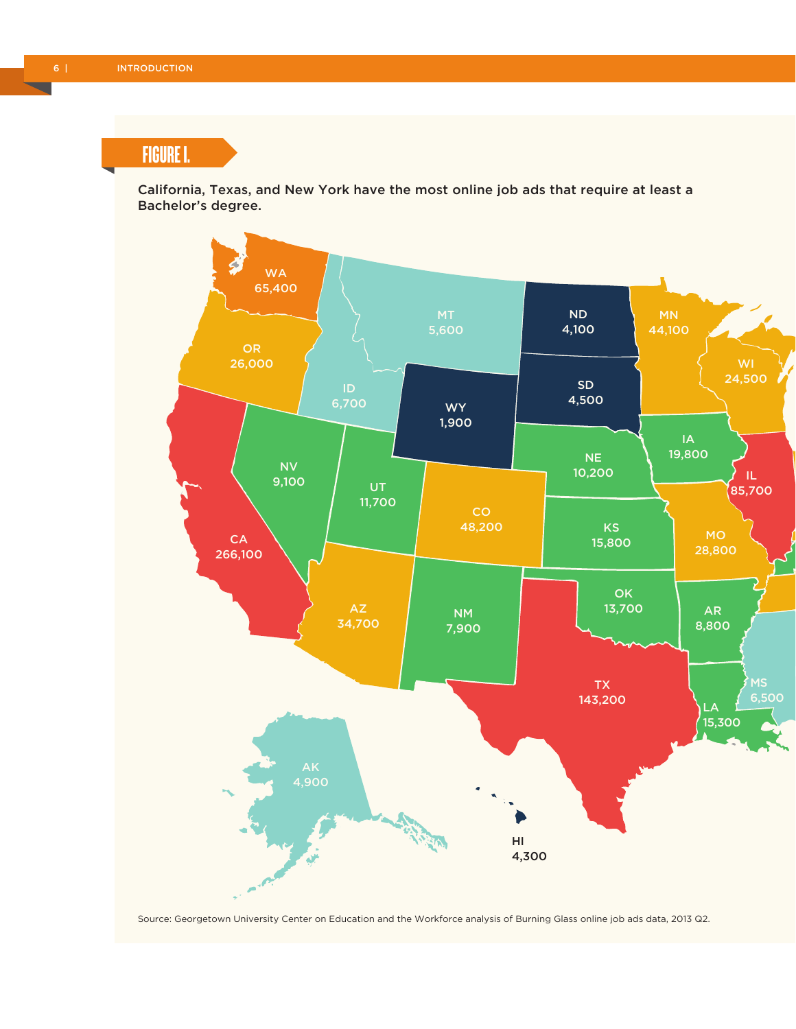## FIGURE I.

**California, Texas, and New York have the most online job ads that require at least a Bachelor's degree.**

| State | Job ads |
| --- | --- |
| WA | 65,400 |
| OR | 26,000 |
| CA | 266,100 |
| ID | 6,700 |
| MT | 5,600 |
| NV | 9,100 |
| UT | 11,700 |
| WY | 1,900 |
| ND | 4,100 |
| SD | 4,500 |
| MN | 44,100 |
| WI | 24,500 |
| IA | 19,800 |
| IL | 85,700 |
| NE | 10,200 |
| CO | 48,200 |
| KS | 15,800 |
| MO | 28,800 |
| AZ | 34,700 |
| NM | 7,900 |
| OK | 13,700 |
| AR | 8,800 |
| TX | 143,200 |
| LA | 15,300 |
| MS | 6,500 |
| AK | 4,900 |
| HI | 4,300 |

Source: Georgetown University Center on Education and the Workforce analysis of Burning Glass online job ads data, 2013 Q2.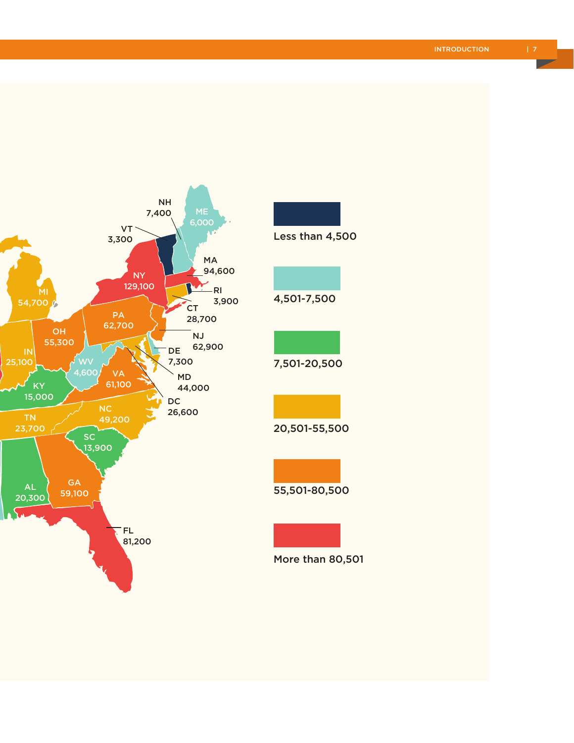| State | Value |
| --- | --- |
| NH | 7,400 |
| ME | 6,000 |
| VT | 3,300 |
| MA | 94,600 |
| NY | 129,100 |
| RI | 3,900 |
| MI | 54,700 |
| CT | 28,700 |
| PA | 62,700 |
| NJ | 62,900 |
| OH | 55,300 |
| DE | 7,300 |
| IN | 25,100 |
| WV | 4,600 |
| VA | 61,100 |
| MD | 44,000 |
| KY | 15,000 |
| DC | 26,600 |
| NC | 49,200 |
| TN | 23,700 |
| SC | 13,900 |
| AL | 20,300 |
| GA | 59,100 |
| FL | 81,200 |

Less than 4,500

4,501-7,500

7,501-20,500

20,501-55,500

55,501-80,500

More than 80,501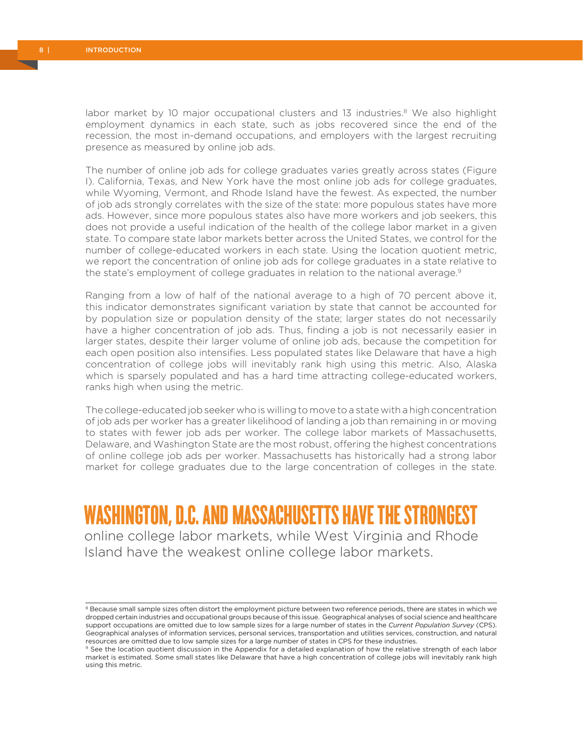labor market by 10 major occupational clusters and 13 industries.[8] We also highlight employment dynamics in each state, such as jobs recovered since the end of the recession, the most in-demand occupations, and employers with the largest recruiting presence as measured by online job ads.

The number of online job ads for college graduates varies greatly across states (Figure I). California, Texas, and New York have the most online job ads for college graduates, while Wyoming, Vermont, and Rhode Island have the fewest. As expected, the number of job ads strongly correlates with the size of the state: more populous states have more ads. However, since more populous states also have more workers and job seekers, this does not provide a useful indication of the health of the college labor market in a given state. To compare state labor markets better across the United States, we control for the number of college-educated workers in each state. Using the location quotient metric, we report the concentration of online job ads for college graduates in a state relative to the state's employment of college graduates in relation to the national average.[9]

Ranging from a low of half of the national average to a high of 70 percent above it, this indicator demonstrates significant variation by state that cannot be accounted for by population size or population density of the state; larger states do not necessarily have a higher concentration of job ads. Thus, finding a job is not necessarily easier in larger states, despite their larger volume of online job ads, because the competition for each open position also intensifies. Less populated states like Delaware that have a high concentration of college jobs will inevitably rank high using this metric. Also, Alaska which is sparsely populated and has a hard time attracting college-educated workers, ranks high when using the metric.

The college-educated job seeker who is willing to move to a state with a high concentration of job ads per worker has a greater likelihood of landing a job than remaining in or moving to states with fewer job ads per worker. The college labor markets of Massachusetts, Delaware, and Washington State are the most robust, offering the highest concentrations of online college job ads per worker. Massachusetts has historically had a strong labor market for college graduates due to the large concentration of colleges in the state.

## WASHINGTON, D.C. AND MASSACHUSETTS HAVE THE STRONGEST online college labor markets, while West Virginia and Rhode Island have the weakest online college labor markets.

---

[8] Because small sample sizes often distort the employment picture between two reference periods, there are states in which we dropped certain industries and occupational groups because of this issue. Geographical analyses of social science and healthcare support occupations are omitted due to low sample sizes for a large number of states in the *Current Population Survey* (CPS). Geographical analyses of information services, personal services, transportation and utilities services, construction, and natural resources are omitted due to low sample sizes for a large number of states in CPS for these industries.

[9] See the location quotient discussion in the Appendix for a detailed explanation of how the relative strength of each labor market is estimated. Some small states like Delaware that have a high concentration of college jobs will inevitably rank high using this metric.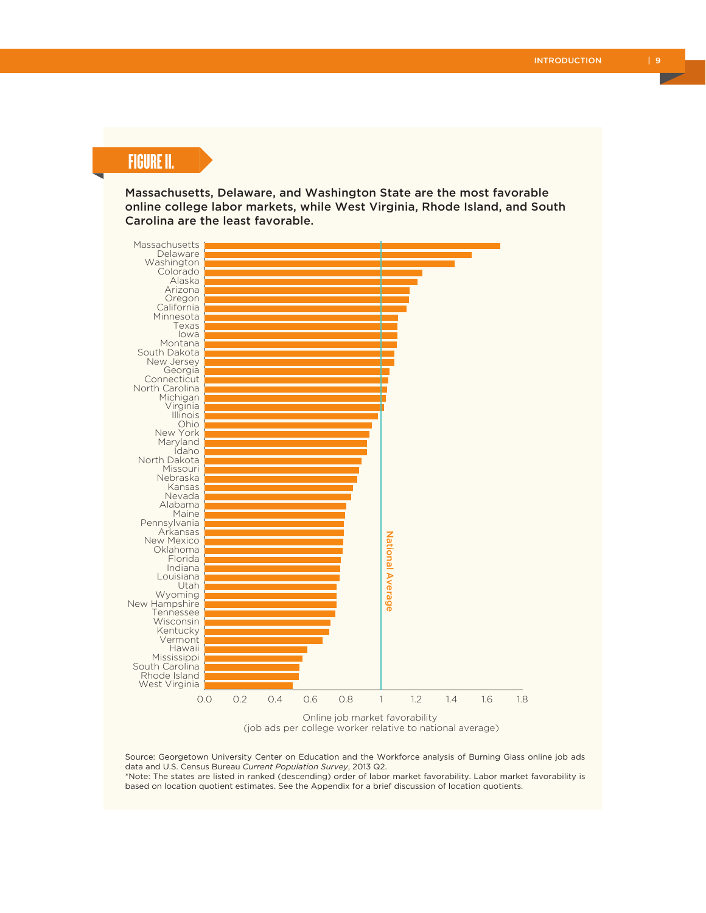## FIGURE II.

**Massachusetts, Delaware, and Washington State are the most favorable online college labor markets, while West Virginia, Rhode Island, and South Carolina are the least favorable.**

States listed in ranked (descending) order of online job market favorability (job ads per college worker relative to national average; National Average = 1):

Massachusetts, Delaware, Washington, Colorado, Alaska, Arizona, Oregon, California, Minnesota, Texas, Iowa, Montana, South Dakota, New Jersey, Georgia, Connecticut, North Carolina, Michigan, Virginia, Illinois, Ohio, New York, Maryland, Idaho, North Dakota, Missouri, Nebraska, Kansas, Nevada, Alabama, Maine, Pennsylvania, Arkansas, New Mexico, Oklahoma, Florida, Indiana, Louisiana, Utah, Wyoming, New Hampshire, Tennessee, Wisconsin, Kentucky, Vermont, Hawaii, Mississippi, South Carolina, Rhode Island, West Virginia

Online job market favorability
(job ads per college worker relative to national average)

Source: Georgetown University Center on Education and the Workforce analysis of Burning Glass online job ads data and U.S. Census Bureau *Current Population Survey*, 2013 Q2.
*Note: The states are listed in ranked (descending) order of labor market favorability. Labor market favorability is based on location quotient estimates. See the Appendix for a brief discussion of location quotients.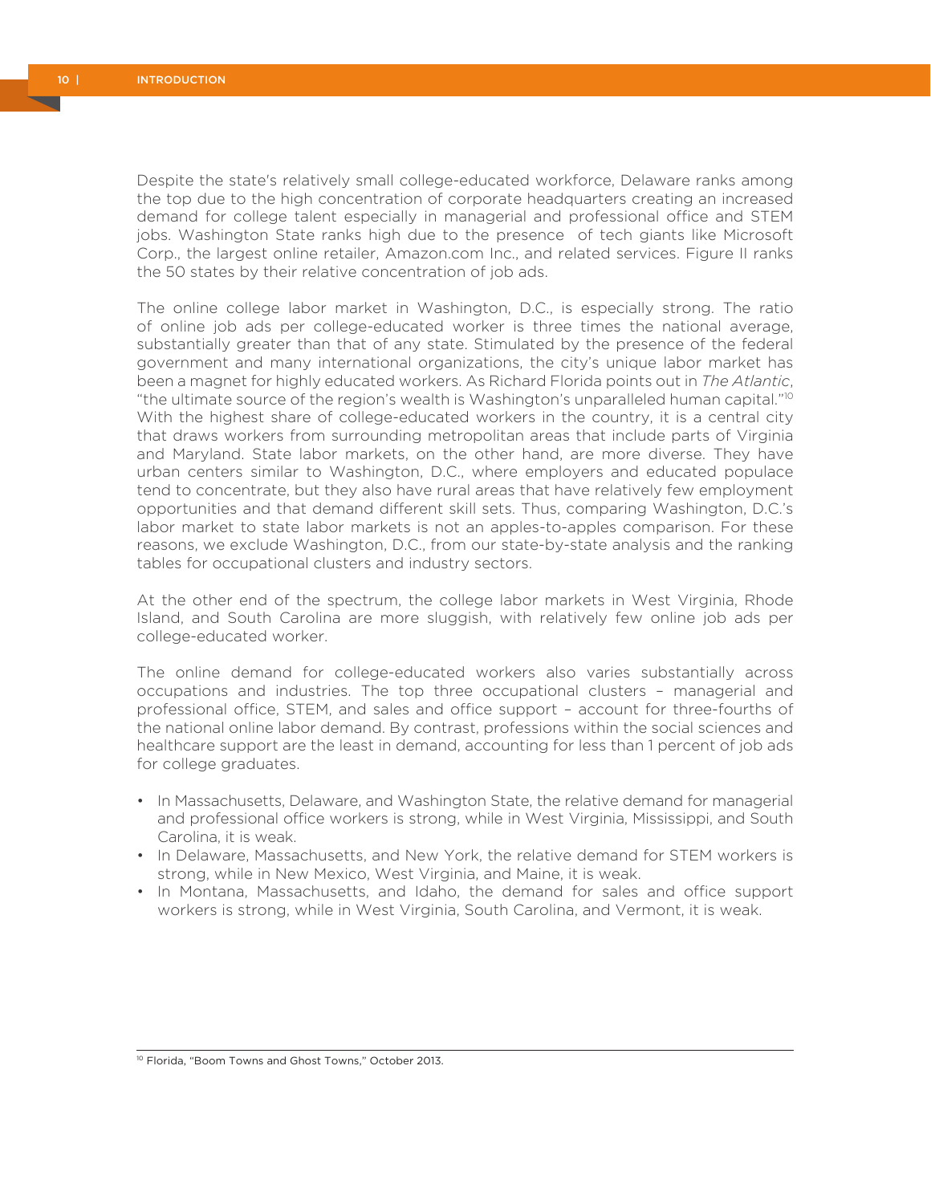Despite the state's relatively small college-educated workforce, Delaware ranks among the top due to the high concentration of corporate headquarters creating an increased demand for college talent especially in managerial and professional office and STEM jobs. Washington State ranks high due to the presence of tech giants like Microsoft Corp., the largest online retailer, Amazon.com Inc., and related services. Figure II ranks the 50 states by their relative concentration of job ads.

The online college labor market in Washington, D.C., is especially strong. The ratio of online job ads per college-educated worker is three times the national average, substantially greater than that of any state. Stimulated by the presence of the federal government and many international organizations, the city's unique labor market has been a magnet for highly educated workers. As Richard Florida points out in *The Atlantic*, "the ultimate source of the region's wealth is Washington's unparalleled human capital."[10] With the highest share of college-educated workers in the country, it is a central city that draws workers from surrounding metropolitan areas that include parts of Virginia and Maryland. State labor markets, on the other hand, are more diverse. They have urban centers similar to Washington, D.C., where employers and educated populace tend to concentrate, but they also have rural areas that have relatively few employment opportunities and that demand different skill sets. Thus, comparing Washington, D.C.'s labor market to state labor markets is not an apples-to-apples comparison. For these reasons, we exclude Washington, D.C., from our state-by-state analysis and the ranking tables for occupational clusters and industry sectors.

At the other end of the spectrum, the college labor markets in West Virginia, Rhode Island, and South Carolina are more sluggish, with relatively few online job ads per college-educated worker.

The online demand for college-educated workers also varies substantially across occupations and industries. The top three occupational clusters – managerial and professional office, STEM, and sales and office support – account for three-fourths of the national online labor demand. By contrast, professions within the social sciences and healthcare support are the least in demand, accounting for less than 1 percent of job ads for college graduates.

- In Massachusetts, Delaware, and Washington State, the relative demand for managerial and professional office workers is strong, while in West Virginia, Mississippi, and South Carolina, it is weak.
- In Delaware, Massachusetts, and New York, the relative demand for STEM workers is strong, while in New Mexico, West Virginia, and Maine, it is weak.
- In Montana, Massachusetts, and Idaho, the demand for sales and office support workers is strong, while in West Virginia, South Carolina, and Vermont, it is weak.

[10] Florida, "Boom Towns and Ghost Towns," October 2013.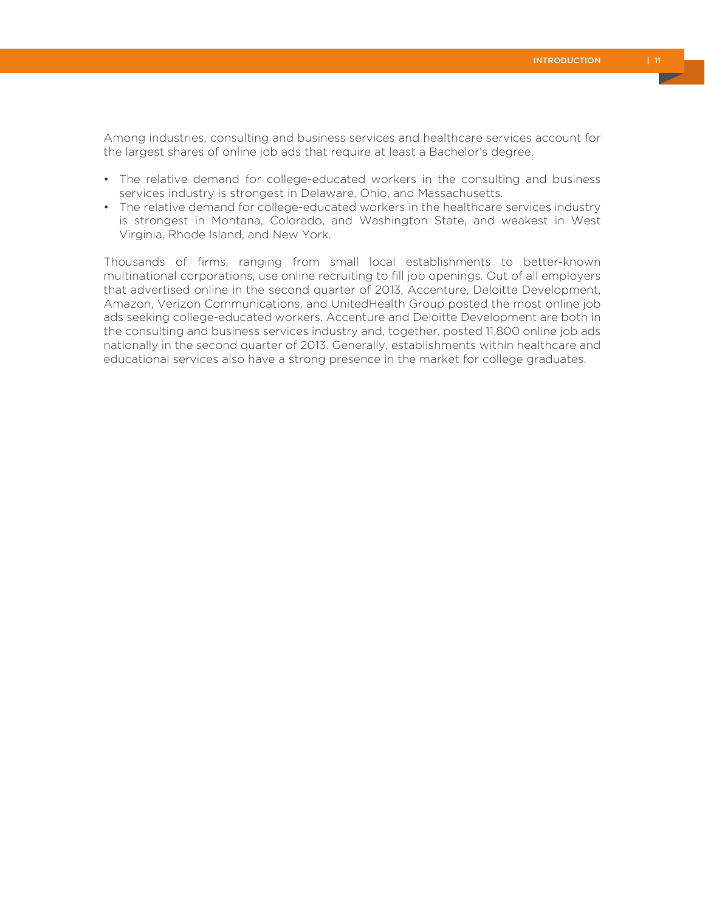Among industries, consulting and business services and healthcare services account for the largest shares of online job ads that require at least a Bachelor's degree.

- The relative demand for college-educated workers in the consulting and business services industry is strongest in Delaware, Ohio, and Massachusetts.
- The relative demand for college-educated workers in the healthcare services industry is strongest in Montana, Colorado, and Washington State, and weakest in West Virginia, Rhode Island, and New York.

Thousands of firms, ranging from small local establishments to better-known multinational corporations, use online recruiting to fill job openings. Out of all employers that advertised online in the second quarter of 2013, Accenture, Deloitte Development, Amazon, Verizon Communications, and UnitedHealth Group posted the most online job ads seeking college-educated workers. Accenture and Deloitte Development are both in the consulting and business services industry and, together, posted 11,800 online job ads nationally in the second quarter of 2013. Generally, establishments within healthcare and educational services also have a strong presence in the market for college graduates.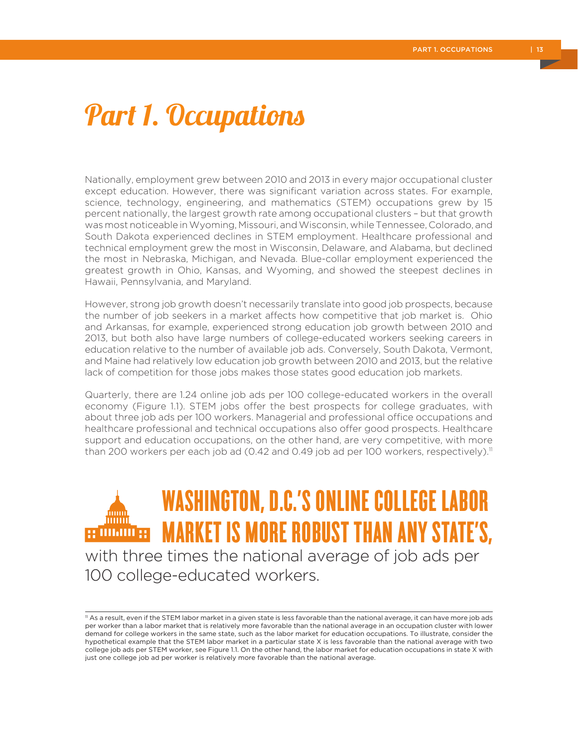# Part 1. Occupations

Nationally, employment grew between 2010 and 2013 in every major occupational cluster except education. However, there was significant variation across states. For example, science, technology, engineering, and mathematics (STEM) occupations grew by 15 percent nationally, the largest growth rate among occupational clusters – but that growth was most noticeable in Wyoming, Missouri, and Wisconsin, while Tennessee, Colorado, and South Dakota experienced declines in STEM employment. Healthcare professional and technical employment grew the most in Wisconsin, Delaware, and Alabama, but declined the most in Nebraska, Michigan, and Nevada. Blue-collar employment experienced the greatest growth in Ohio, Kansas, and Wyoming, and showed the steepest declines in Hawaii, Pennsylvania, and Maryland.

However, strong job growth doesn't necessarily translate into good job prospects, because the number of job seekers in a market affects how competitive that job market is. Ohio and Arkansas, for example, experienced strong education job growth between 2010 and 2013, but both also have large numbers of college-educated workers seeking careers in education relative to the number of available job ads. Conversely, South Dakota, Vermont, and Maine had relatively low education job growth between 2010 and 2013, but the relative lack of competition for those jobs makes those states good education job markets.

Quarterly, there are 1.24 online job ads per 100 college-educated workers in the overall economy (Figure 1.1). STEM jobs offer the best prospects for college graduates, with about three job ads per 100 workers. Managerial and professional office occupations and healthcare professional and technical occupations also offer good prospects. Healthcare support and education occupations, on the other hand, are very competitive, with more than 200 workers per each job ad (0.42 and 0.49 job ad per 100 workers, respectively).[11]

**WASHINGTON, D.C.'S ONLINE COLLEGE LABOR MARKET IS MORE ROBUST THAN ANY STATE'S,** with three times the national average of job ads per 100 college-educated workers.

---

[11] As a result, even if the STEM labor market in a given state is less favorable than the national average, it can have more job ads per worker than a labor market that is relatively more favorable than the national average in an occupation cluster with lower demand for college workers in the same state, such as the labor market for education occupations. To illustrate, consider the hypothetical example that the STEM labor market in a particular state X is less favorable than the national average with two college job ads per STEM worker, see Figure 1.1. On the other hand, the labor market for education occupations in state X with just one college job ad per worker is relatively more favorable than the national average.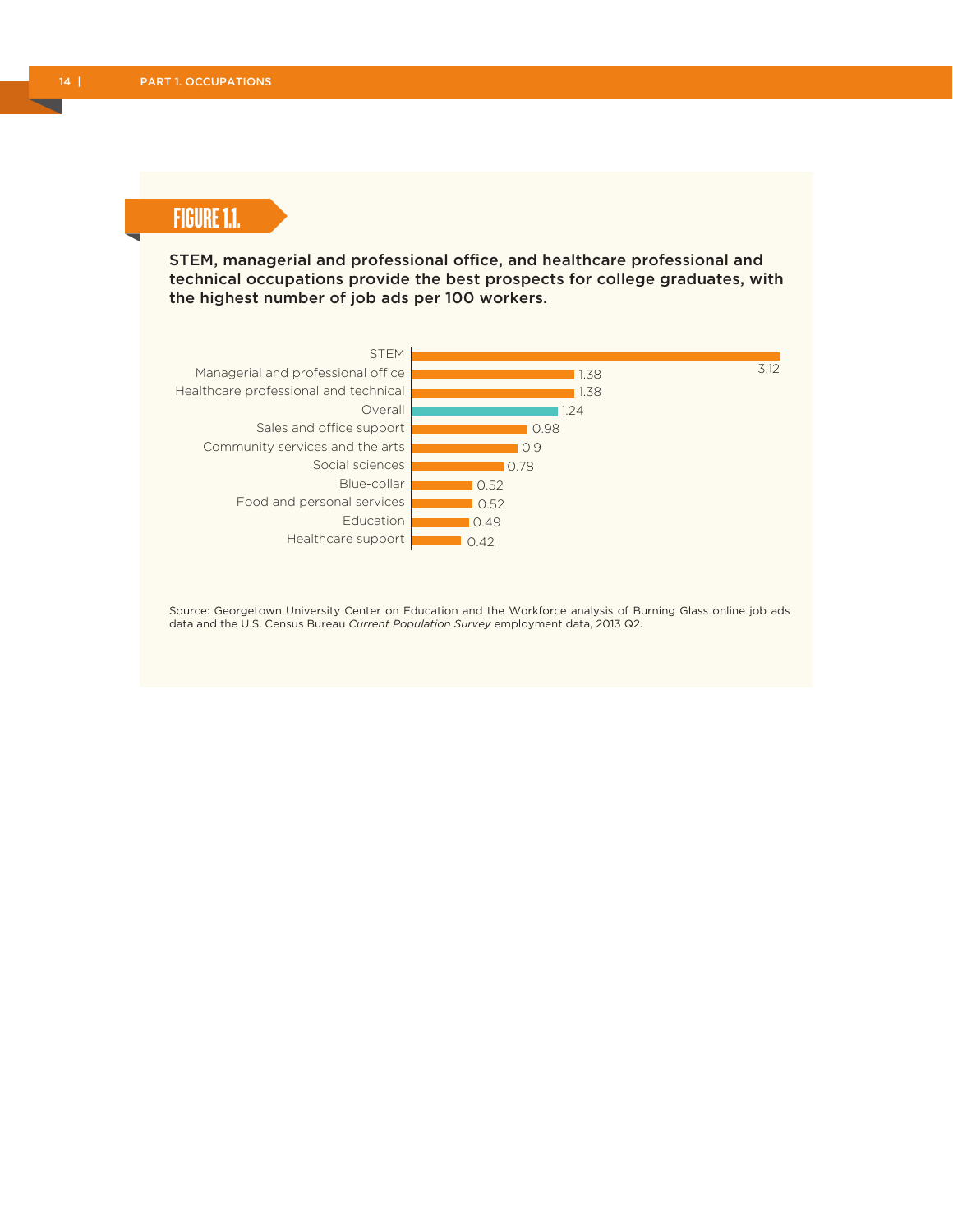## FIGURE 1.1.

**STEM, managerial and professional office, and healthcare professional and technical occupations provide the best prospects for college graduates, with the highest number of job ads per 100 workers.**

| Occupation | Job ads per 100 workers |
| --- | --- |
| STEM | 3.12 |
| Managerial and professional office | 1.38 |
| Healthcare professional and technical | 1.38 |
| Overall | 1.24 |
| Sales and office support | 0.98 |
| Community services and the arts | 0.9 |
| Social sciences | 0.78 |
| Blue-collar | 0.52 |
| Food and personal services | 0.52 |
| Education | 0.49 |
| Healthcare support | 0.42 |

Source: Georgetown University Center on Education and the Workforce analysis of Burning Glass online job ads data and the U.S. Census Bureau *Current Population Survey* employment data, 2013 Q2.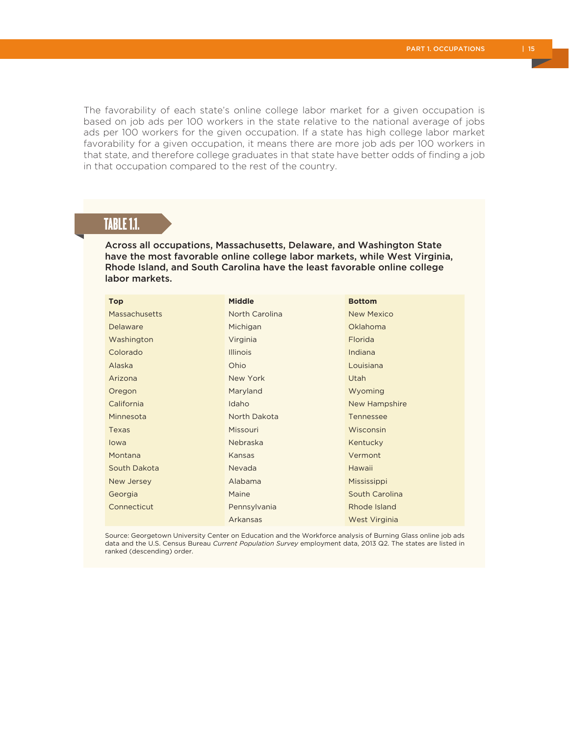The favorability of each state's online college labor market for a given occupation is based on job ads per 100 workers in the state relative to the national average of jobs ads per 100 workers for the given occupation. If a state has high college labor market favorability for a given occupation, it means there are more job ads per 100 workers in that state, and therefore college graduates in that state have better odds of finding a job in that occupation compared to the rest of the country.

## TABLE 1.1.

**Across all occupations, Massachusetts, Delaware, and Washington State have the most favorable online college labor markets, while West Virginia, Rhode Island, and South Carolina have the least favorable online college labor markets.**

| Top | Middle | Bottom |
|---|---|---|
| Massachusetts | North Carolina | New Mexico |
| Delaware | Michigan | Oklahoma |
| Washington | Virginia | Florida |
| Colorado | Illinois | Indiana |
| Alaska | Ohio | Louisiana |
| Arizona | New York | Utah |
| Oregon | Maryland | Wyoming |
| California | Idaho | New Hampshire |
| Minnesota | North Dakota | Tennessee |
| Texas | Missouri | Wisconsin |
| Iowa | Nebraska | Kentucky |
| Montana | Kansas | Vermont |
| South Dakota | Nevada | Hawaii |
| New Jersey | Alabama | Mississippi |
| Georgia | Maine | South Carolina |
| Connecticut | Pennsylvania | Rhode Island |
| | Arkansas | West Virginia |

Source: Georgetown University Center on Education and the Workforce analysis of Burning Glass online job ads data and the U.S. Census Bureau *Current Population Survey* employment data, 2013 Q2. The states are listed in ranked (descending) order.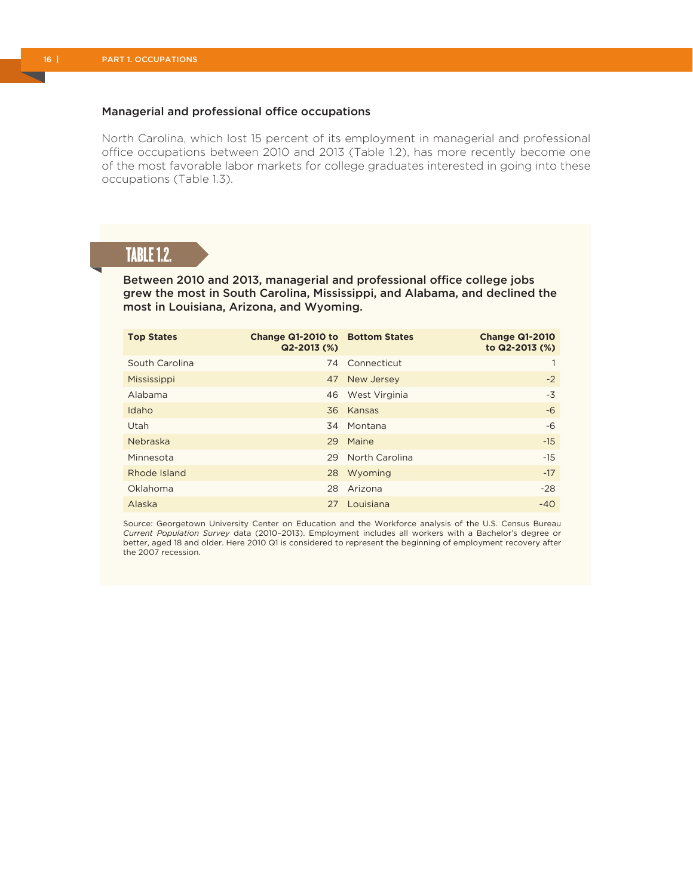### Managerial and professional office occupations

North Carolina, which lost 15 percent of its employment in managerial and professional office occupations between 2010 and 2013 (Table 1.2), has more recently become one of the most favorable labor markets for college graduates interested in going into these occupations (Table 1.3).

**TABLE 1.2.**

**Between 2010 and 2013, managerial and professional office college jobs grew the most in South Carolina, Mississippi, and Alabama, and declined the most in Louisiana, Arizona, and Wyoming.**

| Top States | Change Q1-2010 to Q2-2013 (%) | Bottom States | Change Q1-2010 to Q2-2013 (%) |
|---|---|---|---|
| South Carolina | 74 | Connecticut | 1 |
| Mississippi | 47 | New Jersey | -2 |
| Alabama | 46 | West Virginia | -3 |
| Idaho | 36 | Kansas | -6 |
| Utah | 34 | Montana | -6 |
| Nebraska | 29 | Maine | -15 |
| Minnesota | 29 | North Carolina | -15 |
| Rhode Island | 28 | Wyoming | -17 |
| Oklahoma | 28 | Arizona | -28 |
| Alaska | 27 | Louisiana | -40 |

Source: Georgetown University Center on Education and the Workforce analysis of the U.S. Census Bureau *Current Population Survey* data (2010–2013). Employment includes all workers with a Bachelor's degree or better, aged 18 and older. Here 2010 Q1 is considered to represent the beginning of employment recovery after the 2007 recession.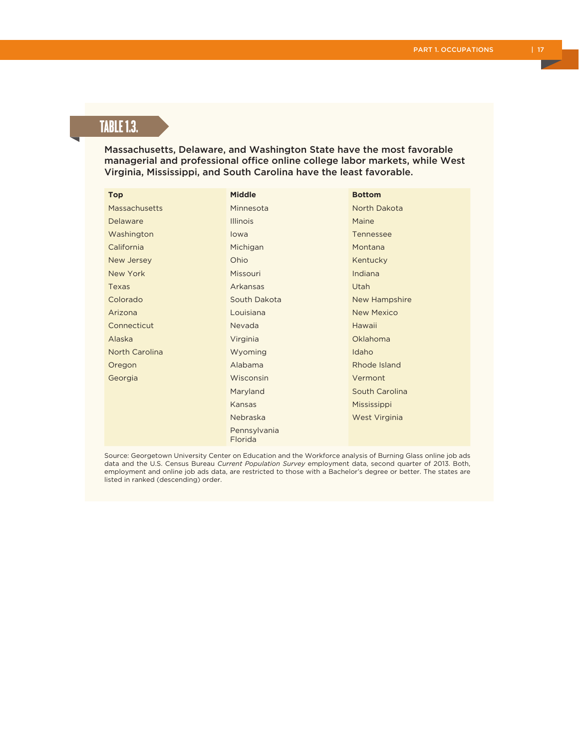## TABLE 1.3.

**Massachusetts, Delaware, and Washington State have the most favorable managerial and professional office online college labor markets, while West Virginia, Mississippi, and South Carolina have the least favorable.**

| Top | Middle | Bottom |
|---|---|---|
| Massachusetts | Minnesota | North Dakota |
| Delaware | Illinois | Maine |
| Washington | Iowa | Tennessee |
| California | Michigan | Montana |
| New Jersey | Ohio | Kentucky |
| New York | Missouri | Indiana |
| Texas | Arkansas | Utah |
| Colorado | South Dakota | New Hampshire |
| Arizona | Louisiana | New Mexico |
| Connecticut | Nevada | Hawaii |
| Alaska | Virginia | Oklahoma |
| North Carolina | Wyoming | Idaho |
| Oregon | Alabama | Rhode Island |
| Georgia | Wisconsin | Vermont |
| | Maryland | South Carolina |
| | Kansas | Mississippi |
| | Nebraska | West Virginia |
| | Pennsylvania | |
| | Florida | |

Source: Georgetown University Center on Education and the Workforce analysis of Burning Glass online job ads data and the U.S. Census Bureau *Current Population Survey* employment data, second quarter of 2013. Both, employment and online job ads data, are restricted to those with a Bachelor's degree or better. The states are listed in ranked (descending) order.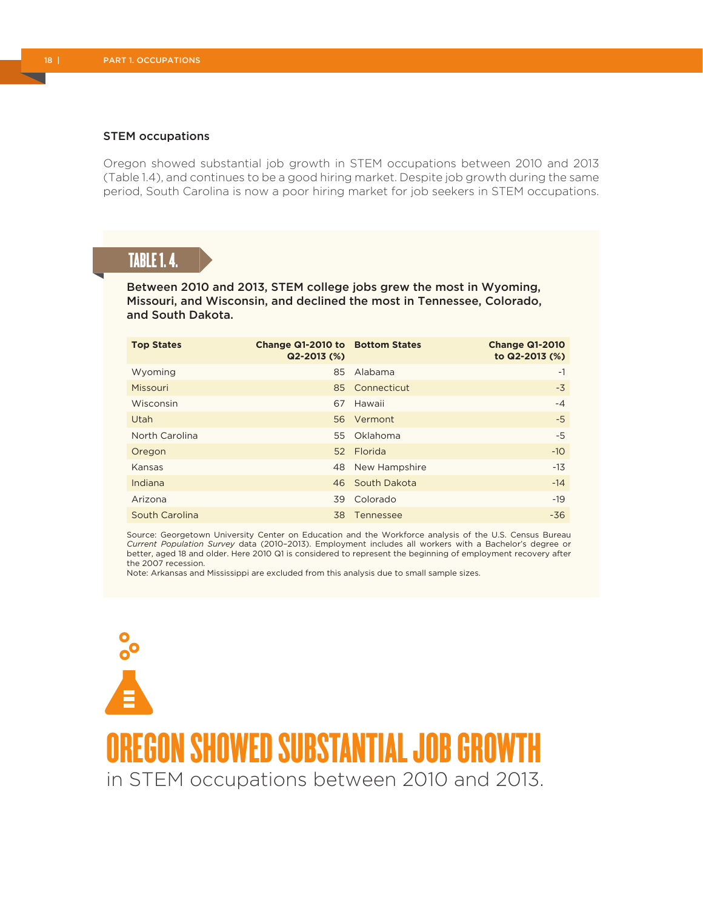### STEM occupations

Oregon showed substantial job growth in STEM occupations between 2010 and 2013 (Table 1.4), and continues to be a good hiring market. Despite job growth during the same period, South Carolina is now a poor hiring market for job seekers in STEM occupations.

**TABLE 1. 4.**

**Between 2010 and 2013, STEM college jobs grew the most in Wyoming, Missouri, and Wisconsin, and declined the most in Tennessee, Colorado, and South Dakota.**

| Top States | Change Q1-2010 to Q2-2013 (%) | Bottom States | Change Q1-2010 to Q2-2013 (%) |
|---|---|---|---|
| Wyoming | 85 | Alabama | -1 |
| Missouri | 85 | Connecticut | -3 |
| Wisconsin | 67 | Hawaii | -4 |
| Utah | 56 | Vermont | -5 |
| North Carolina | 55 | Oklahoma | -5 |
| Oregon | 52 | Florida | -10 |
| Kansas | 48 | New Hampshire | -13 |
| Indiana | 46 | South Dakota | -14 |
| Arizona | 39 | Colorado | -19 |
| South Carolina | 38 | Tennessee | -36 |

Source: Georgetown University Center on Education and the Workforce analysis of the U.S. Census Bureau *Current Population Survey* data (2010–2013). Employment includes all workers with a Bachelor's degree or better, aged 18 and older. Here 2010 Q1 is considered to represent the beginning of employment recovery after the 2007 recession.
Note: Arkansas and Mississippi are excluded from this analysis due to small sample sizes.

**OREGON SHOWED SUBSTANTIAL JOB GROWTH** in STEM occupations between 2010 and 2013.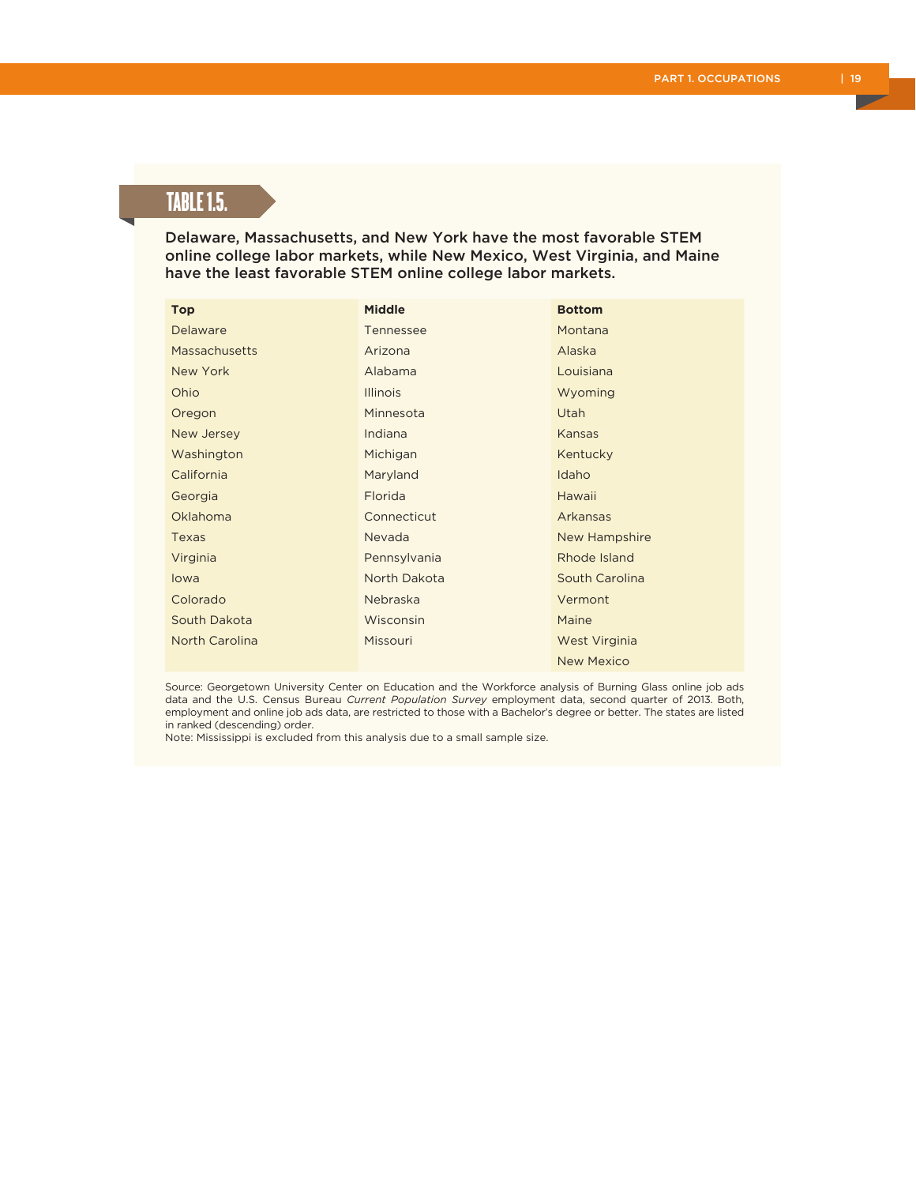## TABLE 1.5.

**Delaware, Massachusetts, and New York have the most favorable STEM online college labor markets, while New Mexico, West Virginia, and Maine have the least favorable STEM online college labor markets.**

| Top | Middle | Bottom |
|---|---|---|
| Delaware | Tennessee | Montana |
| Massachusetts | Arizona | Alaska |
| New York | Alabama | Louisiana |
| Ohio | Illinois | Wyoming |
| Oregon | Minnesota | Utah |
| New Jersey | Indiana | Kansas |
| Washington | Michigan | Kentucky |
| California | Maryland | Idaho |
| Georgia | Florida | Hawaii |
| Oklahoma | Connecticut | Arkansas |
| Texas | Nevada | New Hampshire |
| Virginia | Pennsylvania | Rhode Island |
| Iowa | North Dakota | South Carolina |
| Colorado | Nebraska | Vermont |
| South Dakota | Wisconsin | Maine |
| North Carolina | Missouri | West Virginia |
| | | New Mexico |

Source: Georgetown University Center on Education and the Workforce analysis of Burning Glass online job ads data and the U.S. Census Bureau *Current Population Survey* employment data, second quarter of 2013. Both, employment and online job ads data, are restricted to those with a Bachelor's degree or better. The states are listed in ranked (descending) order.

Note: Mississippi is excluded from this analysis due to a small sample size.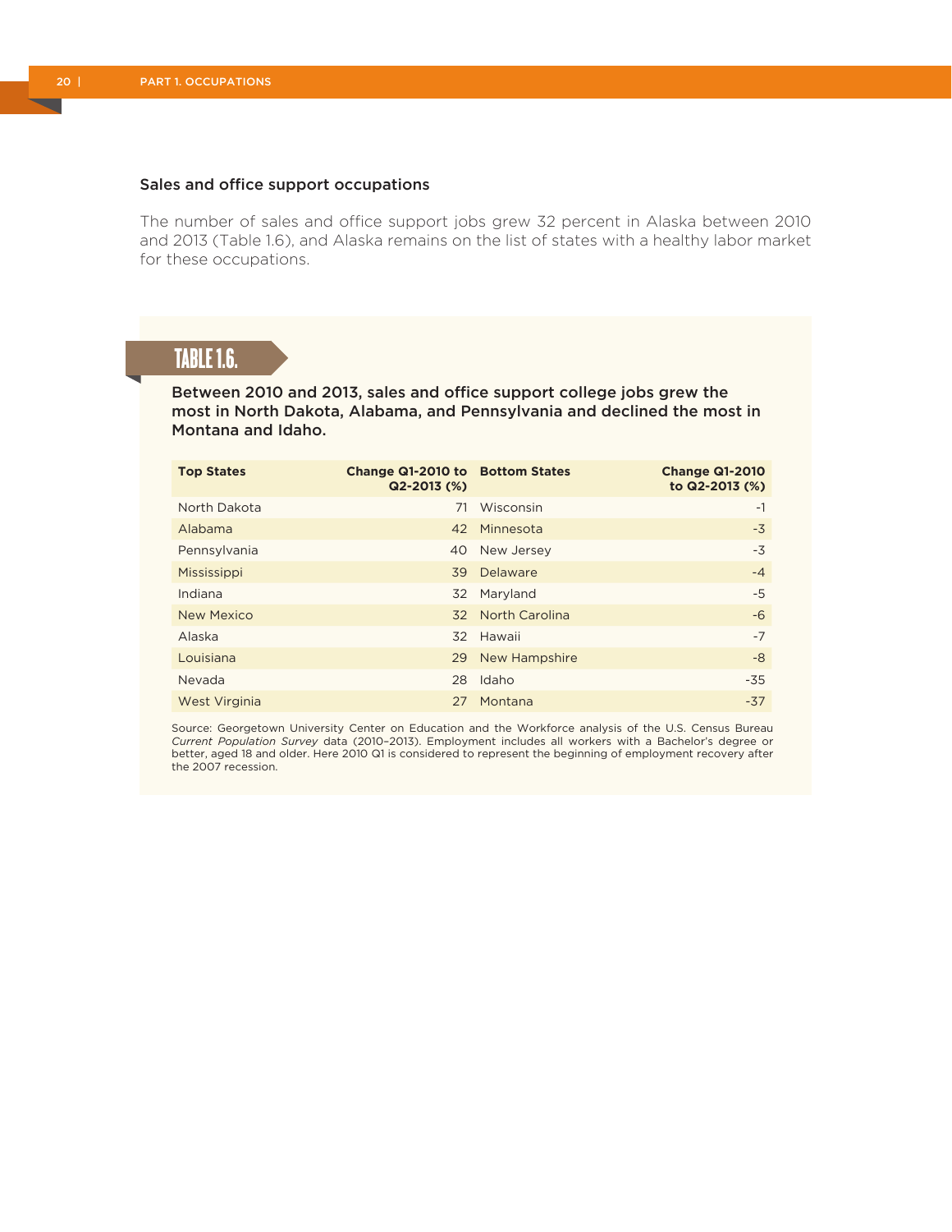### Sales and office support occupations

The number of sales and office support jobs grew 32 percent in Alaska between 2010 and 2013 (Table 1.6), and Alaska remains on the list of states with a healthy labor market for these occupations.

**TABLE 1.6.**

**Between 2010 and 2013, sales and office support college jobs grew the most in North Dakota, Alabama, and Pennsylvania and declined the most in Montana and Idaho.**

| Top States | Change Q1-2010 to Q2-2013 (%) | Bottom States | Change Q1-2010 to Q2-2013 (%) |
|---|---|---|---|
| North Dakota | 71 | Wisconsin | -1 |
| Alabama | 42 | Minnesota | -3 |
| Pennsylvania | 40 | New Jersey | -3 |
| Mississippi | 39 | Delaware | -4 |
| Indiana | 32 | Maryland | -5 |
| New Mexico | 32 | North Carolina | -6 |
| Alaska | 32 | Hawaii | -7 |
| Louisiana | 29 | New Hampshire | -8 |
| Nevada | 28 | Idaho | -35 |
| West Virginia | 27 | Montana | -37 |

Source: Georgetown University Center on Education and the Workforce analysis of the U.S. Census Bureau *Current Population Survey* data (2010–2013). Employment includes all workers with a Bachelor's degree or better, aged 18 and older. Here 2010 Q1 is considered to represent the beginning of employment recovery after the 2007 recession.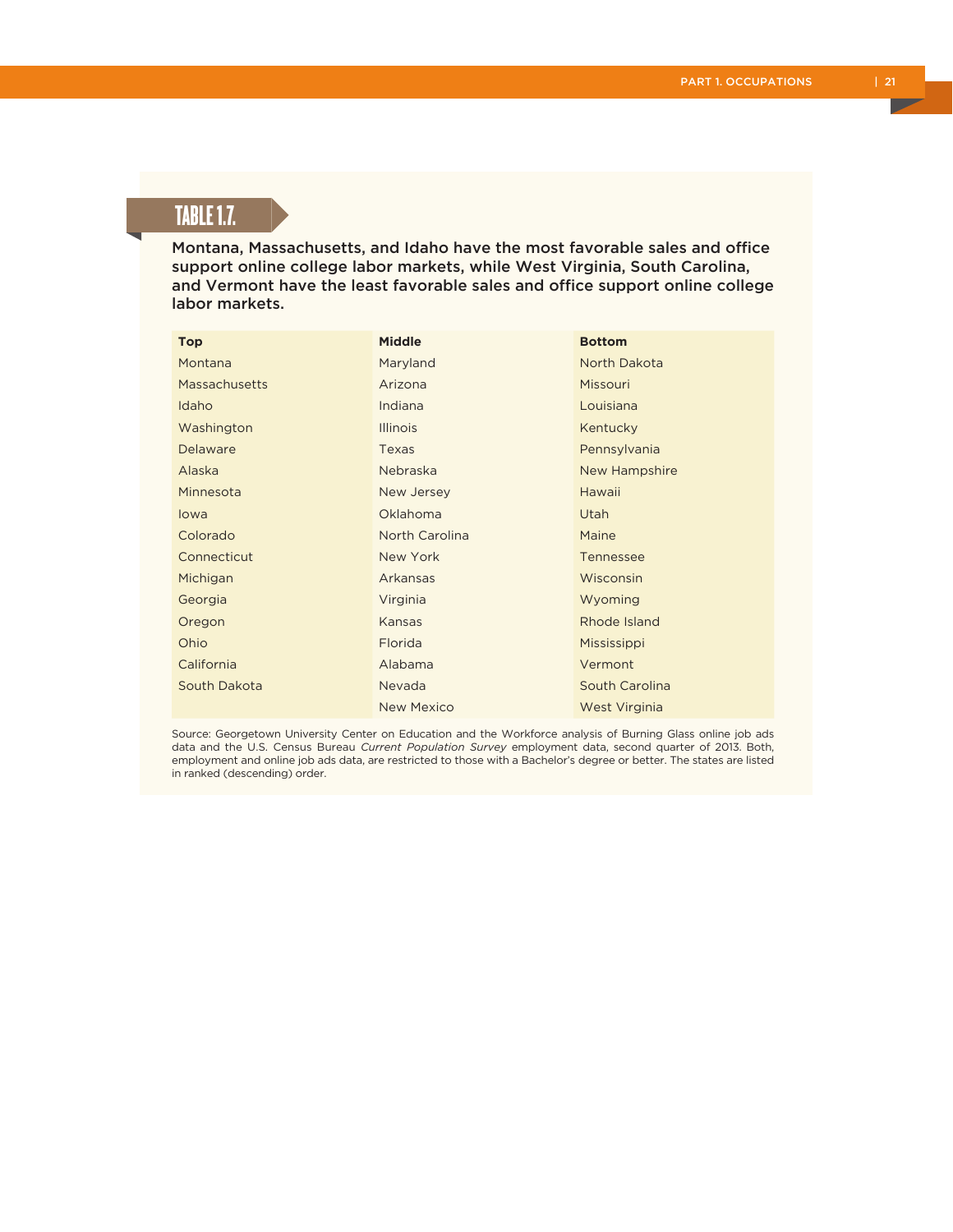## TABLE 1.7.

**Montana, Massachusetts, and Idaho have the most favorable sales and office support online college labor markets, while West Virginia, South Carolina, and Vermont have the least favorable sales and office support online college labor markets.**

| Top | Middle | Bottom |
|---|---|---|
| Montana | Maryland | North Dakota |
| Massachusetts | Arizona | Missouri |
| Idaho | Indiana | Louisiana |
| Washington | Illinois | Kentucky |
| Delaware | Texas | Pennsylvania |
| Alaska | Nebraska | New Hampshire |
| Minnesota | New Jersey | Hawaii |
| Iowa | Oklahoma | Utah |
| Colorado | North Carolina | Maine |
| Connecticut | New York | Tennessee |
| Michigan | Arkansas | Wisconsin |
| Georgia | Virginia | Wyoming |
| Oregon | Kansas | Rhode Island |
| Ohio | Florida | Mississippi |
| California | Alabama | Vermont |
| South Dakota | Nevada | South Carolina |
| | New Mexico | West Virginia |

Source: Georgetown University Center on Education and the Workforce analysis of Burning Glass online job ads data and the U.S. Census Bureau *Current Population Survey* employment data, second quarter of 2013. Both, employment and online job ads data, are restricted to those with a Bachelor's degree or better. The states are listed in ranked (descending) order.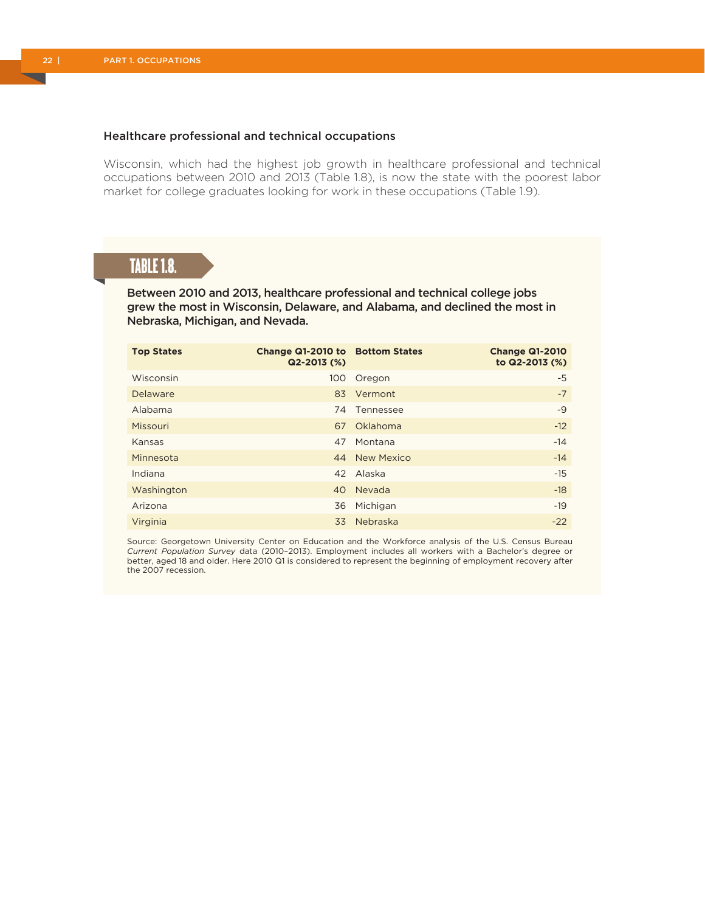### Healthcare professional and technical occupations

Wisconsin, which had the highest job growth in healthcare professional and technical occupations between 2010 and 2013 (Table 1.8), is now the state with the poorest labor market for college graduates looking for work in these occupations (Table 1.9).

## TABLE 1.8.

**Between 2010 and 2013, healthcare professional and technical college jobs grew the most in Wisconsin, Delaware, and Alabama, and declined the most in Nebraska, Michigan, and Nevada.**

| Top States | Change Q1-2010 to Q2-2013 (%) | Bottom States | Change Q1-2010 to Q2-2013 (%) |
|---|---|---|---|
| Wisconsin | 100 | Oregon | -5 |
| Delaware | 83 | Vermont | -7 |
| Alabama | 74 | Tennessee | -9 |
| Missouri | 67 | Oklahoma | -12 |
| Kansas | 47 | Montana | -14 |
| Minnesota | 44 | New Mexico | -14 |
| Indiana | 42 | Alaska | -15 |
| Washington | 40 | Nevada | -18 |
| Arizona | 36 | Michigan | -19 |
| Virginia | 33 | Nebraska | -22 |

Source: Georgetown University Center on Education and the Workforce analysis of the U.S. Census Bureau *Current Population Survey* data (2010–2013). Employment includes all workers with a Bachelor's degree or better, aged 18 and older. Here 2010 Q1 is considered to represent the beginning of employment recovery after the 2007 recession.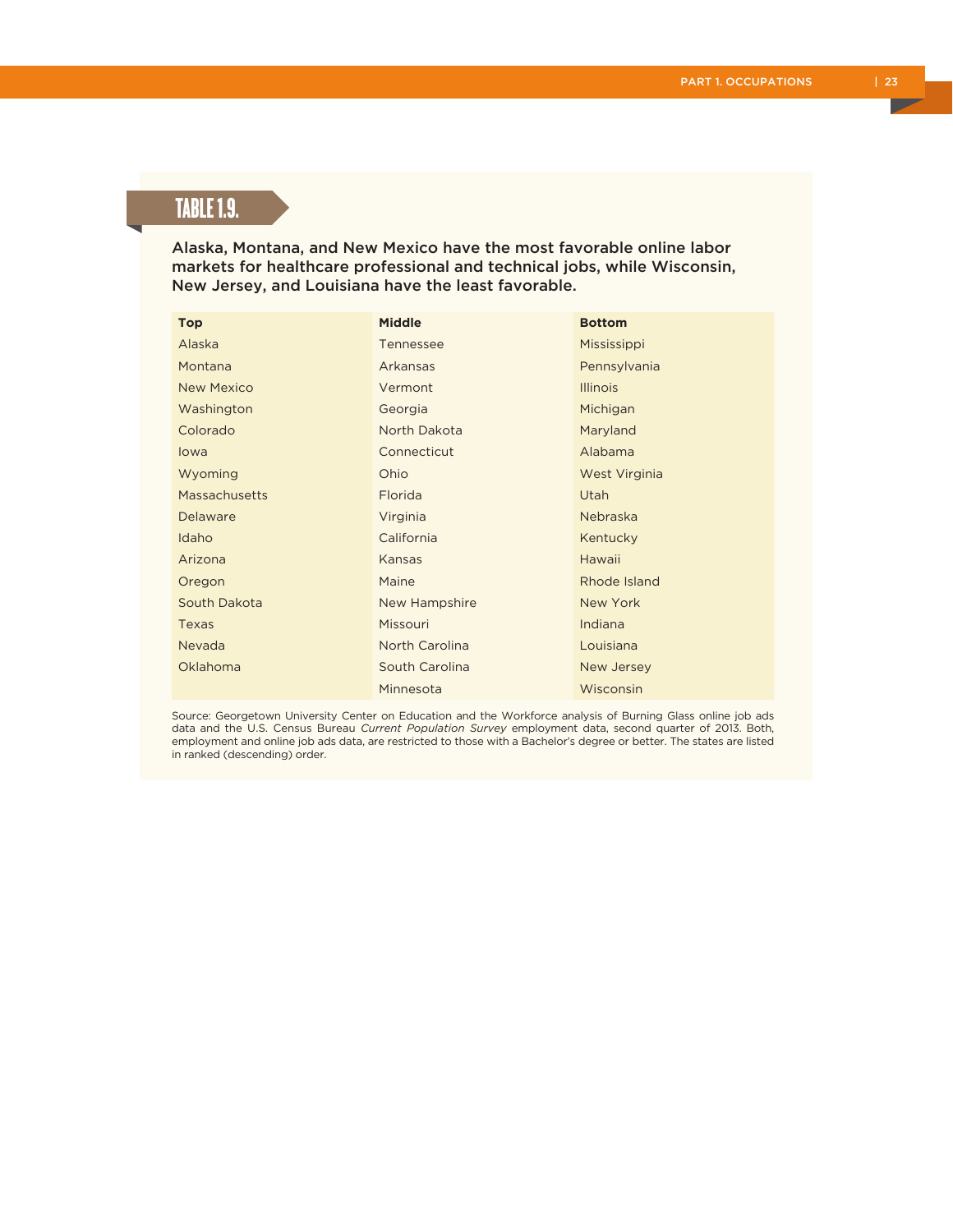## TABLE 1.9.

**Alaska, Montana, and New Mexico have the most favorable online labor markets for healthcare professional and technical jobs, while Wisconsin, New Jersey, and Louisiana have the least favorable.**

| Top | Middle | Bottom |
|---|---|---|
| Alaska | Tennessee | Mississippi |
| Montana | Arkansas | Pennsylvania |
| New Mexico | Vermont | Illinois |
| Washington | Georgia | Michigan |
| Colorado | North Dakota | Maryland |
| Iowa | Connecticut | Alabama |
| Wyoming | Ohio | West Virginia |
| Massachusetts | Florida | Utah |
| Delaware | Virginia | Nebraska |
| Idaho | California | Kentucky |
| Arizona | Kansas | Hawaii |
| Oregon | Maine | Rhode Island |
| South Dakota | New Hampshire | New York |
| Texas | Missouri | Indiana |
| Nevada | North Carolina | Louisiana |
| Oklahoma | South Carolina | New Jersey |
| | Minnesota | Wisconsin |

Source: Georgetown University Center on Education and the Workforce analysis of Burning Glass online job ads data and the U.S. Census Bureau *Current Population Survey* employment data, second quarter of 2013. Both, employment and online job ads data, are restricted to those with a Bachelor's degree or better. The states are listed in ranked (descending) order.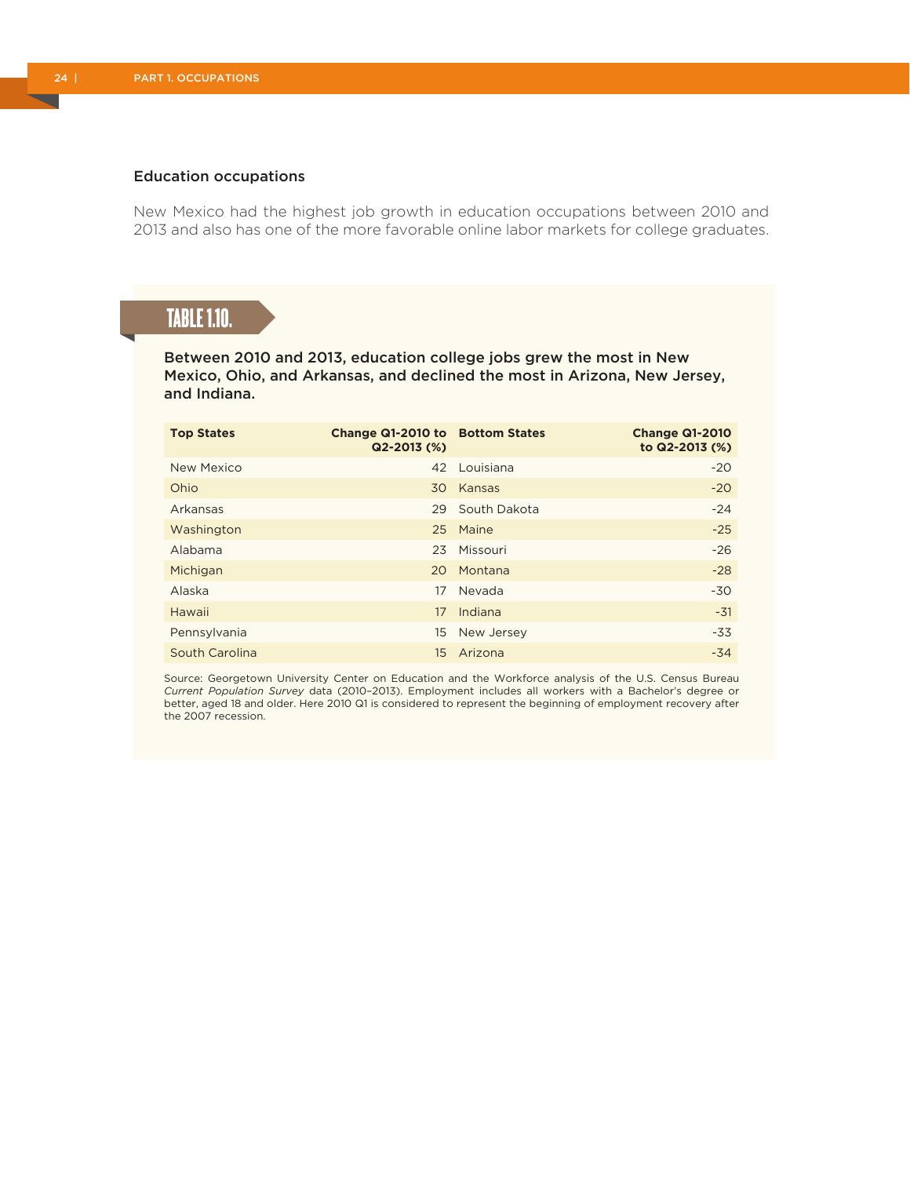### Education occupations

New Mexico had the highest job growth in education occupations between 2010 and 2013 and also has one of the more favorable online labor markets for college graduates.

**TABLE 1.10.**

**Between 2010 and 2013, education college jobs grew the most in New Mexico, Ohio, and Arkansas, and declined the most in Arizona, New Jersey, and Indiana.**

| Top States | Change Q1-2010 to Q2-2013 (%) | Bottom States | Change Q1-2010 to Q2-2013 (%) |
|---|---|---|---|
| New Mexico | 42 | Louisiana | -20 |
| Ohio | 30 | Kansas | -20 |
| Arkansas | 29 | South Dakota | -24 |
| Washington | 25 | Maine | -25 |
| Alabama | 23 | Missouri | -26 |
| Michigan | 20 | Montana | -28 |
| Alaska | 17 | Nevada | -30 |
| Hawaii | 17 | Indiana | -31 |
| Pennsylvania | 15 | New Jersey | -33 |
| South Carolina | 15 | Arizona | -34 |

Source: Georgetown University Center on Education and the Workforce analysis of the U.S. Census Bureau *Current Population Survey* data (2010–2013). Employment includes all workers with a Bachelor's degree or better, aged 18 and older. Here 2010 Q1 is considered to represent the beginning of employment recovery after the 2007 recession.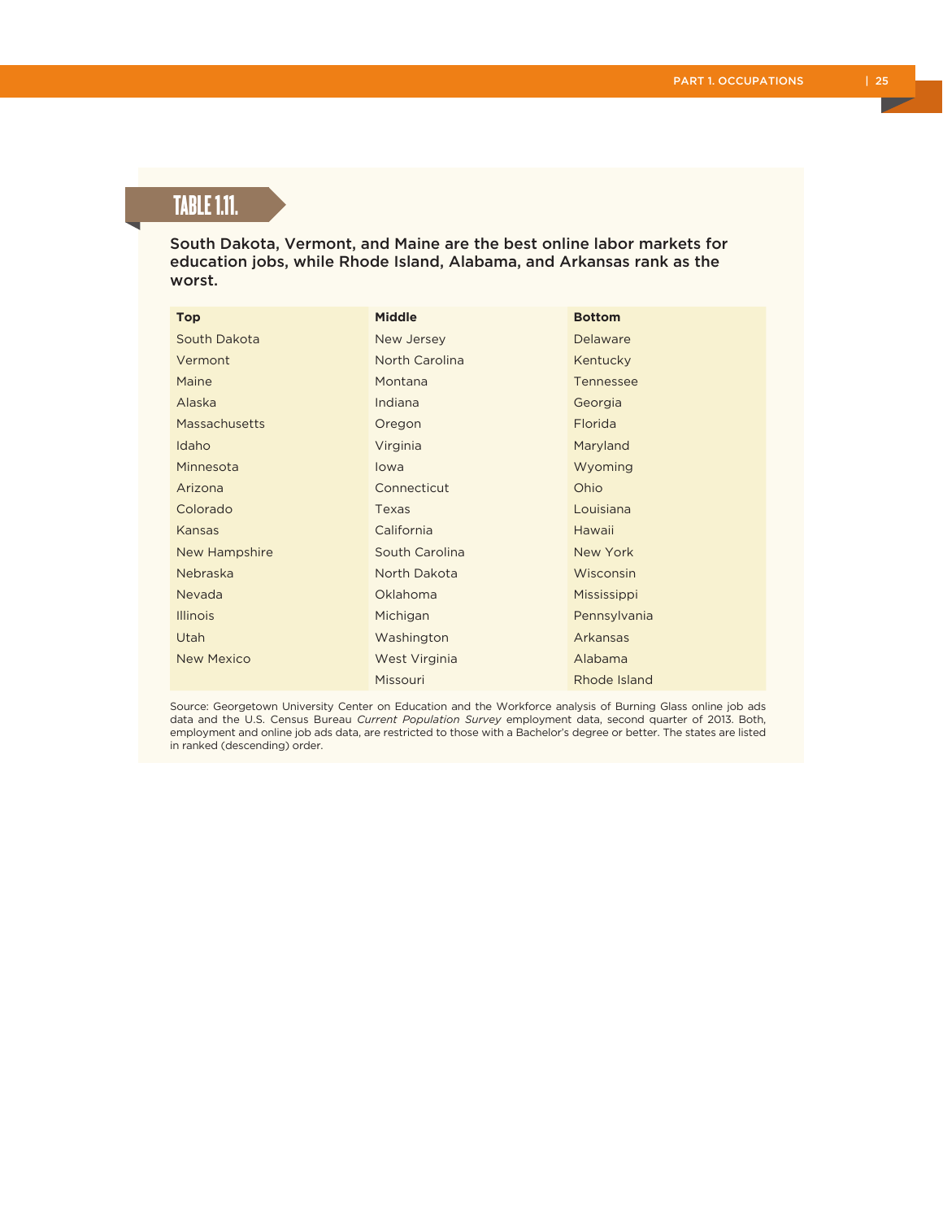## TABLE 1.11.

**South Dakota, Vermont, and Maine are the best online labor markets for education jobs, while Rhode Island, Alabama, and Arkansas rank as the worst.**

| Top | Middle | Bottom |
|---|---|---|
| South Dakota | New Jersey | Delaware |
| Vermont | North Carolina | Kentucky |
| Maine | Montana | Tennessee |
| Alaska | Indiana | Georgia |
| Massachusetts | Oregon | Florida |
| Idaho | Virginia | Maryland |
| Minnesota | Iowa | Wyoming |
| Arizona | Connecticut | Ohio |
| Colorado | Texas | Louisiana |
| Kansas | California | Hawaii |
| New Hampshire | South Carolina | New York |
| Nebraska | North Dakota | Wisconsin |
| Nevada | Oklahoma | Mississippi |
| Illinois | Michigan | Pennsylvania |
| Utah | Washington | Arkansas |
| New Mexico | West Virginia | Alabama |
| | Missouri | Rhode Island |

Source: Georgetown University Center on Education and the Workforce analysis of Burning Glass online job ads data and the U.S. Census Bureau *Current Population Survey* employment data, second quarter of 2013. Both, employment and online job ads data, are restricted to those with a Bachelor's degree or better. The states are listed in ranked (descending) order.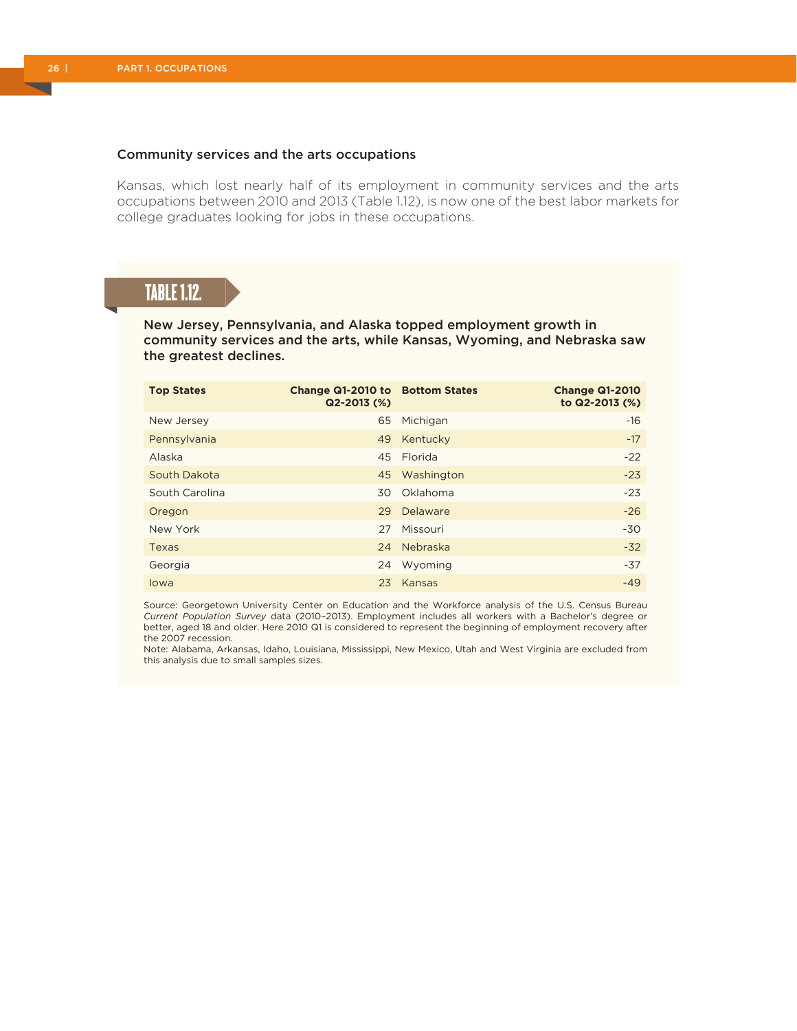### Community services and the arts occupations

Kansas, which lost nearly half of its employment in community services and the arts occupations between 2010 and 2013 (Table 1.12), is now one of the best labor markets for college graduates looking for jobs in these occupations.

**TABLE 1.12.**

**New Jersey, Pennsylvania, and Alaska topped employment growth in community services and the arts, while Kansas, Wyoming, and Nebraska saw the greatest declines.**

| Top States | Change Q1-2010 to Q2-2013 (%) | Bottom States | Change Q1-2010 to Q2-2013 (%) |
|---|---|---|---|
| New Jersey | 65 | Michigan | -16 |
| Pennsylvania | 49 | Kentucky | -17 |
| Alaska | 45 | Florida | -22 |
| South Dakota | 45 | Washington | -23 |
| South Carolina | 30 | Oklahoma | -23 |
| Oregon | 29 | Delaware | -26 |
| New York | 27 | Missouri | -30 |
| Texas | 24 | Nebraska | -32 |
| Georgia | 24 | Wyoming | -37 |
| Iowa | 23 | Kansas | -49 |

Source: Georgetown University Center on Education and the Workforce analysis of the U.S. Census Bureau *Current Population Survey* data (2010–2013). Employment includes all workers with a Bachelor's degree or better, aged 18 and older. Here 2010 Q1 is considered to represent the beginning of employment recovery after the 2007 recession.
Note: Alabama, Arkansas, Idaho, Louisiana, Mississippi, New Mexico, Utah and West Virginia are excluded from this analysis due to small samples sizes.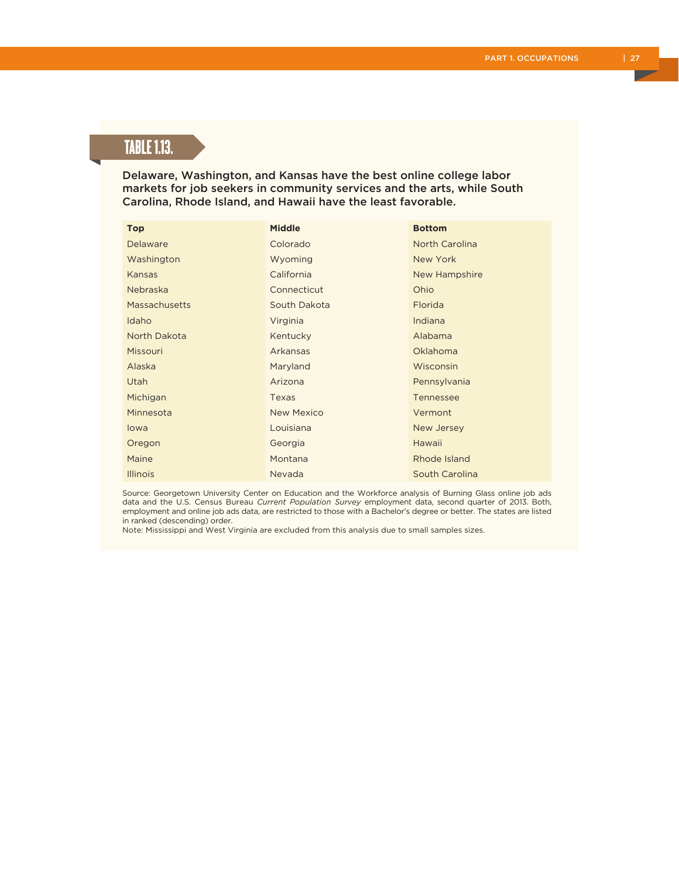## TABLE 1.13.

**Delaware, Washington, and Kansas have the best online college labor markets for job seekers in community services and the arts, while South Carolina, Rhode Island, and Hawaii have the least favorable.**

| Top | Middle | Bottom |
|---|---|---|
| Delaware | Colorado | North Carolina |
| Washington | Wyoming | New York |
| Kansas | California | New Hampshire |
| Nebraska | Connecticut | Ohio |
| Massachusetts | South Dakota | Florida |
| Idaho | Virginia | Indiana |
| North Dakota | Kentucky | Alabama |
| Missouri | Arkansas | Oklahoma |
| Alaska | Maryland | Wisconsin |
| Utah | Arizona | Pennsylvania |
| Michigan | Texas | Tennessee |
| Minnesota | New Mexico | Vermont |
| Iowa | Louisiana | New Jersey |
| Oregon | Georgia | Hawaii |
| Maine | Montana | Rhode Island |
| Illinois | Nevada | South Carolina |

Source: Georgetown University Center on Education and the Workforce analysis of Burning Glass online job ads data and the U.S. Census Bureau *Current Population Survey* employment data, second quarter of 2013. Both, employment and online job ads data, are restricted to those with a Bachelor's degree or better. The states are listed in ranked (descending) order.

Note: Mississippi and West Virginia are excluded from this analysis due to small samples sizes.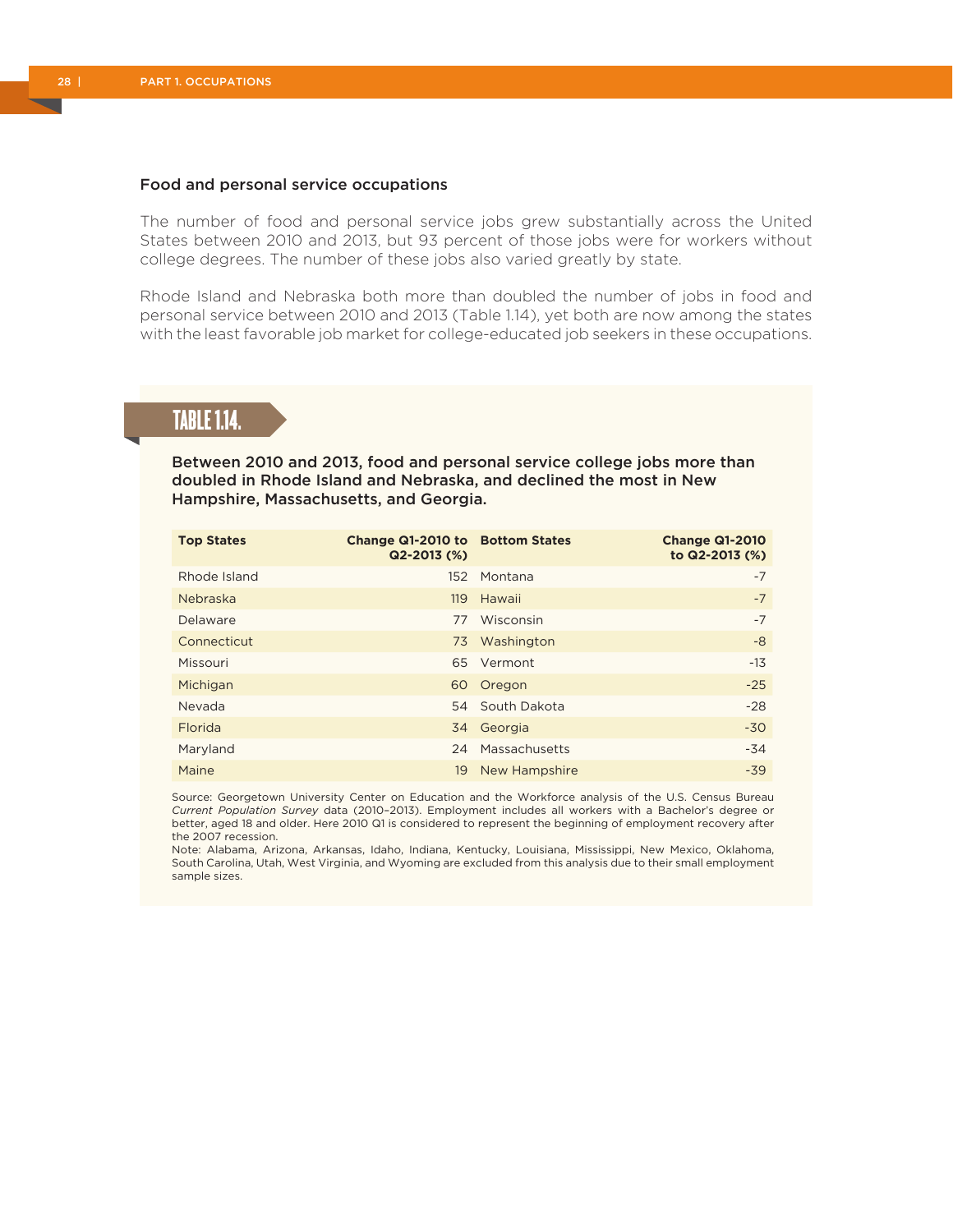### Food and personal service occupations

The number of food and personal service jobs grew substantially across the United States between 2010 and 2013, but 93 percent of those jobs were for workers without college degrees. The number of these jobs also varied greatly by state.

Rhode Island and Nebraska both more than doubled the number of jobs in food and personal service between 2010 and 2013 (Table 1.14), yet both are now among the states with the least favorable job market for college-educated job seekers in these occupations.

## TABLE 1.14.

**Between 2010 and 2013, food and personal service college jobs more than doubled in Rhode Island and Nebraska, and declined the most in New Hampshire, Massachusetts, and Georgia.**

| Top States | Change Q1-2010 to Q2-2013 (%) | Bottom States | Change Q1-2010 to Q2-2013 (%) |
|---|---|---|---|
| Rhode Island | 152 | Montana | -7 |
| Nebraska | 119 | Hawaii | -7 |
| Delaware | 77 | Wisconsin | -7 |
| Connecticut | 73 | Washington | -8 |
| Missouri | 65 | Vermont | -13 |
| Michigan | 60 | Oregon | -25 |
| Nevada | 54 | South Dakota | -28 |
| Florida | 34 | Georgia | -30 |
| Maryland | 24 | Massachusetts | -34 |
| Maine | 19 | New Hampshire | -39 |

Source: Georgetown University Center on Education and the Workforce analysis of the U.S. Census Bureau *Current Population Survey* data (2010–2013). Employment includes all workers with a Bachelor's degree or better, aged 18 and older. Here 2010 Q1 is considered to represent the beginning of employment recovery after the 2007 recession.

Note: Alabama, Arizona, Arkansas, Idaho, Indiana, Kentucky, Louisiana, Mississippi, New Mexico, Oklahoma, South Carolina, Utah, West Virginia, and Wyoming are excluded from this analysis due to their small employment sample sizes.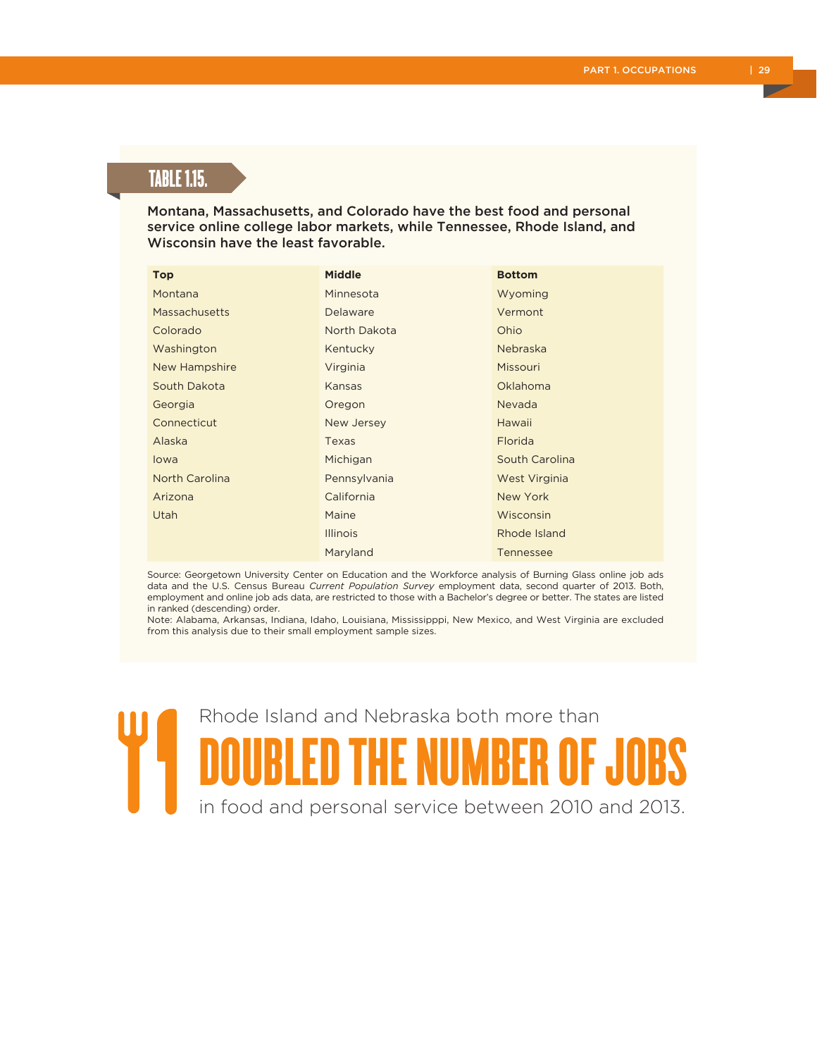## TABLE 1.15.

**Montana, Massachusetts, and Colorado have the best food and personal service online college labor markets, while Tennessee, Rhode Island, and Wisconsin have the least favorable.**

| Top | Middle | Bottom |
|---|---|---|
| Montana | Minnesota | Wyoming |
| Massachusetts | Delaware | Vermont |
| Colorado | North Dakota | Ohio |
| Washington | Kentucky | Nebraska |
| New Hampshire | Virginia | Missouri |
| South Dakota | Kansas | Oklahoma |
| Georgia | Oregon | Nevada |
| Connecticut | New Jersey | Hawaii |
| Alaska | Texas | Florida |
| Iowa | Michigan | South Carolina |
| North Carolina | Pennsylvania | West Virginia |
| Arizona | California | New York |
| Utah | Maine | Wisconsin |
| | Illinois | Rhode Island |
| | Maryland | Tennessee |

Source: Georgetown University Center on Education and the Workforce analysis of Burning Glass online job ads data and the U.S. Census Bureau *Current Population Survey* employment data, second quarter of 2013. Both, employment and online job ads data, are restricted to those with a Bachelor's degree or better. The states are listed in ranked (descending) order.
Note: Alabama, Arkansas, Indiana, Idaho, Louisiana, Mississipppi, New Mexico, and West Virginia are excluded from this analysis due to their small employment sample sizes.

Rhode Island and Nebraska both more than **DOUBLED THE NUMBER OF JOBS** in food and personal service between 2010 and 2013.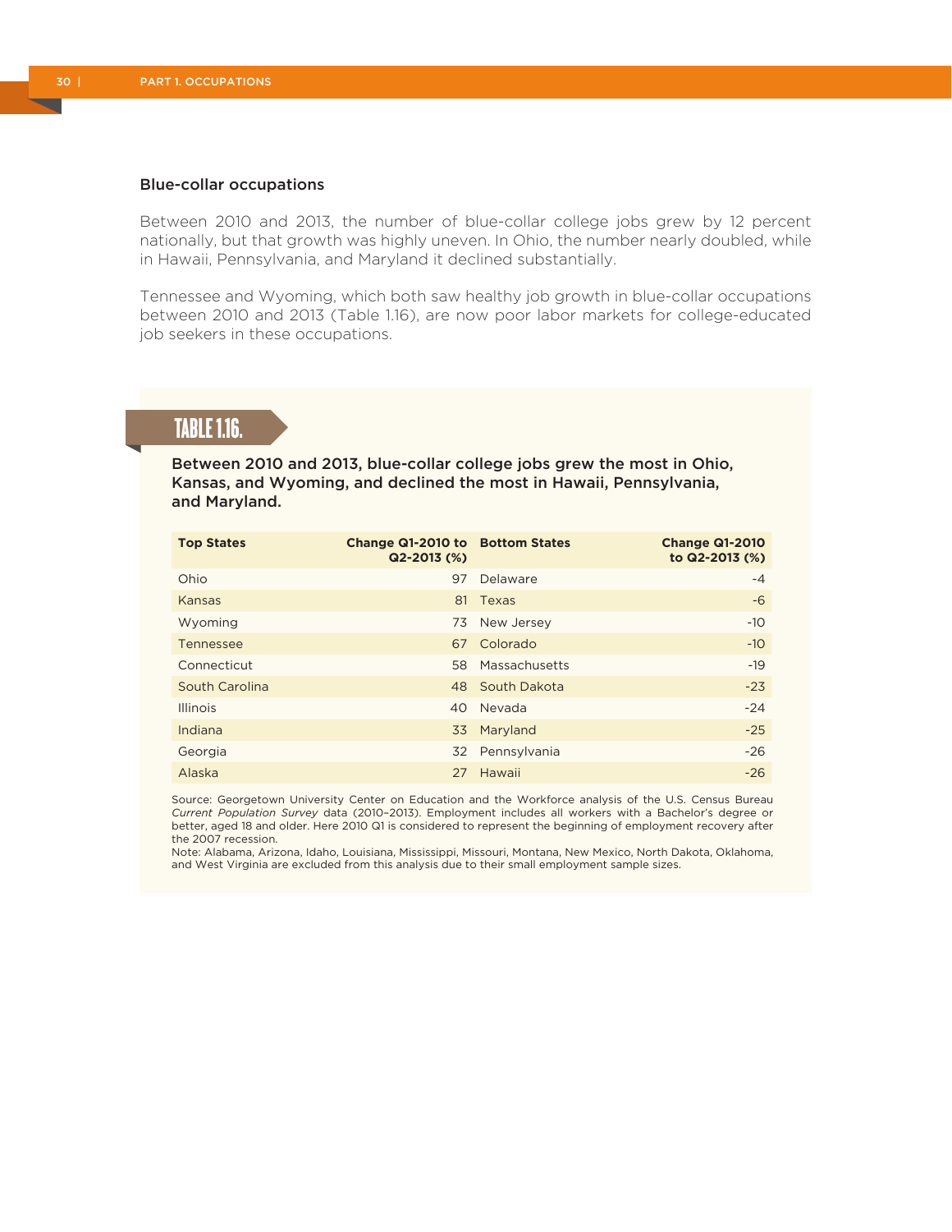### Blue-collar occupations

Between 2010 and 2013, the number of blue-collar college jobs grew by 12 percent nationally, but that growth was highly uneven. In Ohio, the number nearly doubled, while in Hawaii, Pennsylvania, and Maryland it declined substantially.

Tennessee and Wyoming, which both saw healthy job growth in blue-collar occupations between 2010 and 2013 (Table 1.16), are now poor labor markets for college-educated job seekers in these occupations.

**TABLE 1.16.**

**Between 2010 and 2013, blue-collar college jobs grew the most in Ohio, Kansas, and Wyoming, and declined the most in Hawaii, Pennsylvania, and Maryland.**

| Top States | Change Q1-2010 to Q2-2013 (%) | Bottom States | Change Q1-2010 to Q2-2013 (%) |
|---|---:|---|---:|
| Ohio | 97 | Delaware | -4 |
| Kansas | 81 | Texas | -6 |
| Wyoming | 73 | New Jersey | -10 |
| Tennessee | 67 | Colorado | -10 |
| Connecticut | 58 | Massachusetts | -19 |
| South Carolina | 48 | South Dakota | -23 |
| Illinois | 40 | Nevada | -24 |
| Indiana | 33 | Maryland | -25 |
| Georgia | 32 | Pennsylvania | -26 |
| Alaska | 27 | Hawaii | -26 |

Source: Georgetown University Center on Education and the Workforce analysis of the U.S. Census Bureau *Current Population Survey* data (2010–2013). Employment includes all workers with a Bachelor's degree or better, aged 18 and older. Here 2010 Q1 is considered to represent the beginning of employment recovery after the 2007 recession.
Note: Alabama, Arizona, Idaho, Louisiana, Mississippi, Missouri, Montana, New Mexico, North Dakota, Oklahoma, and West Virginia are excluded from this analysis due to their small employment sample sizes.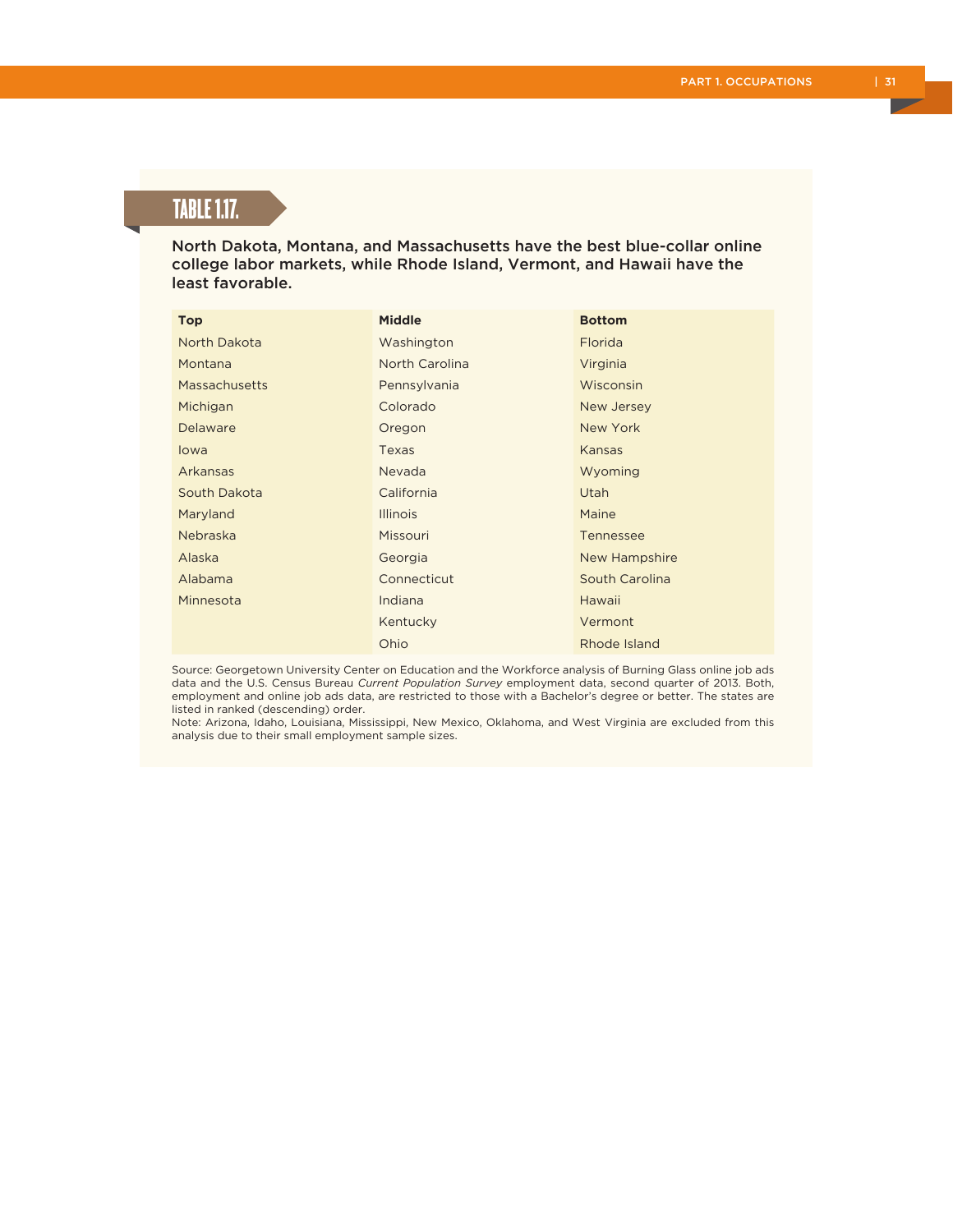## TABLE 1.17.

**North Dakota, Montana, and Massachusetts have the best blue-collar online college labor markets, while Rhode Island, Vermont, and Hawaii have the least favorable.**

| Top | Middle | Bottom |
|---|---|---|
| North Dakota | Washington | Florida |
| Montana | North Carolina | Virginia |
| Massachusetts | Pennsylvania | Wisconsin |
| Michigan | Colorado | New Jersey |
| Delaware | Oregon | New York |
| Iowa | Texas | Kansas |
| Arkansas | Nevada | Wyoming |
| South Dakota | California | Utah |
| Maryland | Illinois | Maine |
| Nebraska | Missouri | Tennessee |
| Alaska | Georgia | New Hampshire |
| Alabama | Connecticut | South Carolina |
| Minnesota | Indiana | Hawaii |
| | Kentucky | Vermont |
| | Ohio | Rhode Island |

Source: Georgetown University Center on Education and the Workforce analysis of Burning Glass online job ads data and the U.S. Census Bureau *Current Population Survey* employment data, second quarter of 2013. Both, employment and online job ads data, are restricted to those with a Bachelor's degree or better. The states are listed in ranked (descending) order.

Note: Arizona, Idaho, Louisiana, Mississippi, New Mexico, Oklahoma, and West Virginia are excluded from this analysis due to their small employment sample sizes.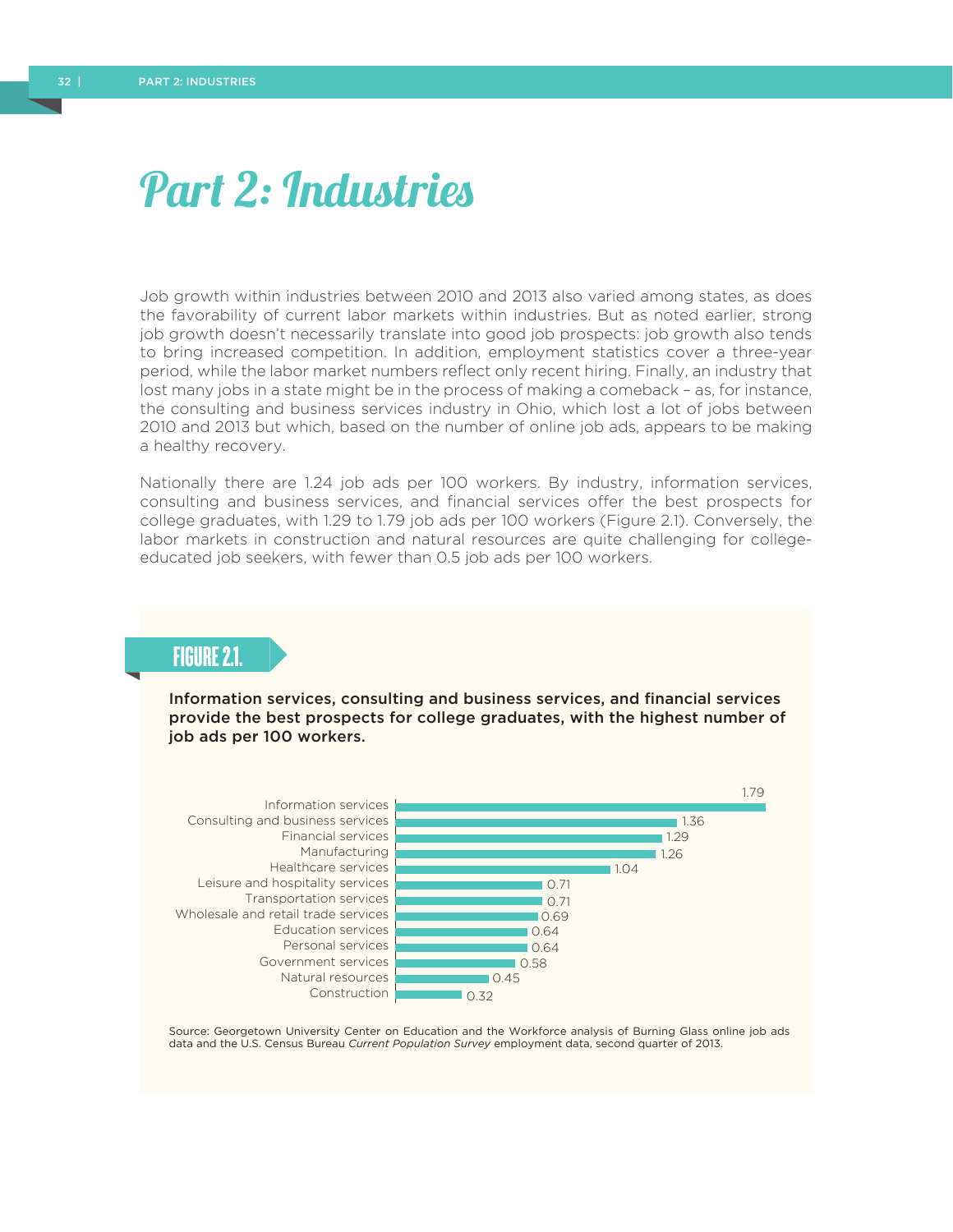# Part 2: Industries

Job growth within industries between 2010 and 2013 also varied among states, as does the favorability of current labor markets within industries. But as noted earlier, strong job growth doesn't necessarily translate into good job prospects: job growth also tends to bring increased competition. In addition, employment statistics cover a three-year period, while the labor market numbers reflect only recent hiring. Finally, an industry that lost many jobs in a state might be in the process of making a comeback – as, for instance, the consulting and business services industry in Ohio, which lost a lot of jobs between 2010 and 2013 but which, based on the number of online job ads, appears to be making a healthy recovery.

Nationally there are 1.24 job ads per 100 workers. By industry, information services, consulting and business services, and financial services offer the best prospects for college graduates, with 1.29 to 1.79 job ads per 100 workers (Figure 2.1). Conversely, the labor markets in construction and natural resources are quite challenging for college-educated job seekers, with fewer than 0.5 job ads per 100 workers.

## FIGURE 2.1.

**Information services, consulting and business services, and financial services provide the best prospects for college graduates, with the highest number of job ads per 100 workers.**

| Industry | Job ads per 100 workers |
|---|---|
| Information services | 1.79 |
| Consulting and business services | 1.36 |
| Financial services | 1.29 |
| Manufacturing | 1.26 |
| Healthcare services | 1.04 |
| Leisure and hospitality services | 0.71 |
| Transportation services | 0.71 |
| Wholesale and retail trade services | 0.69 |
| Education services | 0.64 |
| Personal services | 0.64 |
| Government services | 0.58 |
| Natural resources | 0.45 |
| Construction | 0.32 |

Source: Georgetown University Center on Education and the Workforce analysis of Burning Glass online job ads data and the U.S. Census Bureau *Current Population Survey* employment data, second quarter of 2013.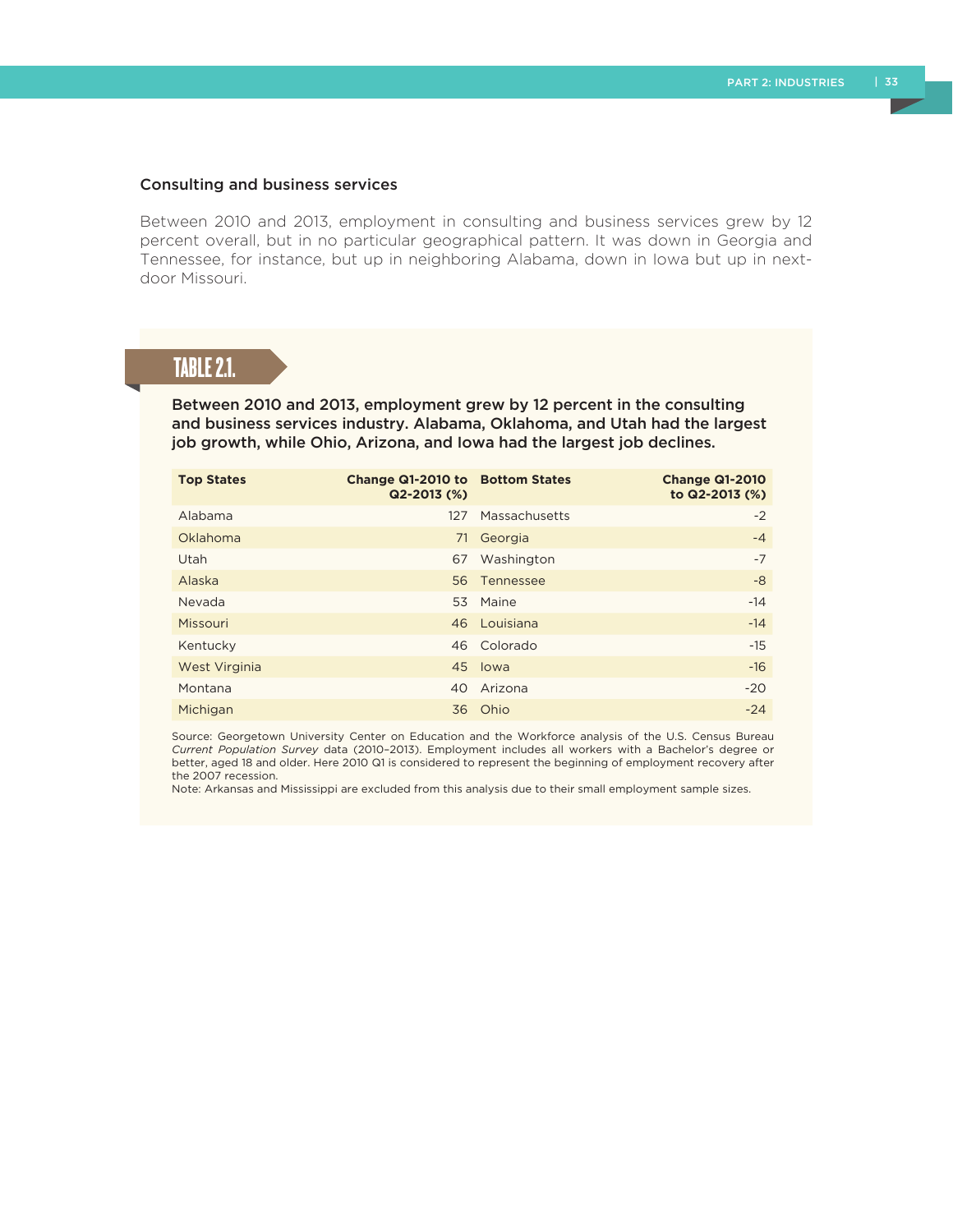### Consulting and business services

Between 2010 and 2013, employment in consulting and business services grew by 12 percent overall, but in no particular geographical pattern. It was down in Georgia and Tennessee, for instance, but up in neighboring Alabama, down in Iowa but up in next-door Missouri.

**TABLE 2.1.**

**Between 2010 and 2013, employment grew by 12 percent in the consulting and business services industry. Alabama, Oklahoma, and Utah had the largest job growth, while Ohio, Arizona, and Iowa had the largest job declines.**

| Top States | Change Q1-2010 to Q2-2013 (%) | Bottom States | Change Q1-2010 to Q2-2013 (%) |
|---|---|---|---|
| Alabama | 127 | Massachusetts | -2 |
| Oklahoma | 71 | Georgia | -4 |
| Utah | 67 | Washington | -7 |
| Alaska | 56 | Tennessee | -8 |
| Nevada | 53 | Maine | -14 |
| Missouri | 46 | Louisiana | -14 |
| Kentucky | 46 | Colorado | -15 |
| West Virginia | 45 | Iowa | -16 |
| Montana | 40 | Arizona | -20 |
| Michigan | 36 | Ohio | -24 |

Source: Georgetown University Center on Education and the Workforce analysis of the U.S. Census Bureau *Current Population Survey* data (2010–2013). Employment includes all workers with a Bachelor's degree or better, aged 18 and older. Here 2010 Q1 is considered to represent the beginning of employment recovery after the 2007 recession.

Note: Arkansas and Mississippi are excluded from this analysis due to their small employment sample sizes.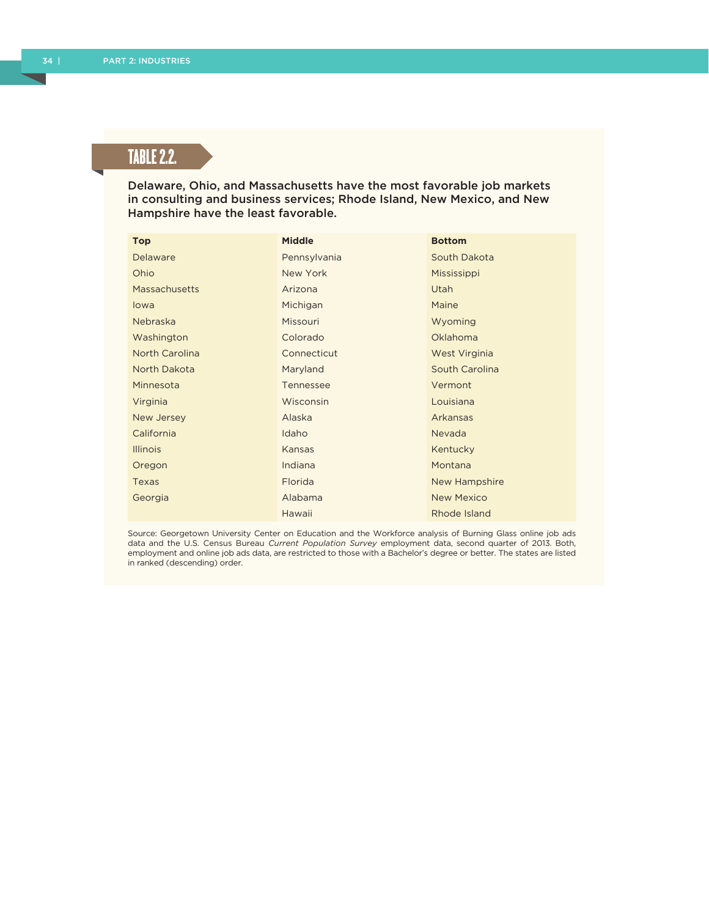## TABLE 2.2.

**Delaware, Ohio, and Massachusetts have the most favorable job markets in consulting and business services; Rhode Island, New Mexico, and New Hampshire have the least favorable.**

| Top | Middle | Bottom |
|---|---|---|
| Delaware | Pennsylvania | South Dakota |
| Ohio | New York | Mississippi |
| Massachusetts | Arizona | Utah |
| Iowa | Michigan | Maine |
| Nebraska | Missouri | Wyoming |
| Washington | Colorado | Oklahoma |
| North Carolina | Connecticut | West Virginia |
| North Dakota | Maryland | South Carolina |
| Minnesota | Tennessee | Vermont |
| Virginia | Wisconsin | Louisiana |
| New Jersey | Alaska | Arkansas |
| California | Idaho | Nevada |
| Illinois | Kansas | Kentucky |
| Oregon | Indiana | Montana |
| Texas | Florida | New Hampshire |
| Georgia | Alabama | New Mexico |
| | Hawaii | Rhode Island |

Source: Georgetown University Center on Education and the Workforce analysis of Burning Glass online job ads data and the U.S. Census Bureau *Current Population Survey* employment data, second quarter of 2013. Both, employment and online job ads data, are restricted to those with a Bachelor's degree or better. The states are listed in ranked (descending) order.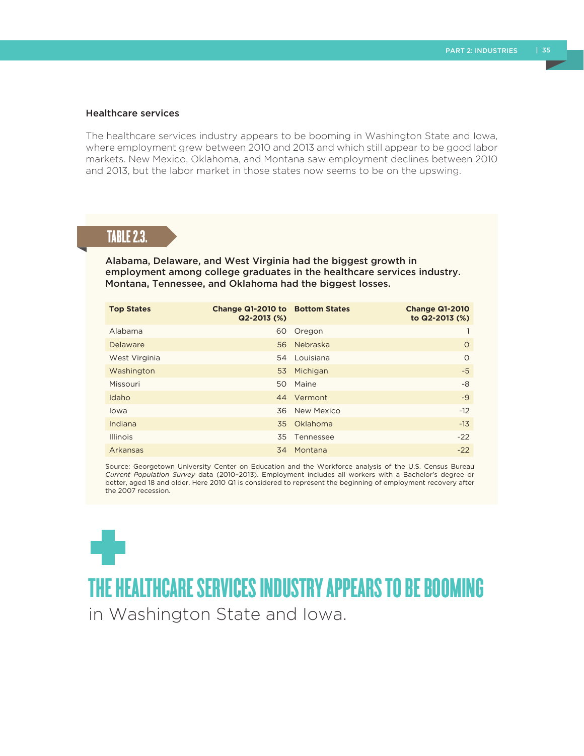### Healthcare services

The healthcare services industry appears to be booming in Washington State and Iowa, where employment grew between 2010 and 2013 and which still appear to be good labor markets. New Mexico, Oklahoma, and Montana saw employment declines between 2010 and 2013, but the labor market in those states now seems to be on the upswing.

**TABLE 2.3.**

**Alabama, Delaware, and West Virginia had the biggest growth in employment among college graduates in the healthcare services industry. Montana, Tennessee, and Oklahoma had the biggest losses.**

| Top States | Change Q1-2010 to Q2-2013 (%) | Bottom States | Change Q1-2010 to Q2-2013 (%) |
|---|---|---|---|
| Alabama | 60 | Oregon | 1 |
| Delaware | 56 | Nebraska | 0 |
| West Virginia | 54 | Louisiana | 0 |
| Washington | 53 | Michigan | -5 |
| Missouri | 50 | Maine | -8 |
| Idaho | 44 | Vermont | -9 |
| Iowa | 36 | New Mexico | -12 |
| Indiana | 35 | Oklahoma | -13 |
| Illinois | 35 | Tennessee | -22 |
| Arkansas | 34 | Montana | -22 |

Source: Georgetown University Center on Education and the Workforce analysis of the U.S. Census Bureau *Current Population Survey* data (2010–2013). Employment includes all workers with a Bachelor's degree or better, aged 18 and older. Here 2010 Q1 is considered to represent the beginning of employment recovery after the 2007 recession.

**THE HEALTHCARE SERVICES INDUSTRY APPEARS TO BE BOOMING** in Washington State and Iowa.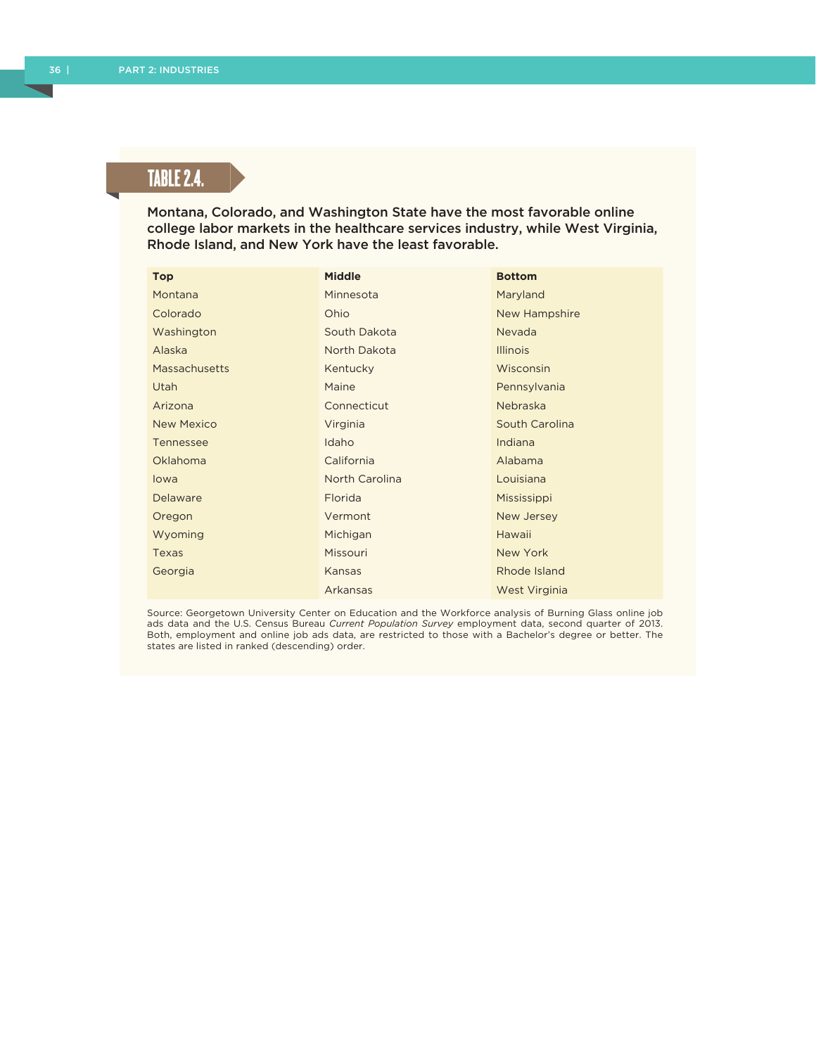## TABLE 2.4.

**Montana, Colorado, and Washington State have the most favorable online college labor markets in the healthcare services industry, while West Virginia, Rhode Island, and New York have the least favorable.**

| Top | Middle | Bottom |
|---|---|---|
| Montana | Minnesota | Maryland |
| Colorado | Ohio | New Hampshire |
| Washington | South Dakota | Nevada |
| Alaska | North Dakota | Illinois |
| Massachusetts | Kentucky | Wisconsin |
| Utah | Maine | Pennsylvania |
| Arizona | Connecticut | Nebraska |
| New Mexico | Virginia | South Carolina |
| Tennessee | Idaho | Indiana |
| Oklahoma | California | Alabama |
| Iowa | North Carolina | Louisiana |
| Delaware | Florida | Mississippi |
| Oregon | Vermont | New Jersey |
| Wyoming | Michigan | Hawaii |
| Texas | Missouri | New York |
| Georgia | Kansas | Rhode Island |
| | Arkansas | West Virginia |

Source: Georgetown University Center on Education and the Workforce analysis of Burning Glass online job ads data and the U.S. Census Bureau *Current Population Survey* employment data, second quarter of 2013. Both, employment and online job ads data, are restricted to those with a Bachelor's degree or better. The states are listed in ranked (descending) order.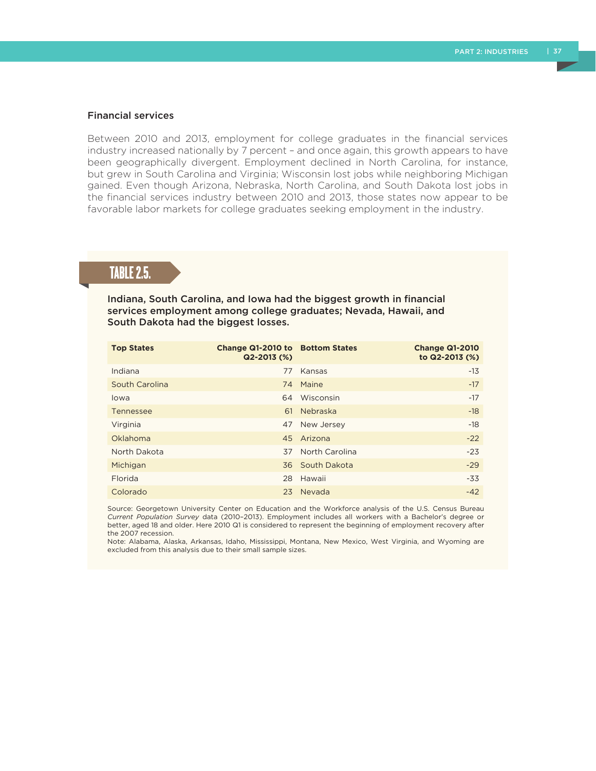### Financial services

Between 2010 and 2013, employment for college graduates in the financial services industry increased nationally by 7 percent – and once again, this growth appears to have been geographically divergent. Employment declined in North Carolina, for instance, but grew in South Carolina and Virginia; Wisconsin lost jobs while neighboring Michigan gained. Even though Arizona, Nebraska, North Carolina, and South Dakota lost jobs in the financial services industry between 2010 and 2013, those states now appear to be favorable labor markets for college graduates seeking employment in the industry.

## TABLE 2.5.

**Indiana, South Carolina, and Iowa had the biggest growth in financial services employment among college graduates; Nevada, Hawaii, and South Dakota had the biggest losses.**

| Top States | Change Q1-2010 to Q2-2013 (%) | Bottom States | Change Q1-2010 to Q2-2013 (%) |
|---|---|---|---|
| Indiana | 77 | Kansas | -13 |
| South Carolina | 74 | Maine | -17 |
| Iowa | 64 | Wisconsin | -17 |
| Tennessee | 61 | Nebraska | -18 |
| Virginia | 47 | New Jersey | -18 |
| Oklahoma | 45 | Arizona | -22 |
| North Dakota | 37 | North Carolina | -23 |
| Michigan | 36 | South Dakota | -29 |
| Florida | 28 | Hawaii | -33 |
| Colorado | 23 | Nevada | -42 |

Source: Georgetown University Center on Education and the Workforce analysis of the U.S. Census Bureau *Current Population Survey* data (2010–2013). Employment includes all workers with a Bachelor's degree or better, aged 18 and older. Here 2010 Q1 is considered to represent the beginning of employment recovery after the 2007 recession.

Note: Alabama, Alaska, Arkansas, Idaho, Mississippi, Montana, New Mexico, West Virginia, and Wyoming are excluded from this analysis due to their small sample sizes.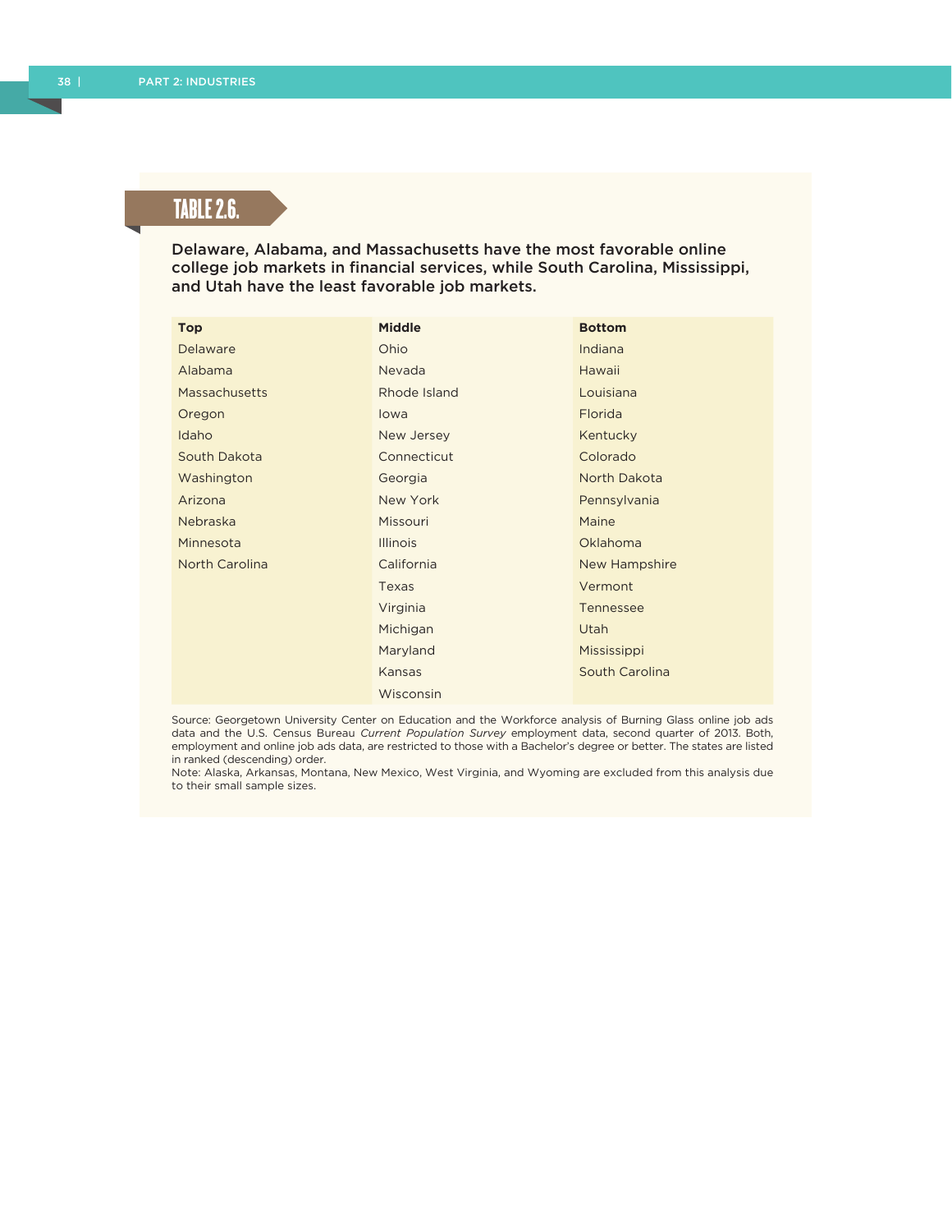## TABLE 2.6.

**Delaware, Alabama, and Massachusetts have the most favorable online college job markets in financial services, while South Carolina, Mississippi, and Utah have the least favorable job markets.**

| Top | Middle | Bottom |
|---|---|---|
| Delaware | Ohio | Indiana |
| Alabama | Nevada | Hawaii |
| Massachusetts | Rhode Island | Louisiana |
| Oregon | Iowa | Florida |
| Idaho | New Jersey | Kentucky |
| South Dakota | Connecticut | Colorado |
| Washington | Georgia | North Dakota |
| Arizona | New York | Pennsylvania |
| Nebraska | Missouri | Maine |
| Minnesota | Illinois | Oklahoma |
| North Carolina | California | New Hampshire |
| | Texas | Vermont |
| | Virginia | Tennessee |
| | Michigan | Utah |
| | Maryland | Mississippi |
| | Kansas | South Carolina |
| | Wisconsin | |

Source: Georgetown University Center on Education and the Workforce analysis of Burning Glass online job ads data and the U.S. Census Bureau *Current Population Survey* employment data, second quarter of 2013. Both, employment and online job ads data, are restricted to those with a Bachelor's degree or better. The states are listed in ranked (descending) order.

Note: Alaska, Arkansas, Montana, New Mexico, West Virginia, and Wyoming are excluded from this analysis due to their small sample sizes.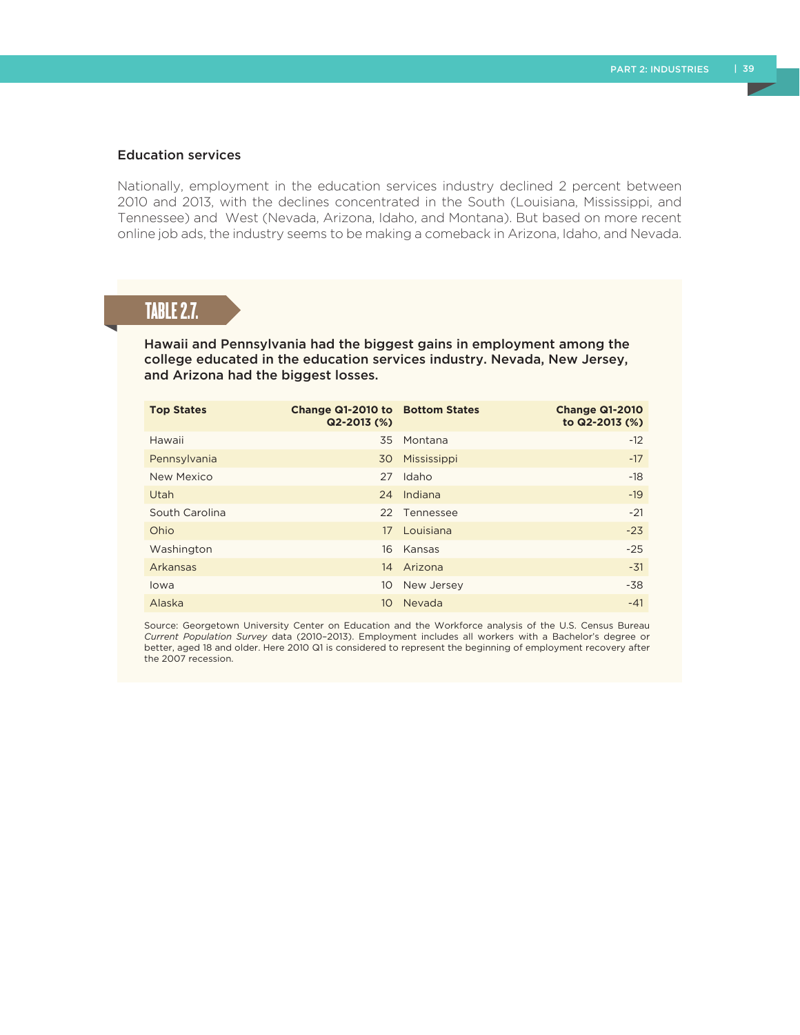### Education services

Nationally, employment in the education services industry declined 2 percent between 2010 and 2013, with the declines concentrated in the South (Louisiana, Mississippi, and Tennessee) and West (Nevada, Arizona, Idaho, and Montana). But based on more recent online job ads, the industry seems to be making a comeback in Arizona, Idaho, and Nevada.

## TABLE 2.7.

**Hawaii and Pennsylvania had the biggest gains in employment among the college educated in the education services industry. Nevada, New Jersey, and Arizona had the biggest losses.**

| Top States | Change Q1-2010 to Q2-2013 (%) | Bottom States | Change Q1-2010 to Q2-2013 (%) |
|---|---|---|---|
| Hawaii | 35 | Montana | -12 |
| Pennsylvania | 30 | Mississippi | -17 |
| New Mexico | 27 | Idaho | -18 |
| Utah | 24 | Indiana | -19 |
| South Carolina | 22 | Tennessee | -21 |
| Ohio | 17 | Louisiana | -23 |
| Washington | 16 | Kansas | -25 |
| Arkansas | 14 | Arizona | -31 |
| Iowa | 10 | New Jersey | -38 |
| Alaska | 10 | Nevada | -41 |

Source: Georgetown University Center on Education and the Workforce analysis of the U.S. Census Bureau *Current Population Survey* data (2010–2013). Employment includes all workers with a Bachelor's degree or better, aged 18 and older. Here 2010 Q1 is considered to represent the beginning of employment recovery after the 2007 recession.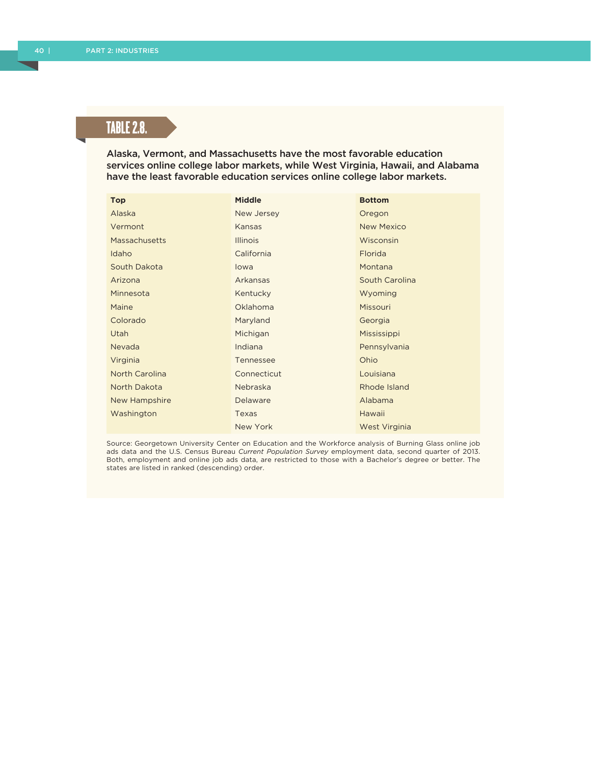## TABLE 2.8.

**Alaska, Vermont, and Massachusetts have the most favorable education services online college labor markets, while West Virginia, Hawaii, and Alabama have the least favorable education services online college labor markets.**

| Top | Middle | Bottom |
|---|---|---|
| Alaska | New Jersey | Oregon |
| Vermont | Kansas | New Mexico |
| Massachusetts | Illinois | Wisconsin |
| Idaho | California | Florida |
| South Dakota | Iowa | Montana |
| Arizona | Arkansas | South Carolina |
| Minnesota | Kentucky | Wyoming |
| Maine | Oklahoma | Missouri |
| Colorado | Maryland | Georgia |
| Utah | Michigan | Mississippi |
| Nevada | Indiana | Pennsylvania |
| Virginia | Tennessee | Ohio |
| North Carolina | Connecticut | Louisiana |
| North Dakota | Nebraska | Rhode Island |
| New Hampshire | Delaware | Alabama |
| Washington | Texas | Hawaii |
| | New York | West Virginia |

Source: Georgetown University Center on Education and the Workforce analysis of Burning Glass online job ads data and the U.S. Census Bureau *Current Population Survey* employment data, second quarter of 2013. Both, employment and online job ads data, are restricted to those with a Bachelor's degree or better. The states are listed in ranked (descending) order.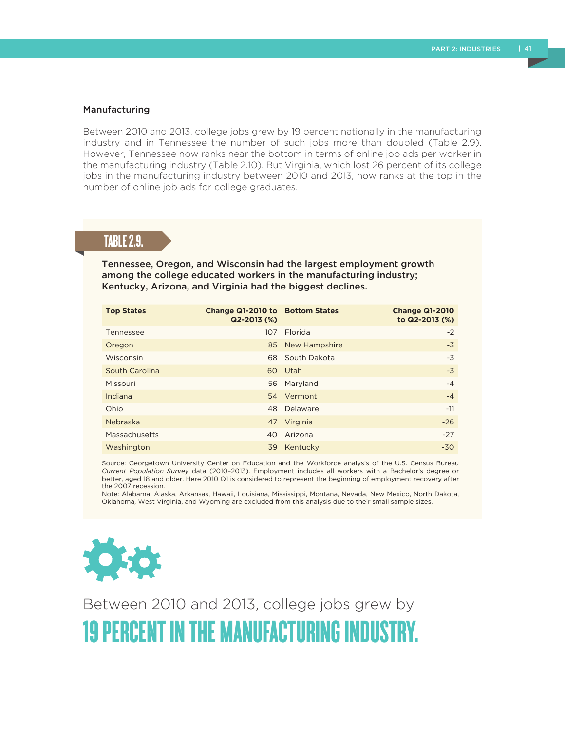## Manufacturing

Between 2010 and 2013, college jobs grew by 19 percent nationally in the manufacturing industry and in Tennessee the number of such jobs more than doubled (Table 2.9). However, Tennessee now ranks near the bottom in terms of online job ads per worker in the manufacturing industry (Table 2.10). But Virginia, which lost 26 percent of its college jobs in the manufacturing industry between 2010 and 2013, now ranks at the top in the number of online job ads for college graduates.

### TABLE 2.9.

**Tennessee, Oregon, and Wisconsin had the largest employment growth among the college educated workers in the manufacturing industry; Kentucky, Arizona, and Virginia had the biggest declines.**

| Top States | Change Q1-2010 to Q2-2013 (%) | Bottom States | Change Q1-2010 to Q2-2013 (%) |
|---|---|---|---|
| Tennessee | 107 | Florida | -2 |
| Oregon | 85 | New Hampshire | -3 |
| Wisconsin | 68 | South Dakota | -3 |
| South Carolina | 60 | Utah | -3 |
| Missouri | 56 | Maryland | -4 |
| Indiana | 54 | Vermont | -4 |
| Ohio | 48 | Delaware | -11 |
| Nebraska | 47 | Virginia | -26 |
| Massachusetts | 40 | Arizona | -27 |
| Washington | 39 | Kentucky | -30 |

Source: Georgetown University Center on Education and the Workforce analysis of the U.S. Census Bureau *Current Population Survey* data (2010–2013). Employment includes all workers with a Bachelor's degree or better, aged 18 and older. Here 2010 Q1 is considered to represent the beginning of employment recovery after the 2007 recession.

Note: Alabama, Alaska, Arkansas, Hawaii, Louisiana, Mississippi, Montana, Nevada, New Mexico, North Dakota, Oklahoma, West Virginia, and Wyoming are excluded from this analysis due to their small sample sizes.

Between 2010 and 2013, college jobs grew by

**19 PERCENT IN THE MANUFACTURING INDUSTRY.**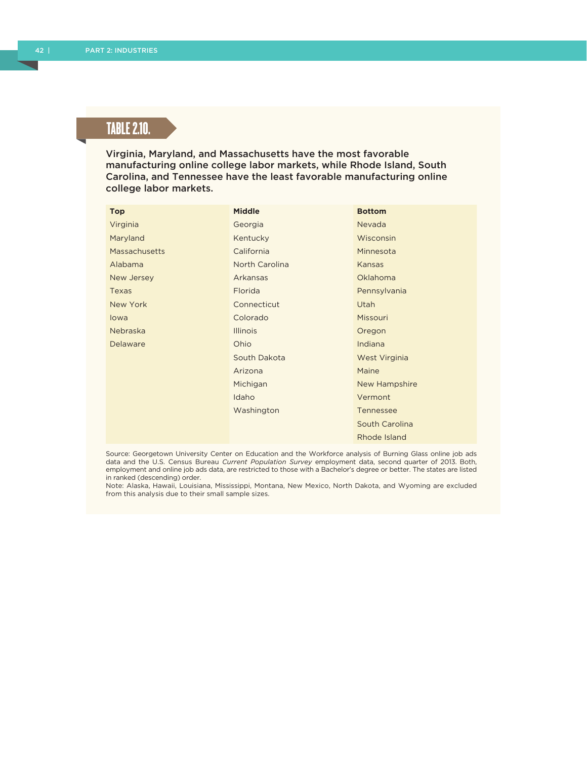## TABLE 2.10.

**Virginia, Maryland, and Massachusetts have the most favorable manufacturing online college labor markets, while Rhode Island, South Carolina, and Tennessee have the least favorable manufacturing online college labor markets.**

| Top | Middle | Bottom |
|---|---|---|
| Virginia | Georgia | Nevada |
| Maryland | Kentucky | Wisconsin |
| Massachusetts | California | Minnesota |
| Alabama | North Carolina | Kansas |
| New Jersey | Arkansas | Oklahoma |
| Texas | Florida | Pennsylvania |
| New York | Connecticut | Utah |
| Iowa | Colorado | Missouri |
| Nebraska | Illinois | Oregon |
| Delaware | Ohio | Indiana |
| | South Dakota | West Virginia |
| | Arizona | Maine |
| | Michigan | New Hampshire |
| | Idaho | Vermont |
| | Washington | Tennessee |
| | | South Carolina |
| | | Rhode Island |

Source: Georgetown University Center on Education and the Workforce analysis of Burning Glass online job ads data and the U.S. Census Bureau *Current Population Survey* employment data, second quarter of 2013. Both, employment and online job ads data, are restricted to those with a Bachelor's degree or better. The states are listed in ranked (descending) order.

Note: Alaska, Hawaii, Louisiana, Mississippi, Montana, New Mexico, North Dakota, and Wyoming are excluded from this analysis due to their small sample sizes.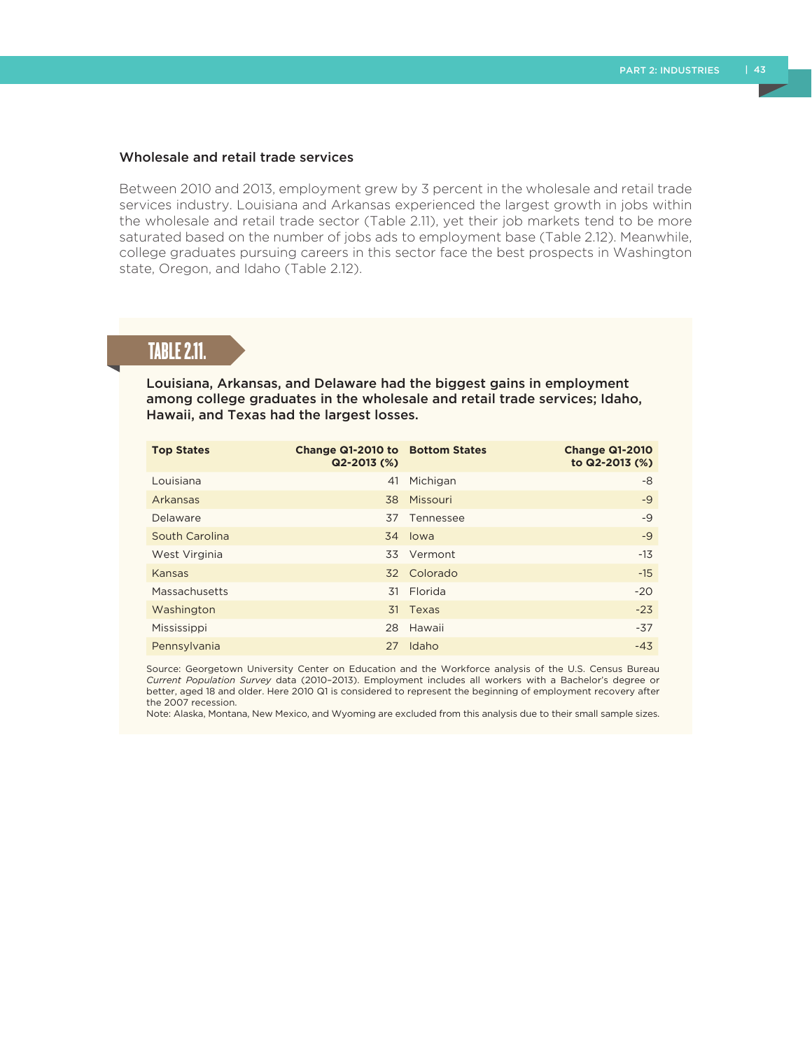### Wholesale and retail trade services

Between 2010 and 2013, employment grew by 3 percent in the wholesale and retail trade services industry. Louisiana and Arkansas experienced the largest growth in jobs within the wholesale and retail trade sector (Table 2.11), yet their job markets tend to be more saturated based on the number of jobs ads to employment base (Table 2.12). Meanwhile, college graduates pursuing careers in this sector face the best prospects in Washington state, Oregon, and Idaho (Table 2.12).

## TABLE 2.11.

**Louisiana, Arkansas, and Delaware had the biggest gains in employment among college graduates in the wholesale and retail trade services; Idaho, Hawaii, and Texas had the largest losses.**

| Top States | Change Q1-2010 to Q2-2013 (%) | Bottom States | Change Q1-2010 to Q2-2013 (%) |
|---|---|---|---|
| Louisiana | 41 | Michigan | -8 |
| Arkansas | 38 | Missouri | -9 |
| Delaware | 37 | Tennessee | -9 |
| South Carolina | 34 | Iowa | -9 |
| West Virginia | 33 | Vermont | -13 |
| Kansas | 32 | Colorado | -15 |
| Massachusetts | 31 | Florida | -20 |
| Washington | 31 | Texas | -23 |
| Mississippi | 28 | Hawaii | -37 |
| Pennsylvania | 27 | Idaho | -43 |

Source: Georgetown University Center on Education and the Workforce analysis of the U.S. Census Bureau *Current Population Survey* data (2010–2013). Employment includes all workers with a Bachelor's degree or better, aged 18 and older. Here 2010 Q1 is considered to represent the beginning of employment recovery after the 2007 recession.

Note: Alaska, Montana, New Mexico, and Wyoming are excluded from this analysis due to their small sample sizes.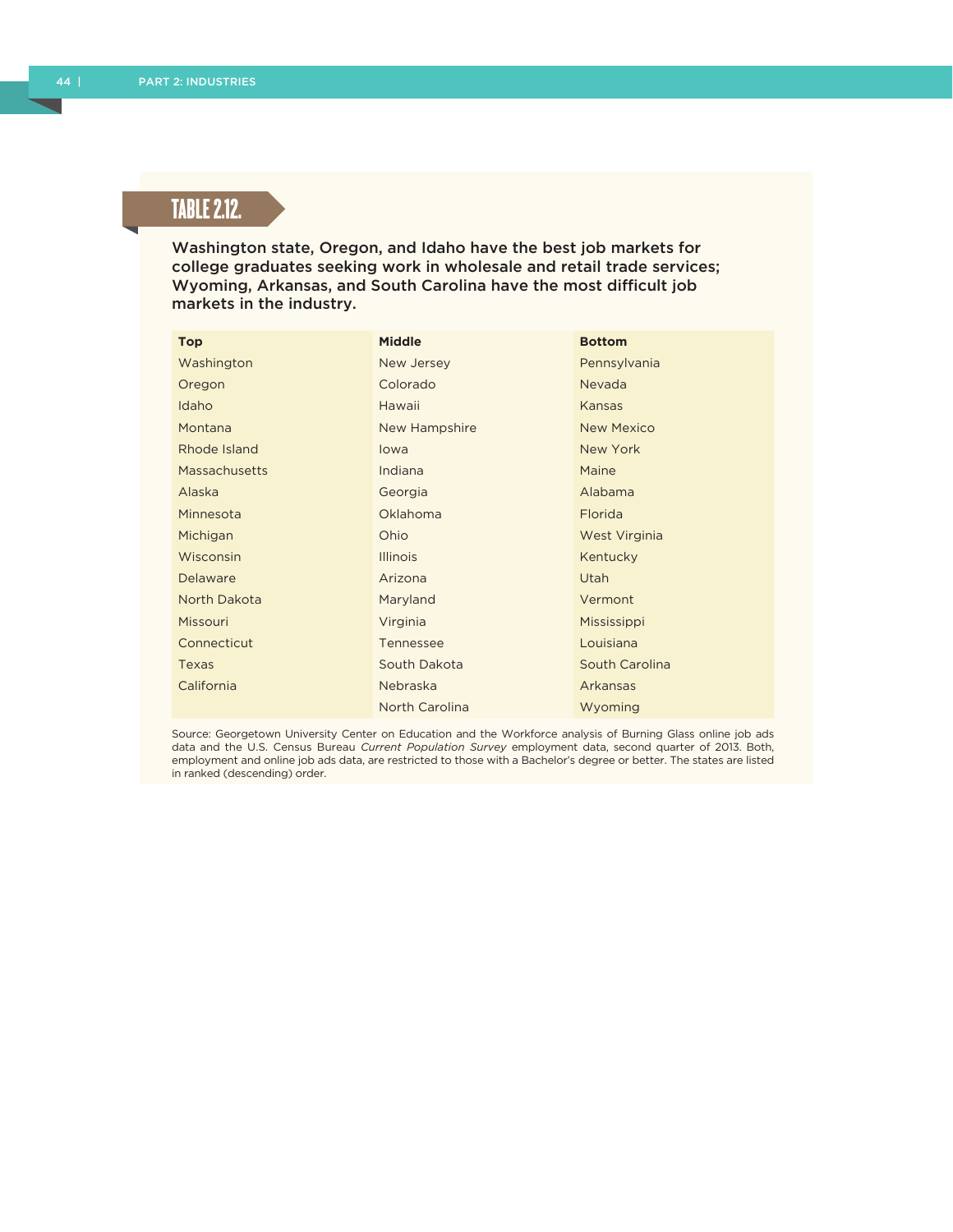## TABLE 2.12.

**Washington state, Oregon, and Idaho have the best job markets for college graduates seeking work in wholesale and retail trade services; Wyoming, Arkansas, and South Carolina have the most difficult job markets in the industry.**

| Top | Middle | Bottom |
|---|---|---|
| Washington | New Jersey | Pennsylvania |
| Oregon | Colorado | Nevada |
| Idaho | Hawaii | Kansas |
| Montana | New Hampshire | New Mexico |
| Rhode Island | Iowa | New York |
| Massachusetts | Indiana | Maine |
| Alaska | Georgia | Alabama |
| Minnesota | Oklahoma | Florida |
| Michigan | Ohio | West Virginia |
| Wisconsin | Illinois | Kentucky |
| Delaware | Arizona | Utah |
| North Dakota | Maryland | Vermont |
| Missouri | Virginia | Mississippi |
| Connecticut | Tennessee | Louisiana |
| Texas | South Dakota | South Carolina |
| California | Nebraska | Arkansas |
| | North Carolina | Wyoming |

Source: Georgetown University Center on Education and the Workforce analysis of Burning Glass online job ads data and the U.S. Census Bureau *Current Population Survey* employment data, second quarter of 2013. Both, employment and online job ads data, are restricted to those with a Bachelor's degree or better. The states are listed in ranked (descending) order.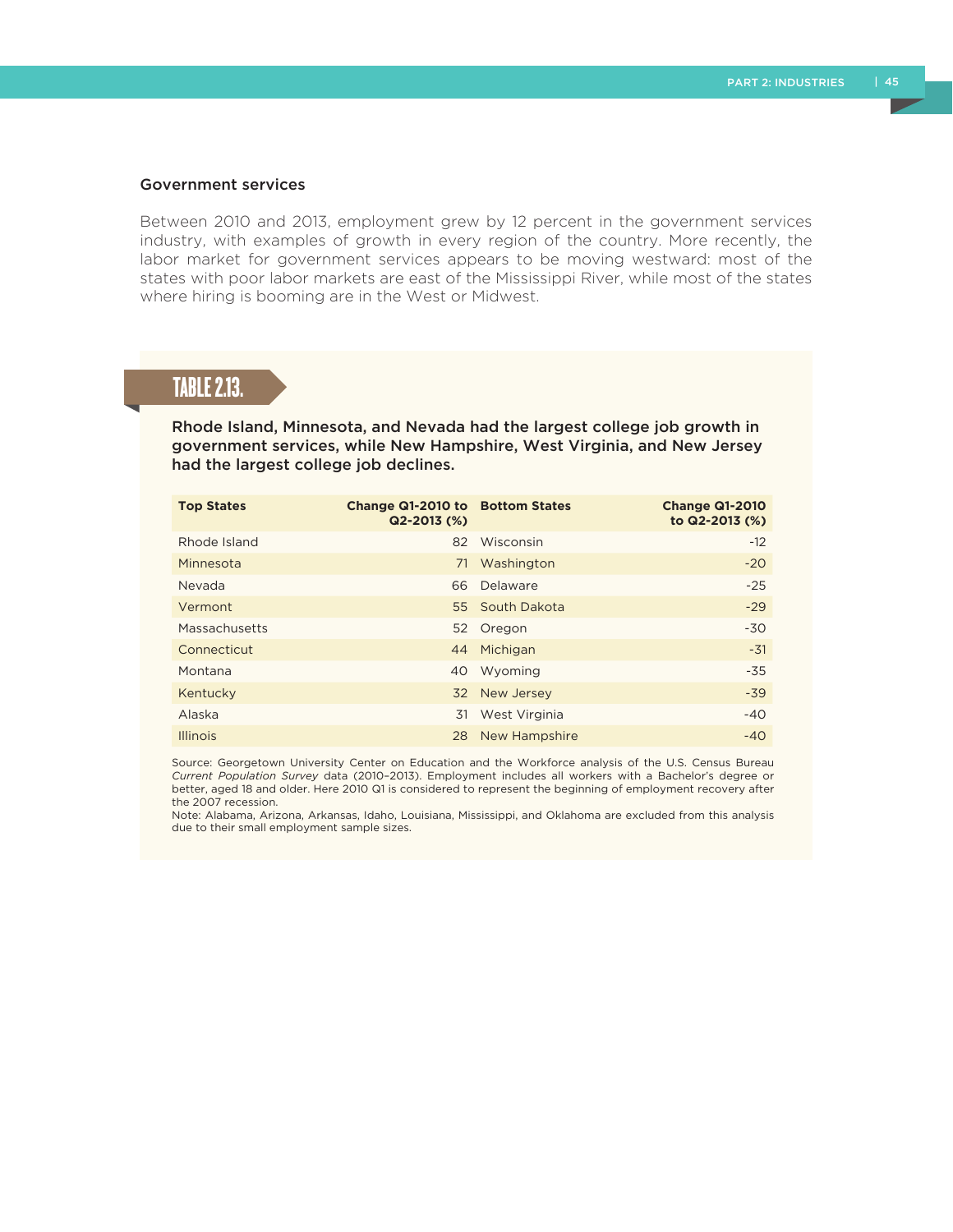### Government services

Between 2010 and 2013, employment grew by 12 percent in the government services industry, with examples of growth in every region of the country. More recently, the labor market for government services appears to be moving westward: most of the states with poor labor markets are east of the Mississippi River, while most of the states where hiring is booming are in the West or Midwest.

## TABLE 2.13.

**Rhode Island, Minnesota, and Nevada had the largest college job growth in government services, while New Hampshire, West Virginia, and New Jersey had the largest college job declines.**

| Top States | Change Q1-2010 to Q2-2013 (%) | Bottom States | Change Q1-2010 to Q2-2013 (%) |
|---|---|---|---|
| Rhode Island | 82 | Wisconsin | -12 |
| Minnesota | 71 | Washington | -20 |
| Nevada | 66 | Delaware | -25 |
| Vermont | 55 | South Dakota | -29 |
| Massachusetts | 52 | Oregon | -30 |
| Connecticut | 44 | Michigan | -31 |
| Montana | 40 | Wyoming | -35 |
| Kentucky | 32 | New Jersey | -39 |
| Alaska | 31 | West Virginia | -40 |
| Illinois | 28 | New Hampshire | -40 |

Source: Georgetown University Center on Education and the Workforce analysis of the U.S. Census Bureau *Current Population Survey* data (2010–2013). Employment includes all workers with a Bachelor's degree or better, aged 18 and older. Here 2010 Q1 is considered to represent the beginning of employment recovery after the 2007 recession.

Note: Alabama, Arizona, Arkansas, Idaho, Louisiana, Mississippi, and Oklahoma are excluded from this analysis due to their small employment sample sizes.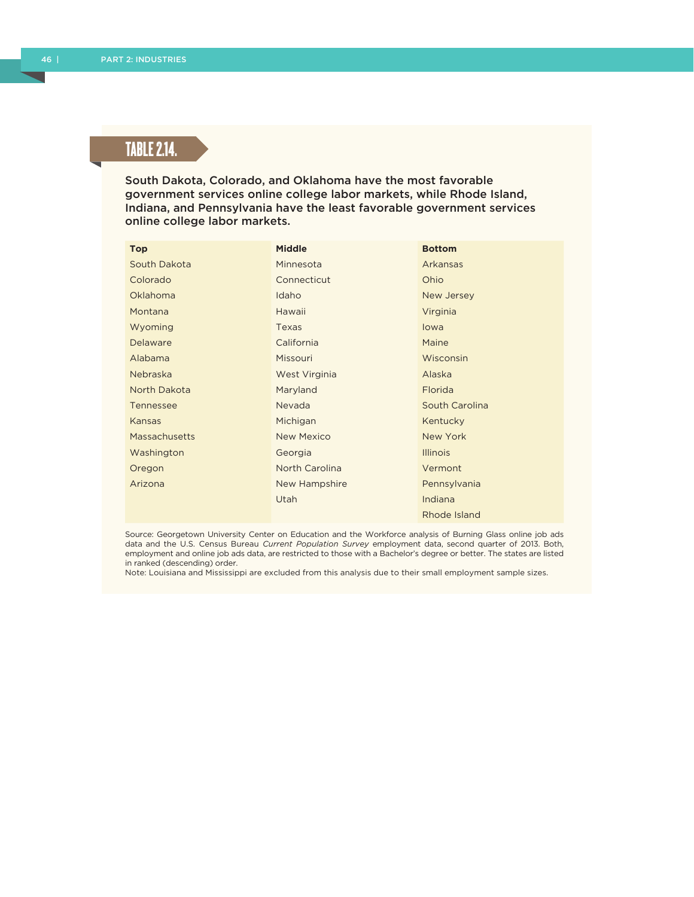## TABLE 2.14.

**South Dakota, Colorado, and Oklahoma have the most favorable government services online college labor markets, while Rhode Island, Indiana, and Pennsylvania have the least favorable government services online college labor markets.**

| Top | Middle | Bottom |
|---|---|---|
| South Dakota | Minnesota | Arkansas |
| Colorado | Connecticut | Ohio |
| Oklahoma | Idaho | New Jersey |
| Montana | Hawaii | Virginia |
| Wyoming | Texas | Iowa |
| Delaware | California | Maine |
| Alabama | Missouri | Wisconsin |
| Nebraska | West Virginia | Alaska |
| North Dakota | Maryland | Florida |
| Tennessee | Nevada | South Carolina |
| Kansas | Michigan | Kentucky |
| Massachusetts | New Mexico | New York |
| Washington | Georgia | Illinois |
| Oregon | North Carolina | Vermont |
| Arizona | New Hampshire | Pennsylvania |
| | Utah | Indiana |
| | | Rhode Island |

Source: Georgetown University Center on Education and the Workforce analysis of Burning Glass online job ads data and the U.S. Census Bureau *Current Population Survey* employment data, second quarter of 2013. Both, employment and online job ads data, are restricted to those with a Bachelor's degree or better. The states are listed in ranked (descending) order.

Note: Louisiana and Mississippi are excluded from this analysis due to their small employment sample sizes.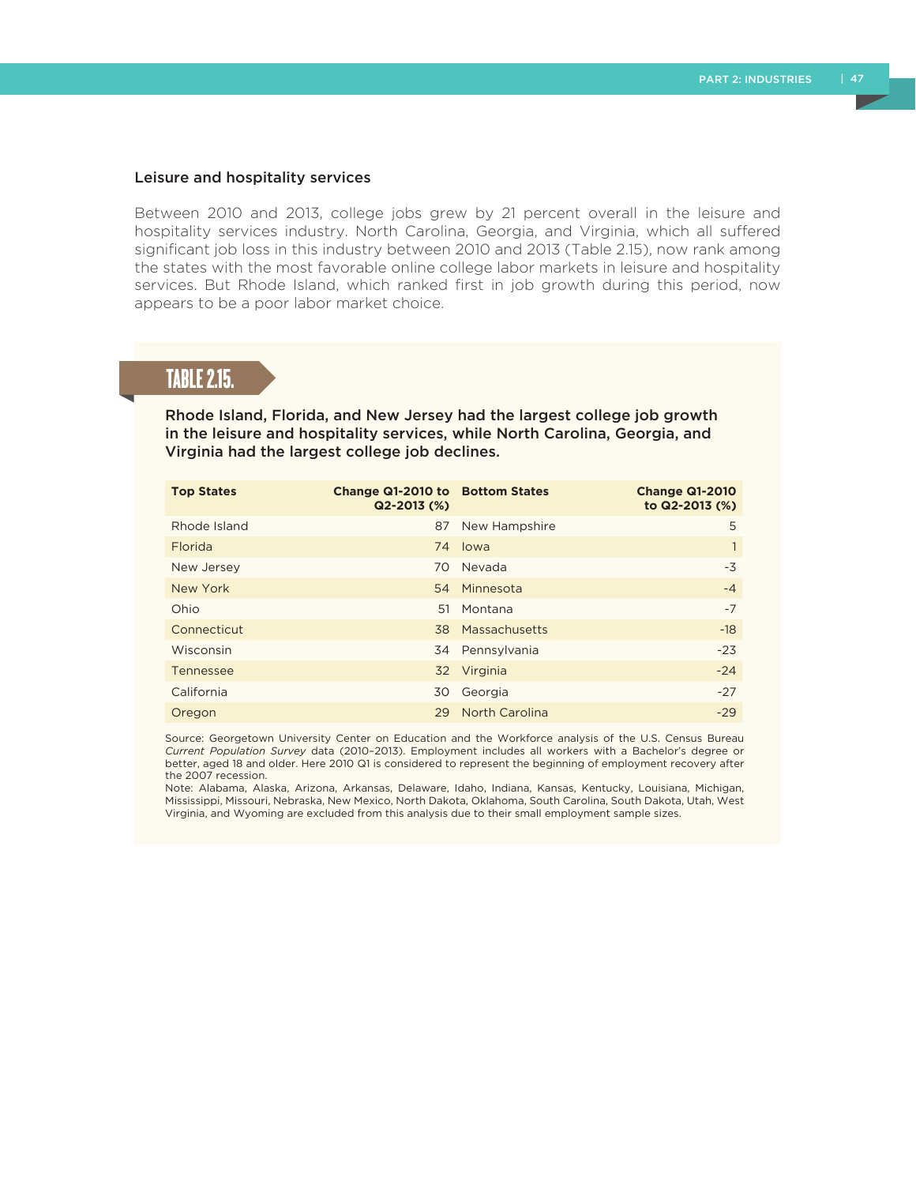### Leisure and hospitality services

Between 2010 and 2013, college jobs grew by 21 percent overall in the leisure and hospitality services industry. North Carolina, Georgia, and Virginia, which all suffered significant job loss in this industry between 2010 and 2013 (Table 2.15), now rank among the states with the most favorable online college labor markets in leisure and hospitality services. But Rhode Island, which ranked first in job growth during this period, now appears to be a poor labor market choice.

**TABLE 2.15.**

**Rhode Island, Florida, and New Jersey had the largest college job growth in the leisure and hospitality services, while North Carolina, Georgia, and Virginia had the largest college job declines.**

| Top States | Change Q1-2010 to Q2-2013 (%) | Bottom States | Change Q1-2010 to Q2-2013 (%) |
|---|---|---|---|
| Rhode Island | 87 | New Hampshire | 5 |
| Florida | 74 | Iowa | 1 |
| New Jersey | 70 | Nevada | -3 |
| New York | 54 | Minnesota | -4 |
| Ohio | 51 | Montana | -7 |
| Connecticut | 38 | Massachusetts | -18 |
| Wisconsin | 34 | Pennsylvania | -23 |
| Tennessee | 32 | Virginia | -24 |
| California | 30 | Georgia | -27 |
| Oregon | 29 | North Carolina | -29 |

Source: Georgetown University Center on Education and the Workforce analysis of the U.S. Census Bureau *Current Population Survey* data (2010–2013). Employment includes all workers with a Bachelor's degree or better, aged 18 and older. Here 2010 Q1 is considered to represent the beginning of employment recovery after the 2007 recession.

Note: Alabama, Alaska, Arizona, Arkansas, Delaware, Idaho, Indiana, Kansas, Kentucky, Louisiana, Michigan, Mississippi, Missouri, Nebraska, New Mexico, North Dakota, Oklahoma, South Carolina, South Dakota, Utah, West Virginia, and Wyoming are excluded from this analysis due to their small employment sample sizes.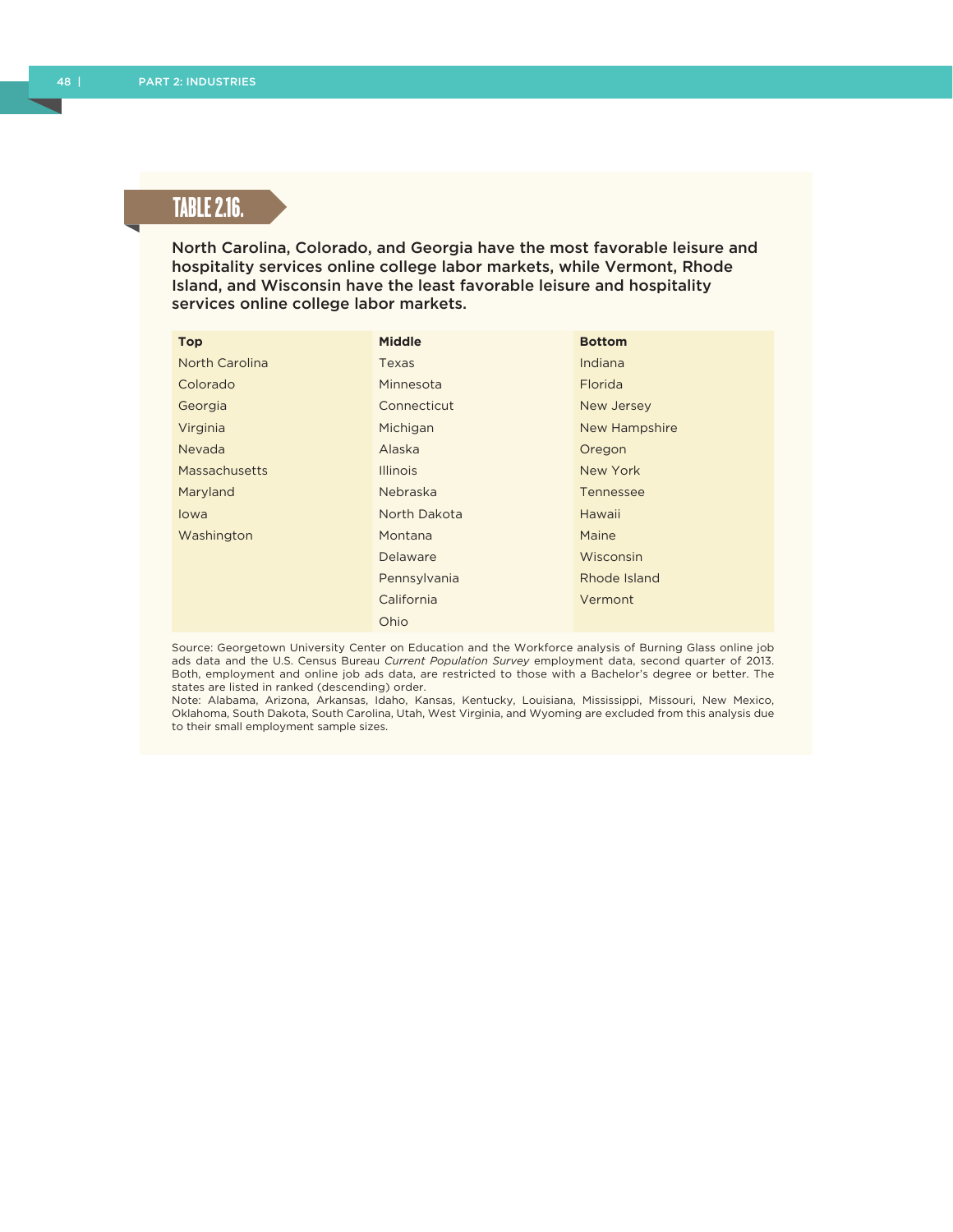## TABLE 2.16.

**North Carolina, Colorado, and Georgia have the most favorable leisure and hospitality services online college labor markets, while Vermont, Rhode Island, and Wisconsin have the least favorable leisure and hospitality services online college labor markets.**

| Top | Middle | Bottom |
|---|---|---|
| North Carolina | Texas | Indiana |
| Colorado | Minnesota | Florida |
| Georgia | Connecticut | New Jersey |
| Virginia | Michigan | New Hampshire |
| Nevada | Alaska | Oregon |
| Massachusetts | Illinois | New York |
| Maryland | Nebraska | Tennessee |
| Iowa | North Dakota | Hawaii |
| Washington | Montana | Maine |
| | Delaware | Wisconsin |
| | Pennsylvania | Rhode Island |
| | California | Vermont |
| | Ohio | |

Source: Georgetown University Center on Education and the Workforce analysis of Burning Glass online job ads data and the U.S. Census Bureau *Current Population Survey* employment data, second quarter of 2013. Both, employment and online job ads data, are restricted to those with a Bachelor's degree or better. The states are listed in ranked (descending) order.

Note: Alabama, Arizona, Arkansas, Idaho, Kansas, Kentucky, Louisiana, Mississippi, Missouri, New Mexico, Oklahoma, South Dakota, South Carolina, Utah, West Virginia, and Wyoming are excluded from this analysis due to their small employment sample sizes.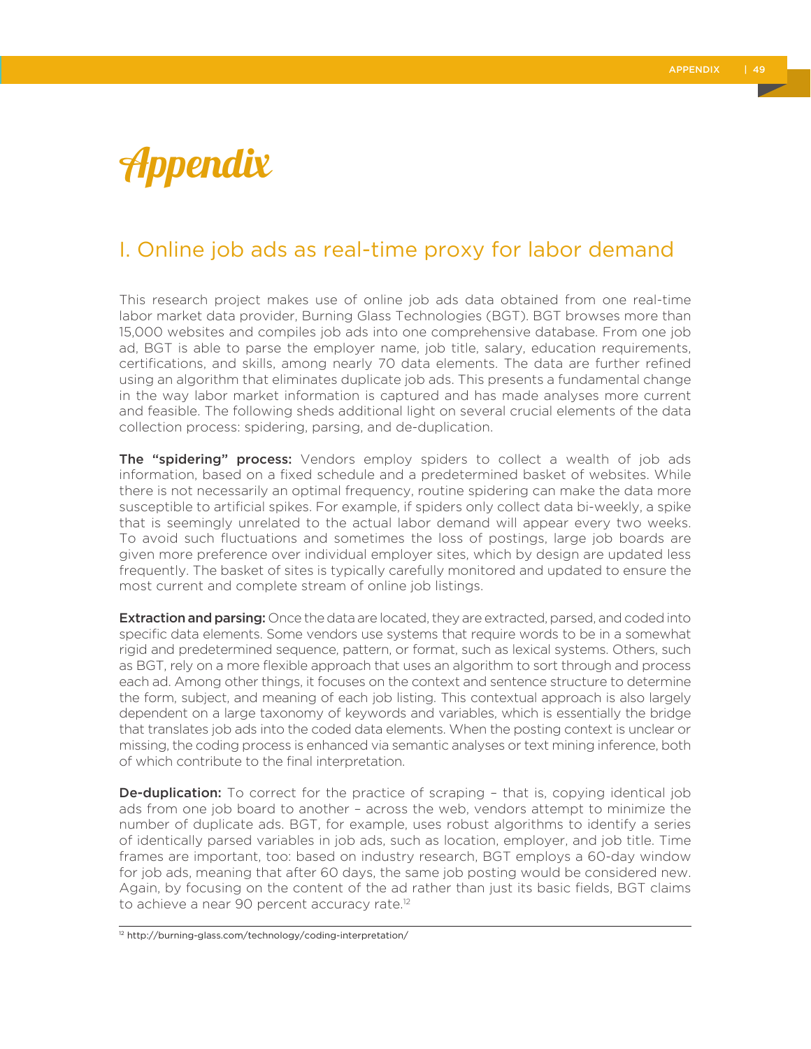# Appendix

## I. Online job ads as real-time proxy for labor demand

This research project makes use of online job ads data obtained from one real-time labor market data provider, Burning Glass Technologies (BGT). BGT browses more than 15,000 websites and compiles job ads into one comprehensive database. From one job ad, BGT is able to parse the employer name, job title, salary, education requirements, certifications, and skills, among nearly 70 data elements. The data are further refined using an algorithm that eliminates duplicate job ads. This presents a fundamental change in the way labor market information is captured and has made analyses more current and feasible. The following sheds additional light on several crucial elements of the data collection process: spidering, parsing, and de-duplication.

**The "spidering" process:** Vendors employ spiders to collect a wealth of job ads information, based on a fixed schedule and a predetermined basket of websites. While there is not necessarily an optimal frequency, routine spidering can make the data more susceptible to artificial spikes. For example, if spiders only collect data bi-weekly, a spike that is seemingly unrelated to the actual labor demand will appear every two weeks. To avoid such fluctuations and sometimes the loss of postings, large job boards are given more preference over individual employer sites, which by design are updated less frequently. The basket of sites is typically carefully monitored and updated to ensure the most current and complete stream of online job listings.

**Extraction and parsing:** Once the data are located, they are extracted, parsed, and coded into specific data elements. Some vendors use systems that require words to be in a somewhat rigid and predetermined sequence, pattern, or format, such as lexical systems. Others, such as BGT, rely on a more flexible approach that uses an algorithm to sort through and process each ad. Among other things, it focuses on the context and sentence structure to determine the form, subject, and meaning of each job listing. This contextual approach is also largely dependent on a large taxonomy of keywords and variables, which is essentially the bridge that translates job ads into the coded data elements. When the posting context is unclear or missing, the coding process is enhanced via semantic analyses or text mining inference, both of which contribute to the final interpretation.

**De-duplication:** To correct for the practice of scraping – that is, copying identical job ads from one job board to another – across the web, vendors attempt to minimize the number of duplicate ads. BGT, for example, uses robust algorithms to identify a series of identically parsed variables in job ads, such as location, employer, and job title. Time frames are important, too: based on industry research, BGT employs a 60-day window for job ads, meaning that after 60 days, the same job posting would be considered new. Again, by focusing on the content of the ad rather than just its basic fields, BGT claims to achieve a near 90 percent accuracy rate.[12]

---

[12] http://burning-glass.com/technology/coding-interpretation/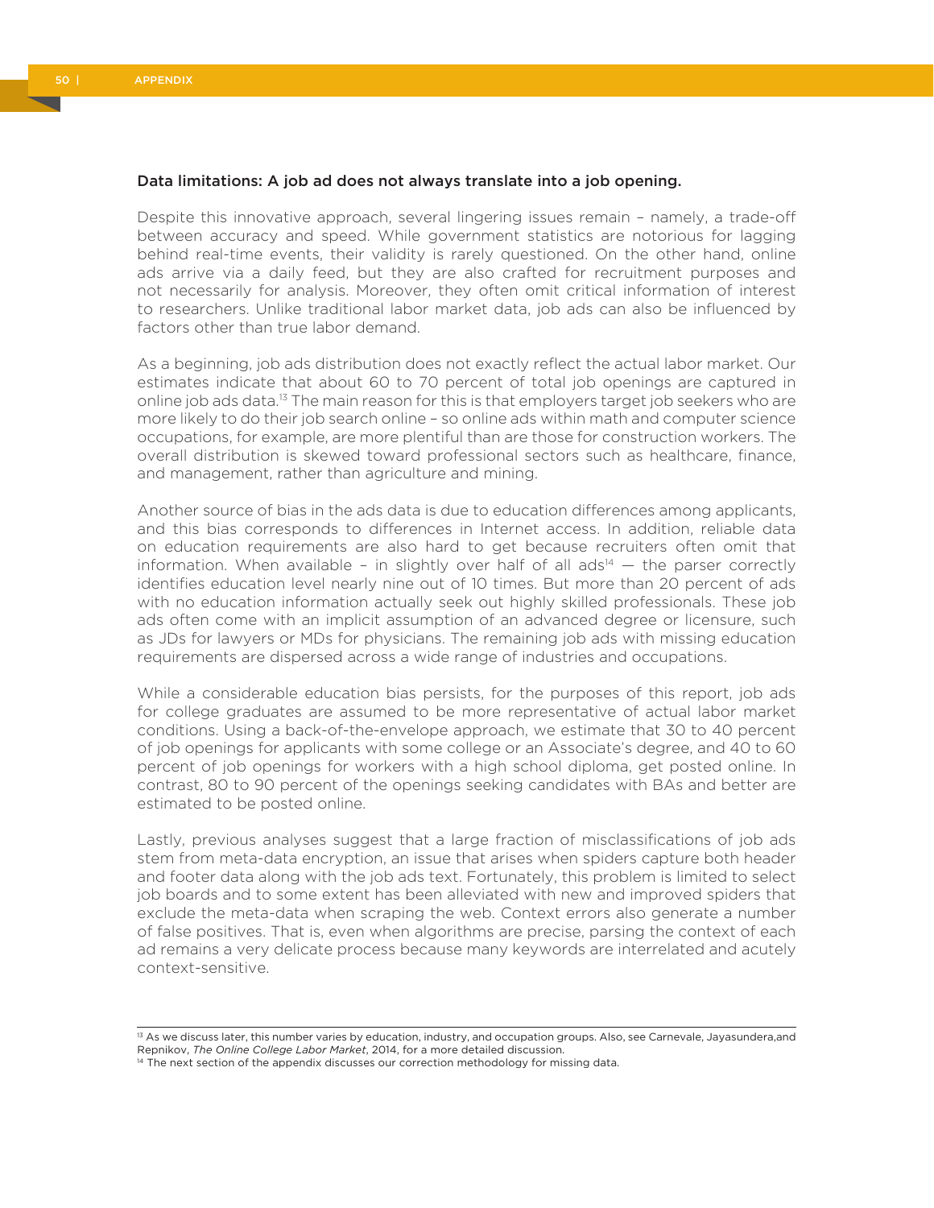### Data limitations: A job ad does not always translate into a job opening.

Despite this innovative approach, several lingering issues remain – namely, a trade-off between accuracy and speed. While government statistics are notorious for lagging behind real-time events, their validity is rarely questioned. On the other hand, online ads arrive via a daily feed, but they are also crafted for recruitment purposes and not necessarily for analysis. Moreover, they often omit critical information of interest to researchers. Unlike traditional labor market data, job ads can also be influenced by factors other than true labor demand.

As a beginning, job ads distribution does not exactly reflect the actual labor market. Our estimates indicate that about 60 to 70 percent of total job openings are captured in online job ads data.[13] The main reason for this is that employers target job seekers who are more likely to do their job search online – so online ads within math and computer science occupations, for example, are more plentiful than are those for construction workers. The overall distribution is skewed toward professional sectors such as healthcare, finance, and management, rather than agriculture and mining.

Another source of bias in the ads data is due to education differences among applicants, and this bias corresponds to differences in Internet access. In addition, reliable data on education requirements are also hard to get because recruiters often omit that information. When available – in slightly over half of all ads[14] — the parser correctly identifies education level nearly nine out of 10 times. But more than 20 percent of ads with no education information actually seek out highly skilled professionals. These job ads often come with an implicit assumption of an advanced degree or licensure, such as JDs for lawyers or MDs for physicians. The remaining job ads with missing education requirements are dispersed across a wide range of industries and occupations.

While a considerable education bias persists, for the purposes of this report, job ads for college graduates are assumed to be more representative of actual labor market conditions. Using a back-of-the-envelope approach, we estimate that 30 to 40 percent of job openings for applicants with some college or an Associate's degree, and 40 to 60 percent of job openings for workers with a high school diploma, get posted online. In contrast, 80 to 90 percent of the openings seeking candidates with BAs and better are estimated to be posted online.

Lastly, previous analyses suggest that a large fraction of misclassifications of job ads stem from meta-data encryption, an issue that arises when spiders capture both header and footer data along with the job ads text. Fortunately, this problem is limited to select job boards and to some extent has been alleviated with new and improved spiders that exclude the meta-data when scraping the web. Context errors also generate a number of false positives. That is, even when algorithms are precise, parsing the context of each ad remains a very delicate process because many keywords are interrelated and acutely context-sensitive.

---

[13] As we discuss later, this number varies by education, industry, and occupation groups. Also, see Carnevale, Jayasundera,and Repnikov, *The Online College Labor Market*, 2014, for a more detailed discussion.

[14] The next section of the appendix discusses our correction methodology for missing data.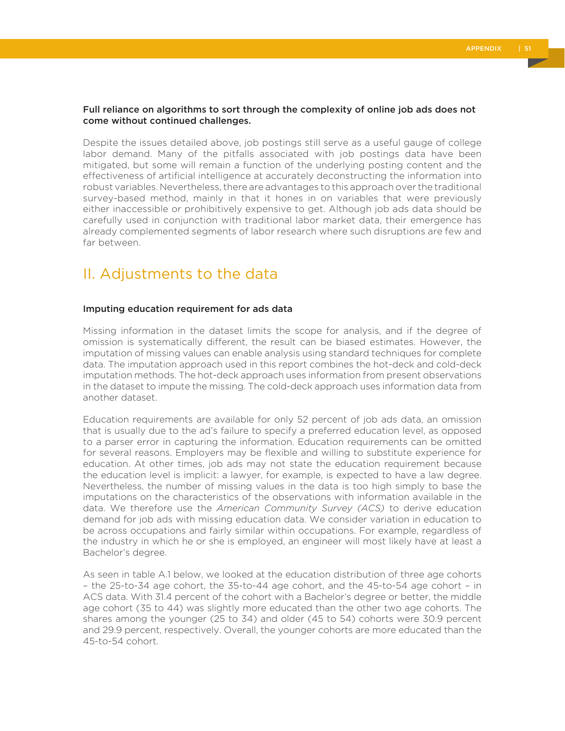**Full reliance on algorithms to sort through the complexity of online job ads does not come without continued challenges.**

Despite the issues detailed above, job postings still serve as a useful gauge of college labor demand. Many of the pitfalls associated with job postings data have been mitigated, but some will remain a function of the underlying posting content and the effectiveness of artificial intelligence at accurately deconstructing the information into robust variables. Nevertheless, there are advantages to this approach over the traditional survey-based method, mainly in that it hones in on variables that were previously either inaccessible or prohibitively expensive to get. Although job ads data should be carefully used in conjunction with traditional labor market data, their emergence has already complemented segments of labor research where such disruptions are few and far between.

## II. Adjustments to the data

### Imputing education requirement for ads data

Missing information in the dataset limits the scope for analysis, and if the degree of omission is systematically different, the result can be biased estimates. However, the imputation of missing values can enable analysis using standard techniques for complete data. The imputation approach used in this report combines the hot-deck and cold-deck imputation methods. The hot-deck approach uses information from present observations in the dataset to impute the missing. The cold-deck approach uses information data from another dataset.

Education requirements are available for only 52 percent of job ads data, an omission that is usually due to the ad's failure to specify a preferred education level, as opposed to a parser error in capturing the information. Education requirements can be omitted for several reasons. Employers may be flexible and willing to substitute experience for education. At other times, job ads may not state the education requirement because the education level is implicit: a lawyer, for example, is expected to have a law degree. Nevertheless, the number of missing values in the data is too high simply to base the imputations on the characteristics of the observations with information available in the data. We therefore use the *American Community Survey (ACS)* to derive education demand for job ads with missing education data. We consider variation in education to be across occupations and fairly similar within occupations. For example, regardless of the industry in which he or she is employed, an engineer will most likely have at least a Bachelor's degree.

As seen in table A.1 below, we looked at the education distribution of three age cohorts – the 25-to-34 age cohort, the 35-to-44 age cohort, and the 45-to-54 age cohort – in ACS data. With 31.4 percent of the cohort with a Bachelor's degree or better, the middle age cohort (35 to 44) was slightly more educated than the other two age cohorts. The shares among the younger (25 to 34) and older (45 to 54) cohorts were 30.9 percent and 29.9 percent, respectively. Overall, the younger cohorts are more educated than the 45-to-54 cohort.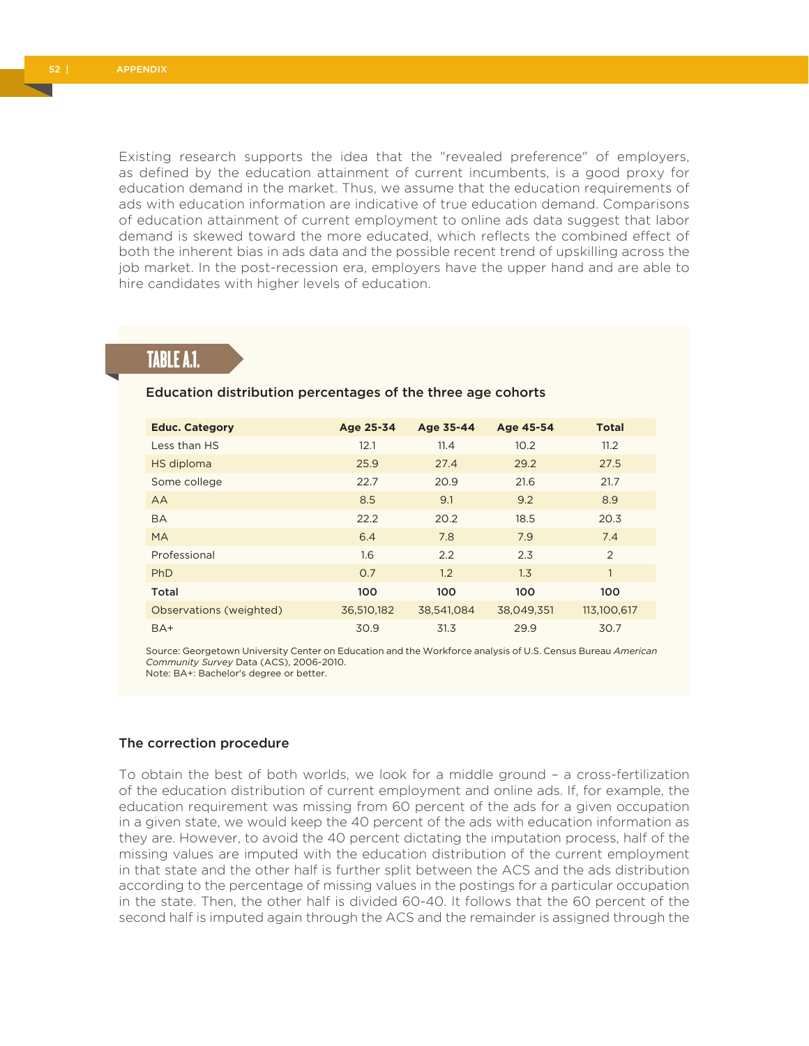Existing research supports the idea that the "revealed preference" of employers, as defined by the education attainment of current incumbents, is a good proxy for education demand in the market. Thus, we assume that the education requirements of ads with education information are indicative of true education demand. Comparisons of education attainment of current employment to online ads data suggest that labor demand is skewed toward the more educated, which reflects the combined effect of both the inherent bias in ads data and the possible recent trend of upskilling across the job market. In the post-recession era, employers have the upper hand and are able to hire candidates with higher levels of education.

## TABLE A.1.

**Education distribution percentages of the three age cohorts**

| Educ. Category | Age 25-34 | Age 35-44 | Age 45-54 | Total |
|---|---|---|---|---|
| Less than HS | 12.1 | 11.4 | 10.2 | 11.2 |
| HS diploma | 25.9 | 27.4 | 29.2 | 27.5 |
| Some college | 22.7 | 20.9 | 21.6 | 21.7 |
| AA | 8.5 | 9.1 | 9.2 | 8.9 |
| BA | 22.2 | 20.2 | 18.5 | 20.3 |
| MA | 6.4 | 7.8 | 7.9 | 7.4 |
| Professional | 1.6 | 2.2 | 2.3 | 2 |
| PhD | 0.7 | 1.2 | 1.3 | 1 |
| **Total** | **100** | **100** | **100** | **100** |
| Observations (weighted) | 36,510,182 | 38,541,084 | 38,049,351 | 113,100,617 |
| BA+ | 30.9 | 31.3 | 29.9 | 30.7 |

Source: Georgetown University Center on Education and the Workforce analysis of U.S. Census Bureau *American Community Survey* Data (ACS), 2006-2010.
Note: BA+: Bachelor's degree or better.

### The correction procedure

To obtain the best of both worlds, we look for a middle ground – a cross-fertilization of the education distribution of current employment and online ads. If, for example, the education requirement was missing from 60 percent of the ads for a given occupation in a given state, we would keep the 40 percent of the ads with education information as they are. However, to avoid the 40 percent dictating the imputation process, half of the missing values are imputed with the education distribution of the current employment in that state and the other half is further split between the ACS and the ads distribution according to the percentage of missing values in the postings for a particular occupation in the state. Then, the other half is divided 60-40. It follows that the 60 percent of the second half is imputed again through the ACS and the remainder is assigned through the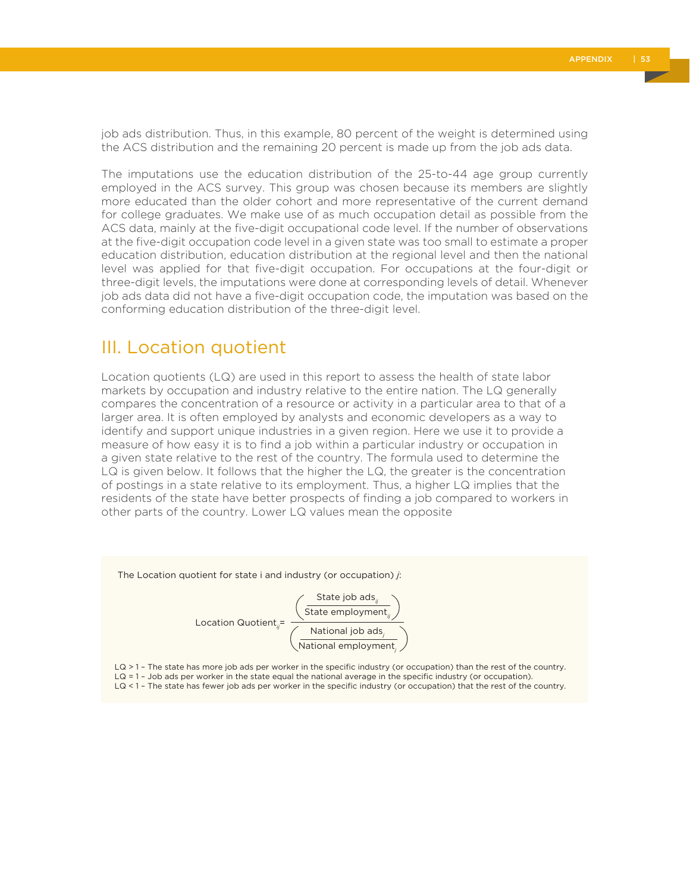job ads distribution. Thus, in this example, 80 percent of the weight is determined using the ACS distribution and the remaining 20 percent is made up from the job ads data.

The imputations use the education distribution of the 25-to-44 age group currently employed in the ACS survey. This group was chosen because its members are slightly more educated than the older cohort and more representative of the current demand for college graduates. We make use of as much occupation detail as possible from the ACS data, mainly at the five-digit occupational code level. If the number of observations at the five-digit occupation code level in a given state was too small to estimate a proper education distribution, education distribution at the regional level and then the national level was applied for that five-digit occupation. For occupations at the four-digit or three-digit levels, the imputations were done at corresponding levels of detail. Whenever job ads data did not have a five-digit occupation code, the imputation was based on the conforming education distribution of the three-digit level.

## III. Location quotient

Location quotients (LQ) are used in this report to assess the health of state labor markets by occupation and industry relative to the entire nation. The LQ generally compares the concentration of a resource or activity in a particular area to that of a larger area. It is often employed by analysts and economic developers as a way to identify and support unique industries in a given region. Here we use it to provide a measure of how easy it is to find a job within a particular industry or occupation in a given state relative to the rest of the country. The formula used to determine the LQ is given below. It follows that the higher the LQ, the greater is the concentration of postings in a state relative to its employment. Thus, a higher LQ implies that the residents of the state have better prospects of finding a job compared to workers in other parts of the country. Lower LQ values mean the opposite

The Location quotient for state i and industry (or occupation) *j*:

$$\text{Location Quotient}_{ij} = \frac{\left(\dfrac{\text{State job ads}_{ij}}{\text{State employment}_{ij}}\right)}{\left(\dfrac{\text{National job ads}_{j}}{\text{National employment}_{j}}\right)}$$

LQ > 1 – The state has more job ads per worker in the specific industry (or occupation) than the rest of the country.
LQ = 1 – Job ads per worker in the state equal the national average in the specific industry (or occupation).
LQ < 1 – The state has fewer job ads per worker in the specific industry (or occupation) that the rest of the country.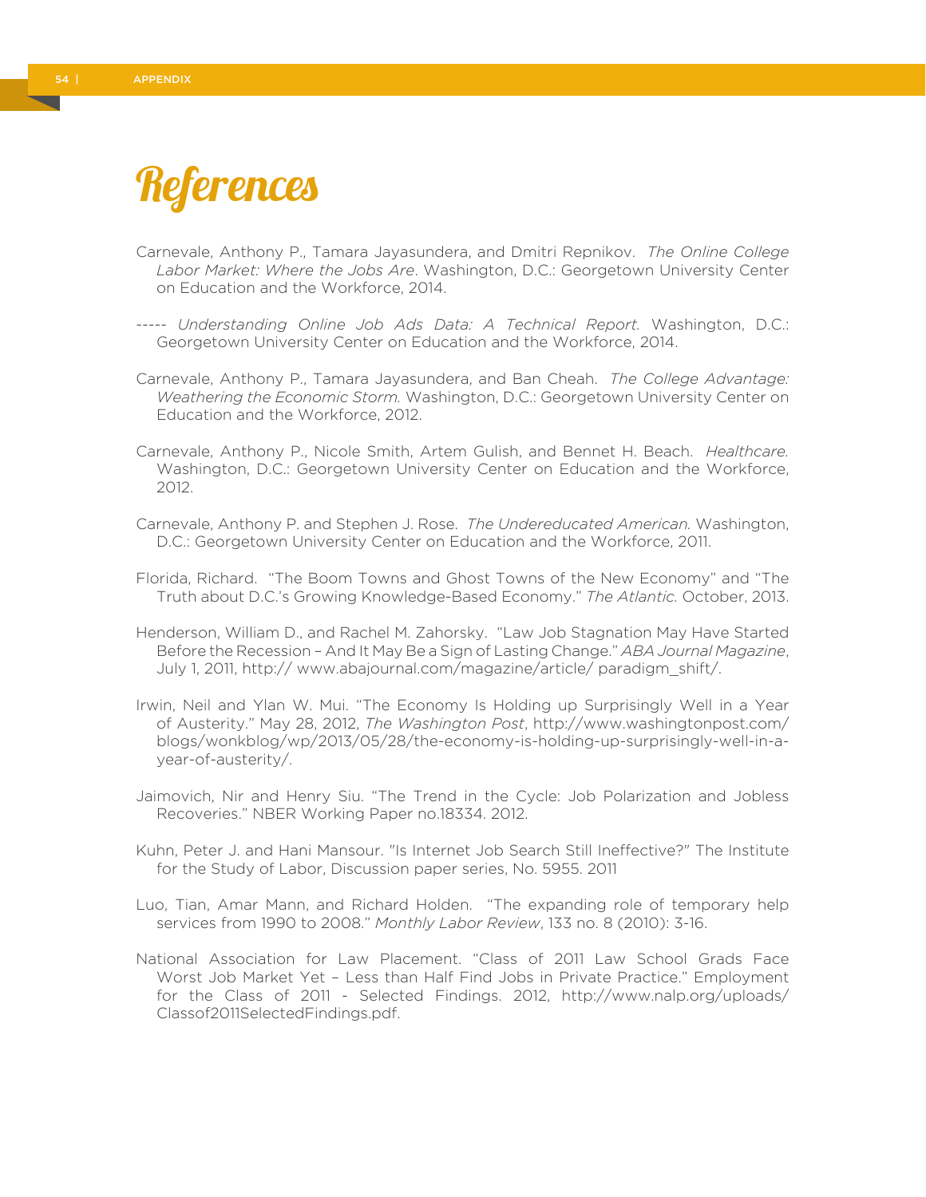# References

Carnevale, Anthony P., Tamara Jayasundera, and Dmitri Repnikov. *The Online College Labor Market: Where the Jobs Are*. Washington, D.C.: Georgetown University Center on Education and the Workforce, 2014.

----- *Understanding Online Job Ads Data: A Technical Report.* Washington, D.C.: Georgetown University Center on Education and the Workforce, 2014.

Carnevale, Anthony P., Tamara Jayasundera, and Ban Cheah. *The College Advantage: Weathering the Economic Storm.* Washington, D.C.: Georgetown University Center on Education and the Workforce, 2012.

Carnevale, Anthony P., Nicole Smith, Artem Gulish, and Bennet H. Beach. *Healthcare.* Washington, D.C.: Georgetown University Center on Education and the Workforce, 2012.

Carnevale, Anthony P. and Stephen J. Rose. *The Undereducated American.* Washington, D.C.: Georgetown University Center on Education and the Workforce, 2011.

Florida, Richard. "The Boom Towns and Ghost Towns of the New Economy" and "The Truth about D.C.'s Growing Knowledge-Based Economy." *The Atlantic.* October, 2013.

Henderson, William D., and Rachel M. Zahorsky. "Law Job Stagnation May Have Started Before the Recession – And It May Be a Sign of Lasting Change." *ABA Journal Magazine*, July 1, 2011, http:// www.abajournal.com/magazine/article/ paradigm_shift/.

Irwin, Neil and Ylan W. Mui. "The Economy Is Holding up Surprisingly Well in a Year of Austerity." May 28, 2012, *The Washington Post*, http://www.washingtonpost.com/blogs/wonkblog/wp/2013/05/28/the-economy-is-holding-up-surprisingly-well-in-a-year-of-austerity/.

Jaimovich, Nir and Henry Siu. "The Trend in the Cycle: Job Polarization and Jobless Recoveries." NBER Working Paper no.18334. 2012.

Kuhn, Peter J. and Hani Mansour. "Is Internet Job Search Still Ineffective?" The Institute for the Study of Labor, Discussion paper series, No. 5955. 2011

Luo, Tian, Amar Mann, and Richard Holden. "The expanding role of temporary help services from 1990 to 2008." *Monthly Labor Review*, 133 no. 8 (2010): 3-16.

National Association for Law Placement. "Class of 2011 Law School Grads Face Worst Job Market Yet – Less than Half Find Jobs in Private Practice." Employment for the Class of 2011 - Selected Findings. 2012, http://www.nalp.org/uploads/Classof2011SelectedFindings.pdf.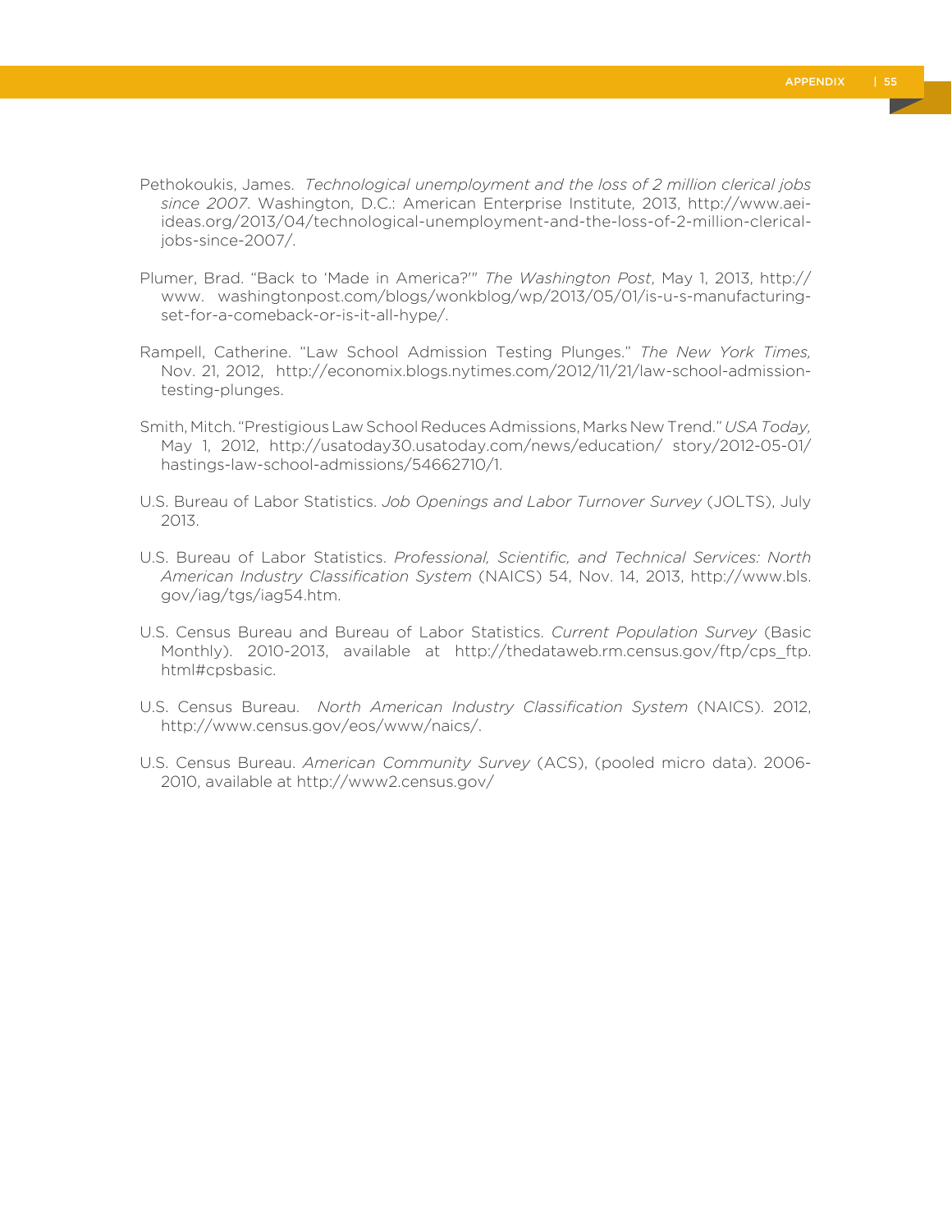Pethokoukis, James. *Technological unemployment and the loss of 2 million clerical jobs since 2007*. Washington, D.C.: American Enterprise Institute, 2013, http://www.aei-ideas.org/2013/04/technological-unemployment-and-the-loss-of-2-million-clerical-jobs-since-2007/.

Plumer, Brad. "Back to 'Made in America?'" *The Washington Post*, May 1, 2013, http://www. washingtonpost.com/blogs/wonkblog/wp/2013/05/01/is-u-s-manufacturing-set-for-a-comeback-or-is-it-all-hype/.

Rampell, Catherine. "Law School Admission Testing Plunges." *The New York Times,* Nov. 21, 2012, http://economix.blogs.nytimes.com/2012/11/21/law-school-admission-testing-plunges.

Smith, Mitch. "Prestigious Law School Reduces Admissions, Marks New Trend." *USA Today,* May 1, 2012, http://usatoday30.usatoday.com/news/education/ story/2012-05-01/ hastings-law-school-admissions/54662710/1.

U.S. Bureau of Labor Statistics. *Job Openings and Labor Turnover Survey* (JOLTS), July 2013.

U.S. Bureau of Labor Statistics. *Professional, Scientific, and Technical Services: North American Industry Classification System* (NAICS) 54, Nov. 14, 2013, http://www.bls.gov/iag/tgs/iag54.htm.

U.S. Census Bureau and Bureau of Labor Statistics. *Current Population Survey* (Basic Monthly). 2010-2013, available at http://thedataweb.rm.census.gov/ftp/cps_ftp.html#cpsbasic.

U.S. Census Bureau. *North American Industry Classification System* (NAICS). 2012, http://www.census.gov/eos/www/naics/.

U.S. Census Bureau. *American Community Survey* (ACS), (pooled micro data). 2006-2010, available at http://www2.census.gov/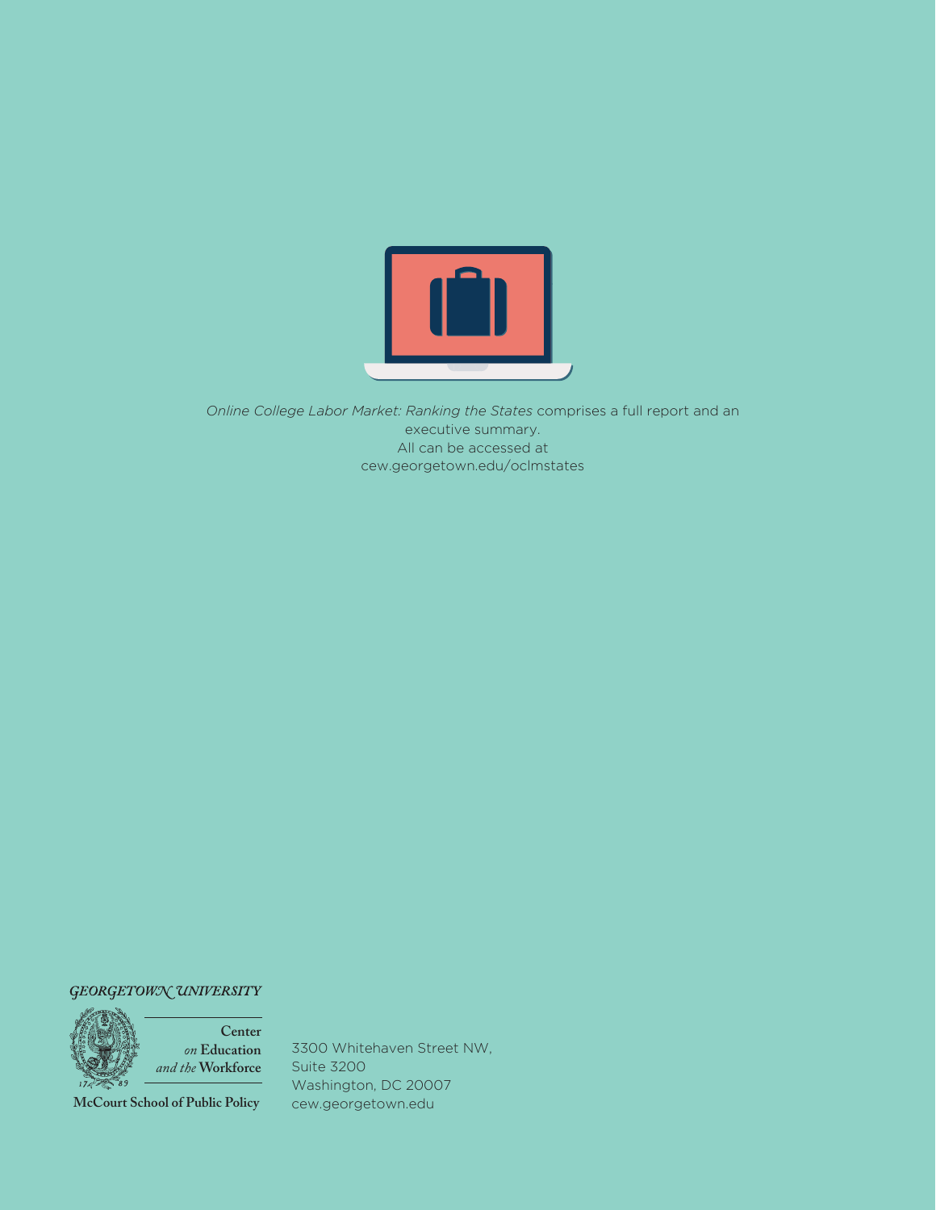*Online College Labor Market: Ranking the States* comprises a full report and an executive summary.
All can be accessed at
cew.georgetown.edu/oclmstates

GEORGETOWN UNIVERSITY

Center
*on* Education
*and the* Workforce

McCourt School of Public Policy

3300 Whitehaven Street NW,
Suite 3200
Washington, DC 20007
cew.georgetown.edu